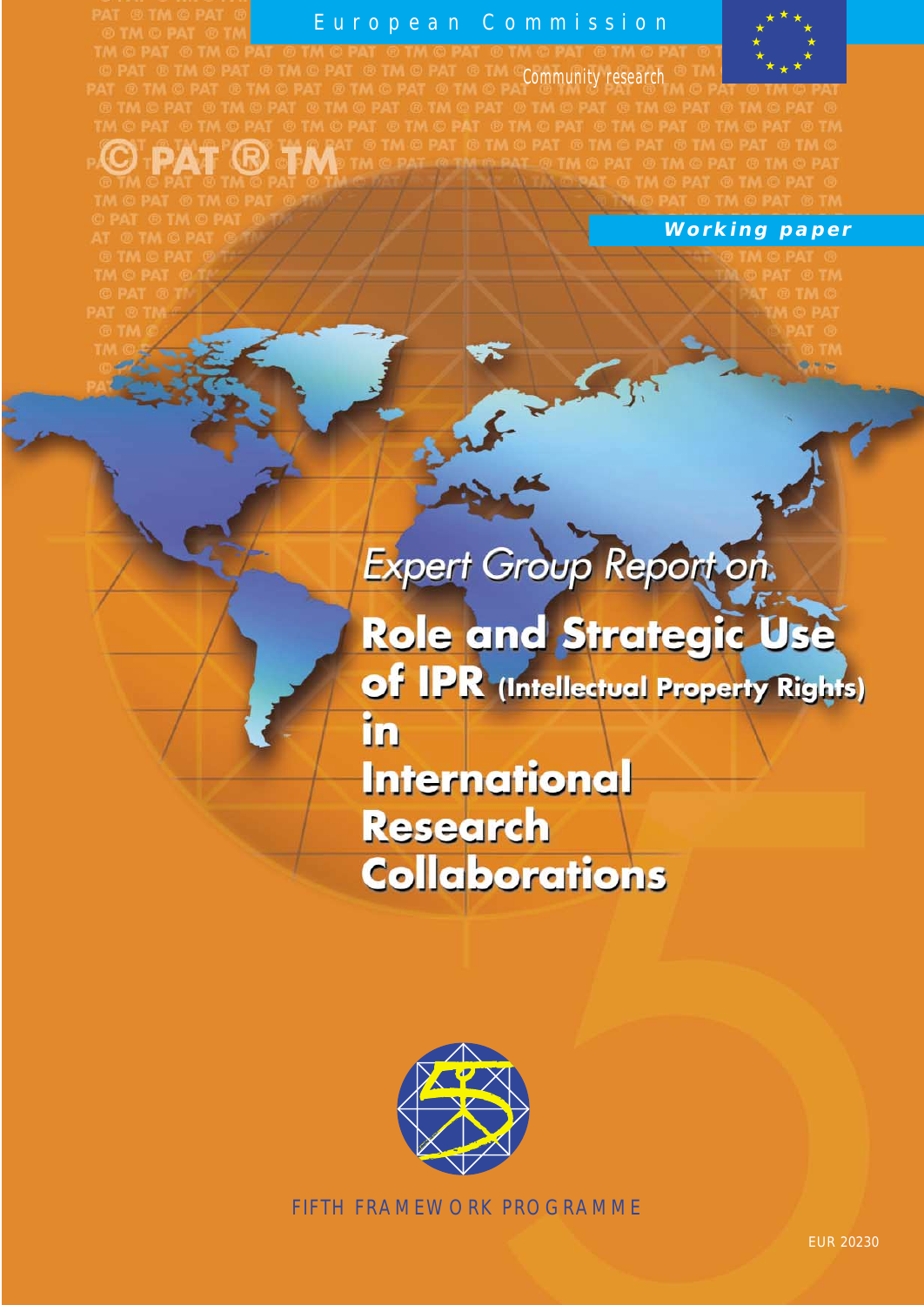European Commission

Community research

Working paper

Expert Group Report on

# Role and Strategic Use of IPR (Intellectual Property Rights) in International Research Collaborations

FIFTH FRAMEWORK PROGRAMME

EUR 20230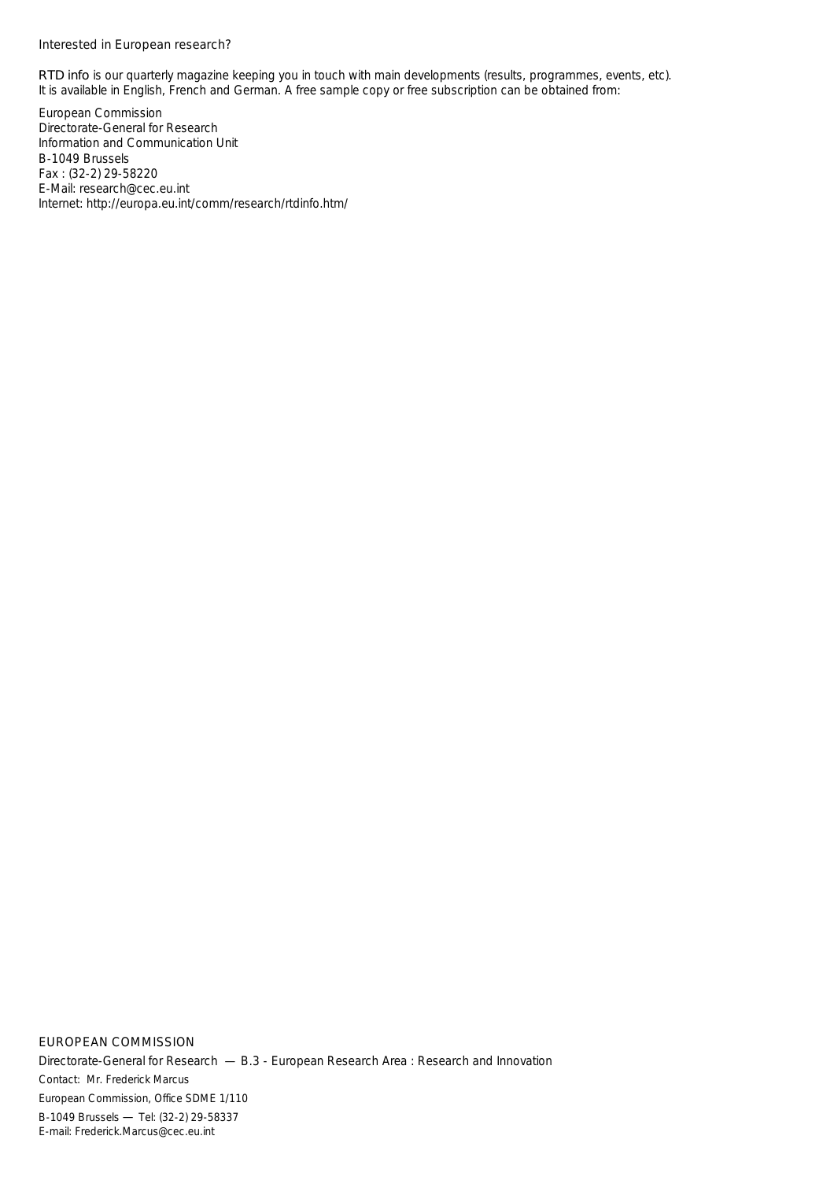Interested in European research?

RTD info is our quarterly magazine keeping you in touch with main developments (results, programmes, events, etc). It is available in English, French and German. A free sample copy or free subscription can be obtained from:

European Commission
Directorate-General for Research
Information and Communication Unit
B-1049 Brussels
Fax : (32-2) 29-58220
E-Mail: research@cec.eu.int
Internet: http://europa.eu.int/comm/research/rtdinfo.htm/

EUROPEAN COMMISSION

Directorate-General for Research — B.3 - European Research Area : Research and Innovation

Contact: Mr. Frederick Marcus

European Commission, Office SDME 1/110

B-1049 Brussels — Tel: (32-2) 29-58337
E-mail: Frederick.Marcus@cec.eu.int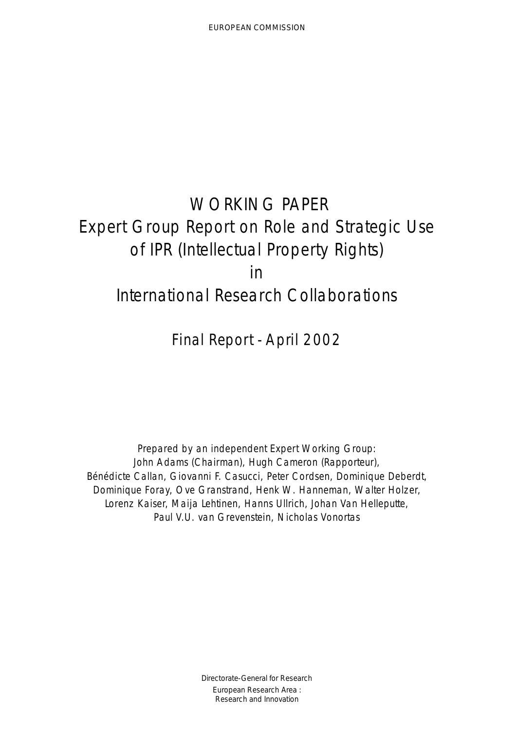EUROPEAN COMMISSION

# WORKING PAPER
# Expert Group Report on Role and Strategic Use of IPR (Intellectual Property Rights) in International Research Collaborations

## Final Report - April 2002

Prepared by an independent Expert Working Group:
John Adams (Chairman), Hugh Cameron (Rapporteur),
Bénédicte Callan, Giovanni F. Casucci, Peter Cordsen, Dominique Deberdt,
Dominique Foray, Ove Granstrand, Henk W. Hanneman, Walter Holzer,
Lorenz Kaiser, Maija Lehtinen, Hanns Ullrich, Johan Van Helleputte,
Paul V.U. van Grevenstein, Nicholas Vonortas

Directorate-General for Research
European Research Area :
Research and Innovation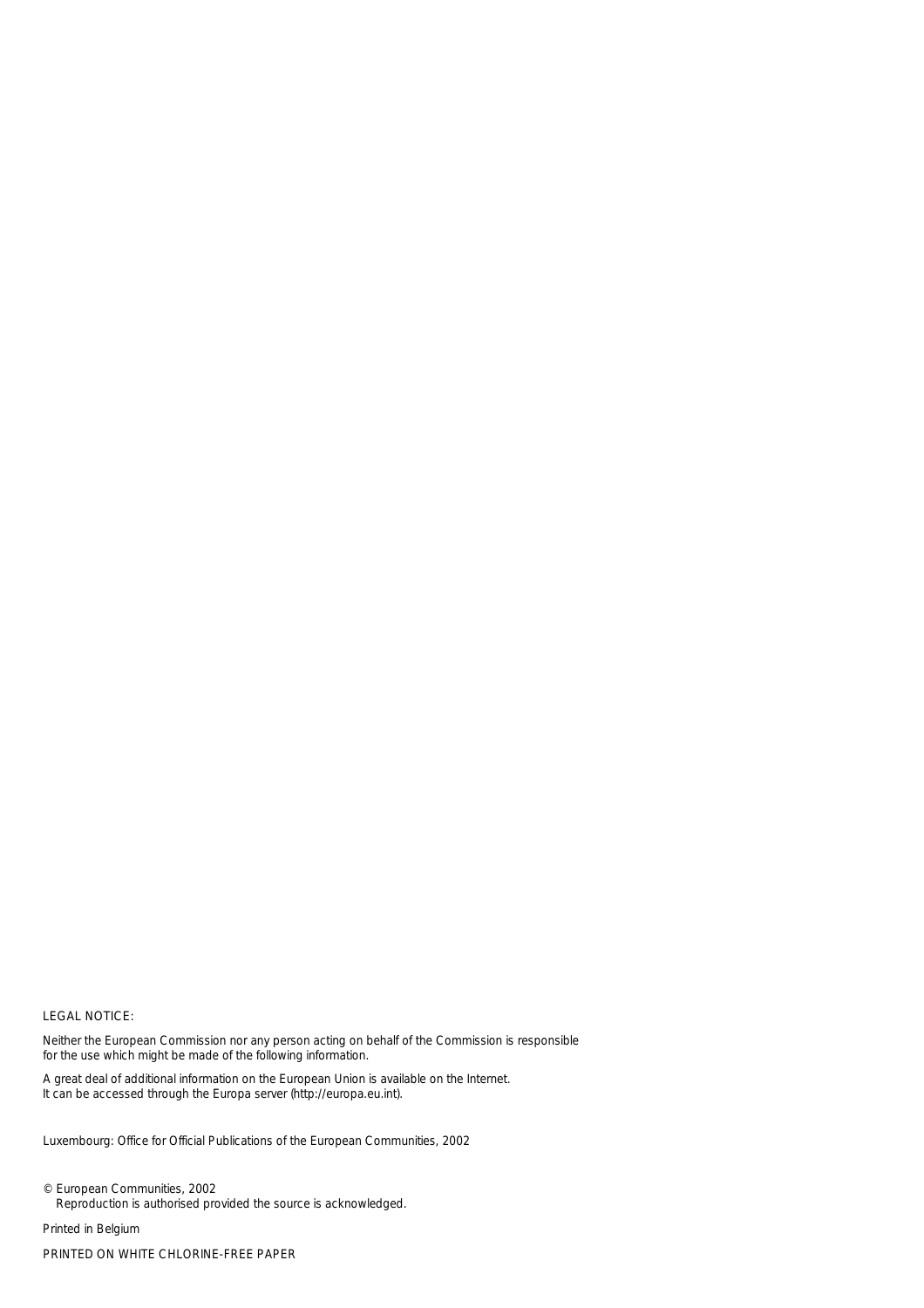LEGAL NOTICE:

Neither the European Commission nor any person acting on behalf of the Commission is responsible for the use which might be made of the following information.

A great deal of additional information on the European Union is available on the Internet. It can be accessed through the Europa server (http://europa.eu.int).

Luxembourg: Office for Official Publications of the European Communities, 2002

© European Communities, 2002
Reproduction is authorised provided the source is acknowledged.

Printed in Belgium

PRINTED ON WHITE CHLORINE-FREE PAPER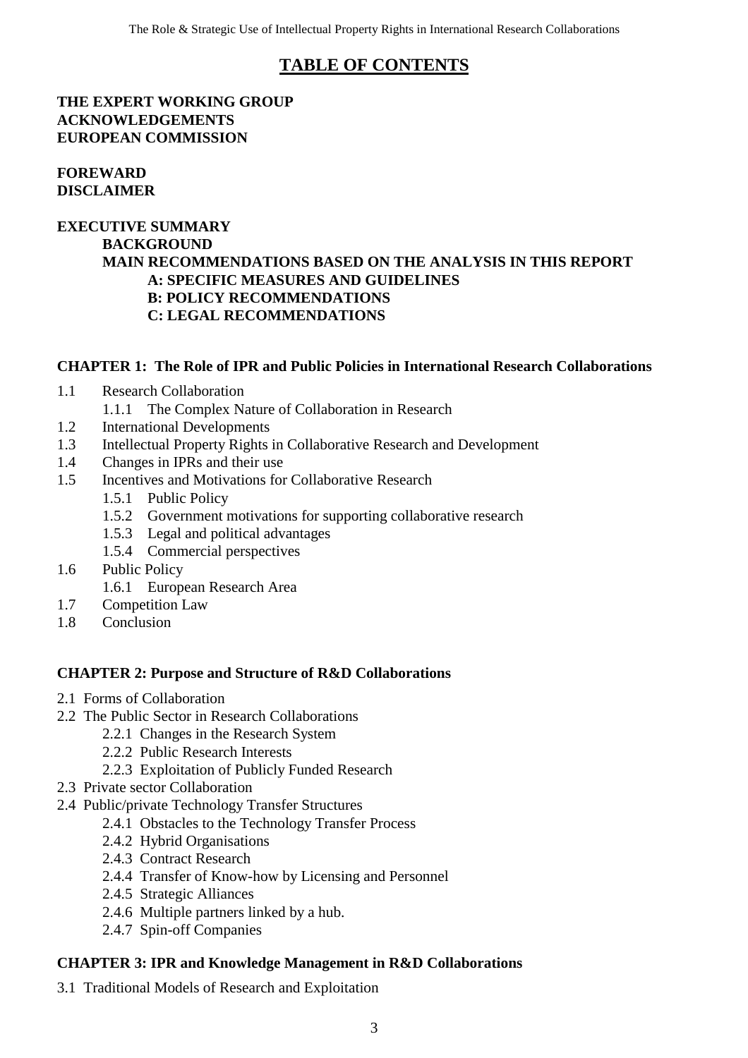# TABLE OF CONTENTS

**THE EXPERT WORKING GROUP**
**ACKNOWLEDGEMENTS**
**EUROPEAN COMMISSION**

**FOREWARD**
**DISCLAIMER**

**EXECUTIVE SUMMARY**
- **BACKGROUND**
- **MAIN RECOMMENDATIONS BASED ON THE ANALYSIS IN THIS REPORT**
  - **A: SPECIFIC MEASURES AND GUIDELINES**
  - **B: POLICY RECOMMENDATIONS**
  - **C: LEGAL RECOMMENDATIONS**

**CHAPTER 1: The Role of IPR and Public Policies in International Research Collaborations**

- 1.1 Research Collaboration
  - 1.1.1 The Complex Nature of Collaboration in Research
- 1.2 International Developments
- 1.3 Intellectual Property Rights in Collaborative Research and Development
- 1.4 Changes in IPRs and their use
- 1.5 Incentives and Motivations for Collaborative Research
  - 1.5.1 Public Policy
  - 1.5.2 Government motivations for supporting collaborative research
  - 1.5.3 Legal and political advantages
  - 1.5.4 Commercial perspectives
- 1.6 Public Policy
  - 1.6.1 European Research Area
- 1.7 Competition Law
- 1.8 Conclusion

**CHAPTER 2: Purpose and Structure of R&D Collaborations**

- 2.1 Forms of Collaboration
- 2.2 The Public Sector in Research Collaborations
  - 2.2.1 Changes in the Research System
  - 2.2.2 Public Research Interests
  - 2.2.3 Exploitation of Publicly Funded Research
- 2.3 Private sector Collaboration
- 2.4 Public/private Technology Transfer Structures
  - 2.4.1 Obstacles to the Technology Transfer Process
  - 2.4.2 Hybrid Organisations
  - 2.4.3 Contract Research
  - 2.4.4 Transfer of Know-how by Licensing and Personnel
  - 2.4.5 Strategic Alliances
  - 2.4.6 Multiple partners linked by a hub.
  - 2.4.7 Spin-off Companies

**CHAPTER 3: IPR and Knowledge Management in R&D Collaborations**

- 3.1 Traditional Models of Research and Exploitation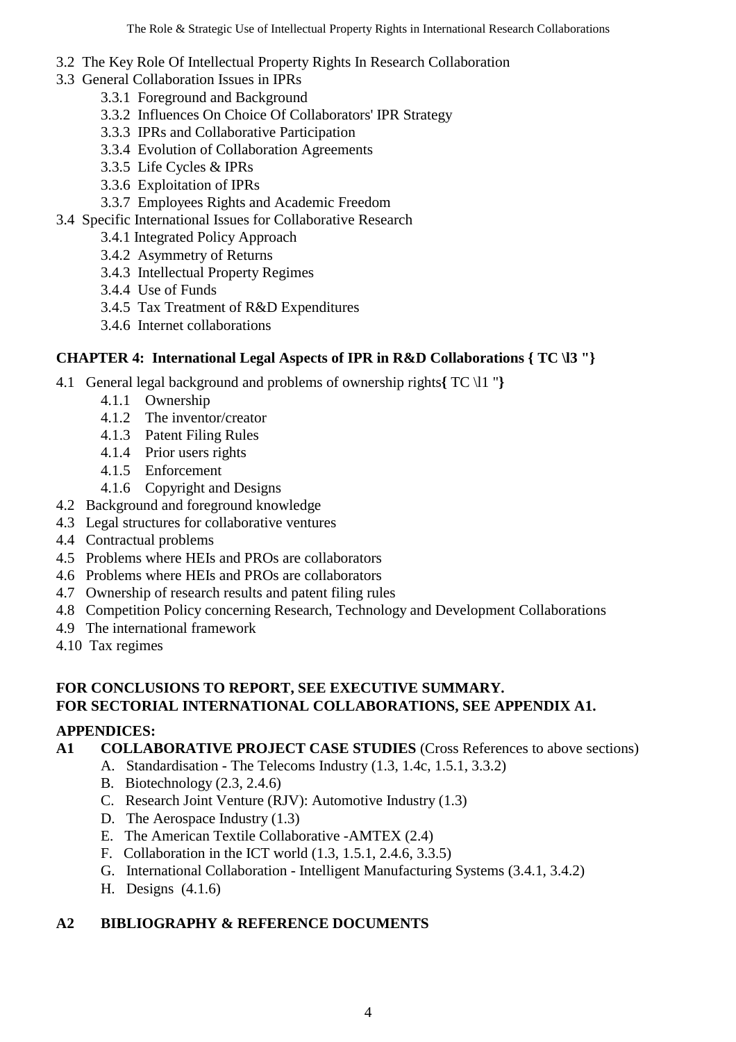- 3.2 The Key Role Of Intellectual Property Rights In Research Collaboration
- 3.3 General Collaboration Issues in IPRs
  - 3.3.1 Foreground and Background
  - 3.3.2 Influences On Choice Of Collaborators' IPR Strategy
  - 3.3.3 IPRs and Collaborative Participation
  - 3.3.4 Evolution of Collaboration Agreements
  - 3.3.5 Life Cycles & IPRs
  - 3.3.6 Exploitation of IPRs
  - 3.3.7 Employees Rights and Academic Freedom
- 3.4 Specific International Issues for Collaborative Research
  - 3.4.1 Integrated Policy Approach
  - 3.4.2 Asymmetry of Returns
  - 3.4.3 Intellectual Property Regimes
  - 3.4.4 Use of Funds
  - 3.4.5 Tax Treatment of R&D Expenditures
  - 3.4.6 Internet collaborations

**CHAPTER 4: International Legal Aspects of IPR in R&D Collaborations { TC \l3 "}**

- 4.1 General legal background and problems of ownership rights**{** TC \l1 "**}**
  - 4.1.1 Ownership
  - 4.1.2 The inventor/creator
  - 4.1.3 Patent Filing Rules
  - 4.1.4 Prior users rights
  - 4.1.5 Enforcement
  - 4.1.6 Copyright and Designs
- 4.2 Background and foreground knowledge
- 4.3 Legal structures for collaborative ventures
- 4.4 Contractual problems
- 4.5 Problems where HEIs and PROs are collaborators
- 4.6 Problems where HEIs and PROs are collaborators
- 4.7 Ownership of research results and patent filing rules
- 4.8 Competition Policy concerning Research, Technology and Development Collaborations
- 4.9 The international framework
- 4.10 Tax regimes

**FOR CONCLUSIONS TO REPORT, SEE EXECUTIVE SUMMARY.**
**FOR SECTORIAL INTERNATIONAL COLLABORATIONS, SEE APPENDIX A1.**

**APPENDICES:**

**A1 COLLABORATIVE PROJECT CASE STUDIES** (Cross References to above sections)

- A. Standardisation - The Telecoms Industry (1.3, 1.4c, 1.5.1, 3.3.2)
- B. Biotechnology (2.3, 2.4.6)
- C. Research Joint Venture (RJV): Automotive Industry (1.3)
- D. The Aerospace Industry (1.3)
- E. The American Textile Collaborative -AMTEX (2.4)
- F. Collaboration in the ICT world (1.3, 1.5.1, 2.4.6, 3.3.5)
- G. International Collaboration - Intelligent Manufacturing Systems (3.4.1, 3.4.2)
- H. Designs (4.1.6)

**A2 BIBLIOGRAPHY & REFERENCE DOCUMENTS**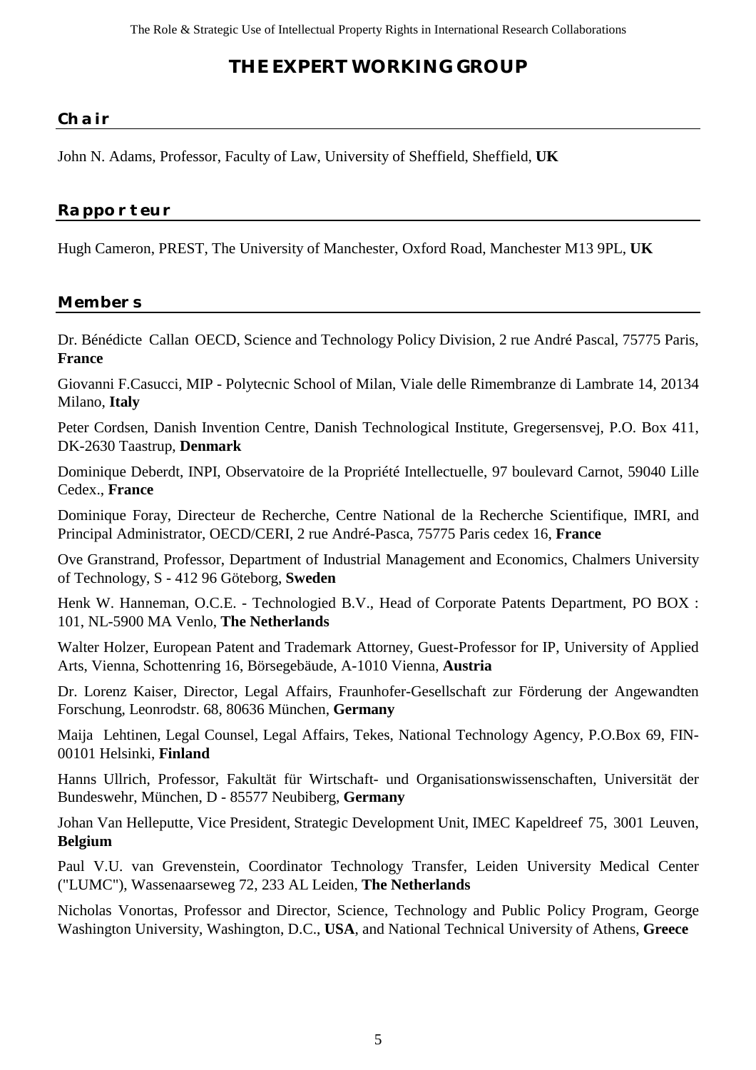# THE EXPERT WORKING GROUP

## Chair

John N. Adams, Professor, Faculty of Law, University of Sheffield, Sheffield, **UK**

## Rapporteur

Hugh Cameron, PREST, The University of Manchester, Oxford Road, Manchester M13 9PL, **UK**

## Members

Dr. Bénédicte Callan OECD, Science and Technology Policy Division, 2 rue André Pascal, 75775 Paris, **France**

Giovanni F.Casucci, MIP - Polytecnic School of Milan, Viale delle Rimembranze di Lambrate 14, 20134 Milano, **Italy**

Peter Cordsen, Danish Invention Centre, Danish Technological Institute, Gregersensvej, P.O. Box 411, DK-2630 Taastrup, **Denmark**

Dominique Deberdt, INPI, Observatoire de la Propriété Intellectuelle, 97 boulevard Carnot, 59040 Lille Cedex., **France**

Dominique Foray, Directeur de Recherche, Centre National de la Recherche Scientifique, IMRI, and Principal Administrator, OECD/CERI, 2 rue André-Pasca, 75775 Paris cedex 16, **France**

Ove Granstrand, Professor, Department of Industrial Management and Economics, Chalmers University of Technology, S - 412 96 Göteborg, **Sweden**

Henk W. Hanneman, O.C.E. - Technologied B.V., Head of Corporate Patents Department, PO BOX : 101, NL-5900 MA Venlo, **The Netherlands**

Walter Holzer, European Patent and Trademark Attorney, Guest-Professor for IP, University of Applied Arts, Vienna, Schottenring 16, Börsegebäude, A-1010 Vienna, **Austria**

Dr. Lorenz Kaiser, Director, Legal Affairs, Fraunhofer-Gesellschaft zur Förderung der Angewandten Forschung, Leonrodstr. 68, 80636 München, **Germany**

Maija Lehtinen, Legal Counsel, Legal Affairs, Tekes, National Technology Agency, P.O.Box 69, FIN-00101 Helsinki, **Finland**

Hanns Ullrich, Professor, Fakultät für Wirtschaft- und Organisationswissenschaften, Universität der Bundeswehr, München, D - 85577 Neubiberg, **Germany**

Johan Van Helleputte, Vice President, Strategic Development Unit, IMEC Kapeldreef 75, 3001 Leuven, **Belgium**

Paul V.U. van Grevenstein, Coordinator Technology Transfer, Leiden University Medical Center ("LUMC"), Wassenaarseweg 72, 233 AL Leiden, **The Netherlands**

Nicholas Vonortas, Professor and Director, Science, Technology and Public Policy Program, George Washington University, Washington, D.C., **USA**, and National Technical University of Athens, **Greece**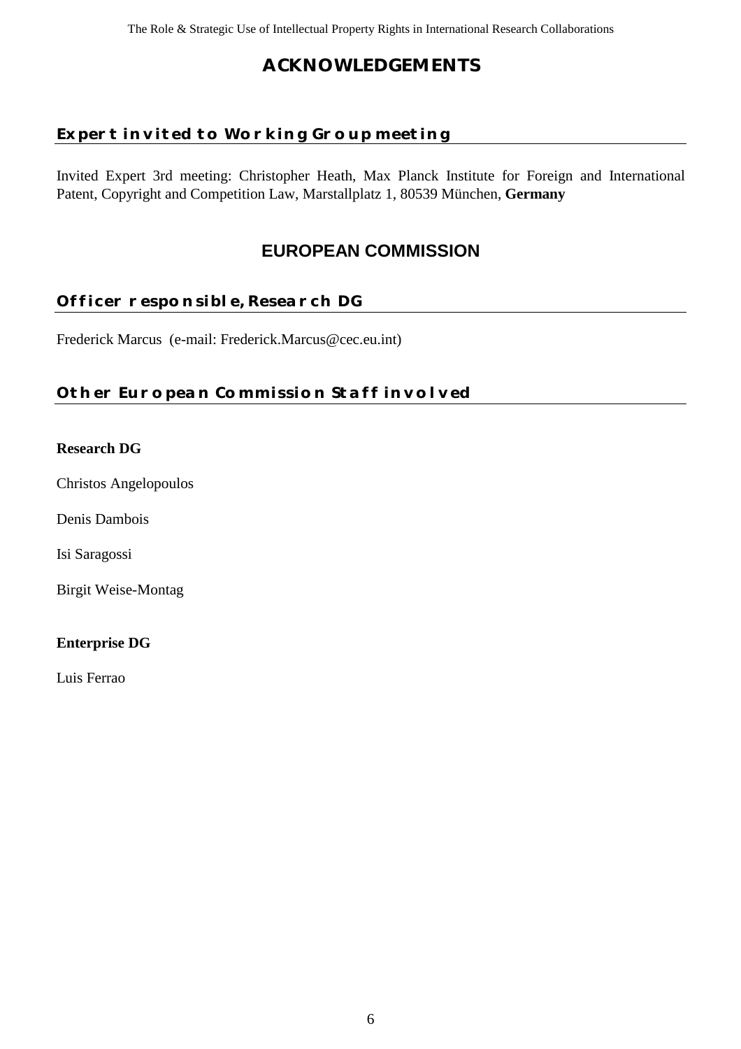# ACKNOWLEDGEMENTS

## Expert invited to Working Group meeting

Invited Expert 3rd meeting: Christopher Heath, Max Planck Institute for Foreign and International Patent, Copyright and Competition Law, Marstallplatz 1, 80539 München, **Germany**

# EUROPEAN COMMISSION

## Officer responsible, Research DG

Frederick Marcus (e-mail: Frederick.Marcus@cec.eu.int)

## Other European Commission Staff involved

**Research DG**

Christos Angelopoulos

Denis Dambois

Isi Saragossi

Birgit Weise-Montag

**Enterprise DG**

Luis Ferrao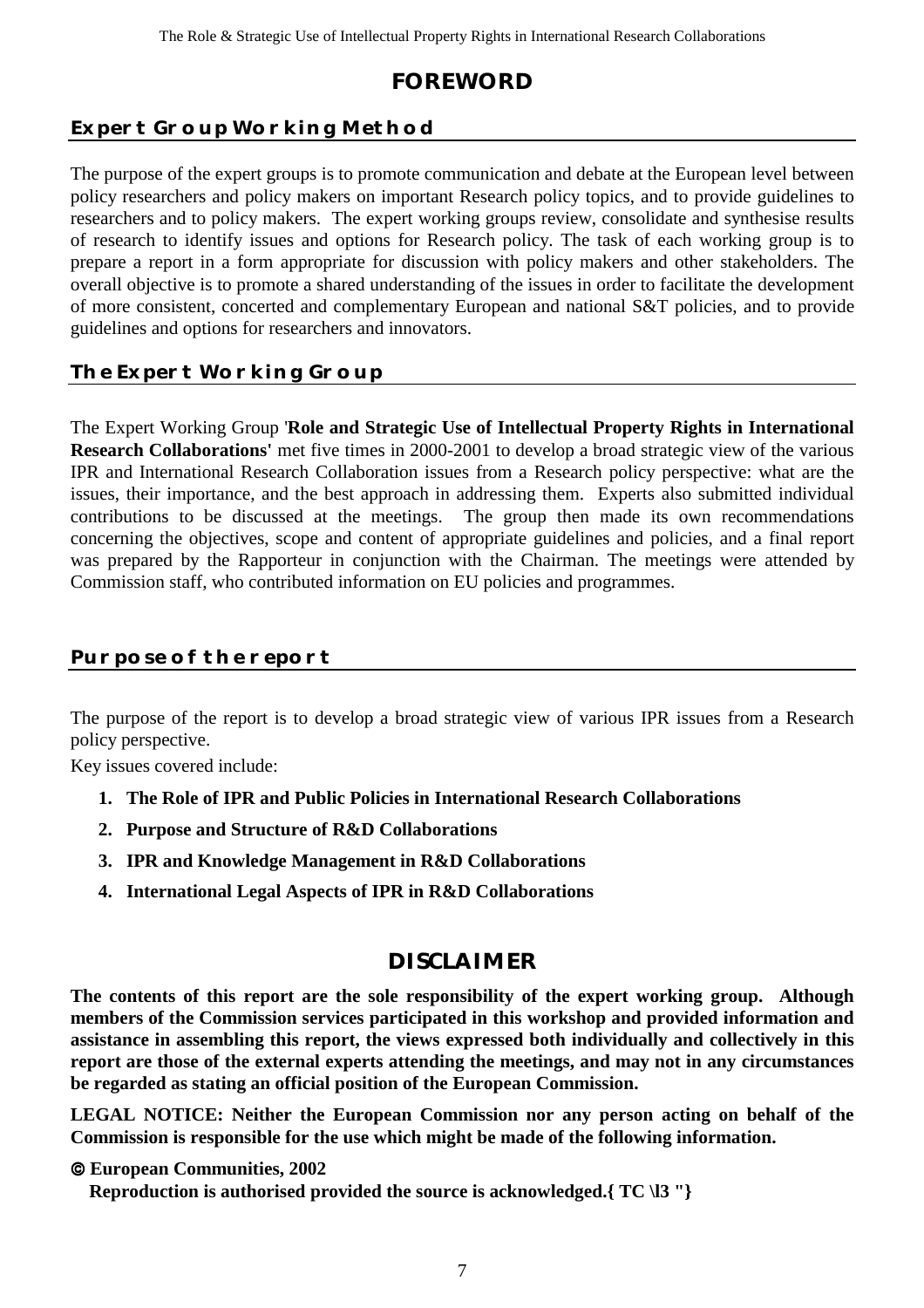# FOREWORD

## Expert Group Working Method

The purpose of the expert groups is to promote communication and debate at the European level between policy researchers and policy makers on important Research policy topics, and to provide guidelines to researchers and to policy makers. The expert working groups review, consolidate and synthesise results of research to identify issues and options for Research policy. The task of each working group is to prepare a report in a form appropriate for discussion with policy makers and other stakeholders. The overall objective is to promote a shared understanding of the issues in order to facilitate the development of more consistent, concerted and complementary European and national S&T policies, and to provide guidelines and options for researchers and innovators.

## The Expert Working Group

The Expert Working Group '**Role and Strategic Use of Intellectual Property Rights in International Research Collaborations'** met five times in 2000-2001 to develop a broad strategic view of the various IPR and International Research Collaboration issues from a Research policy perspective: what are the issues, their importance, and the best approach in addressing them. Experts also submitted individual contributions to be discussed at the meetings. The group then made its own recommendations concerning the objectives, scope and content of appropriate guidelines and policies, and a final report was prepared by the Rapporteur in conjunction with the Chairman. The meetings were attended by Commission staff, who contributed information on EU policies and programmes.

## Purpose of the report

The purpose of the report is to develop a broad strategic view of various IPR issues from a Research policy perspective.

Key issues covered include:

1. **The Role of IPR and Public Policies in International Research Collaborations**
2. **Purpose and Structure of R&D Collaborations**
3. **IPR and Knowledge Management in R&D Collaborations**
4. **International Legal Aspects of IPR in R&D Collaborations**

# DISCLAIMER

**The contents of this report are the sole responsibility of the expert working group. Although members of the Commission services participated in this workshop and provided information and assistance in assembling this report, the views expressed both individually and collectively in this report are those of the external experts attending the meetings, and may not in any circumstances be regarded as stating an official position of the European Commission.**

**LEGAL NOTICE: Neither the European Commission nor any person acting on behalf of the Commission is responsible for the use which might be made of the following information.**

**© European Communities, 2002**

**Reproduction is authorised provided the source is acknowledged.{ TC \l3 "}**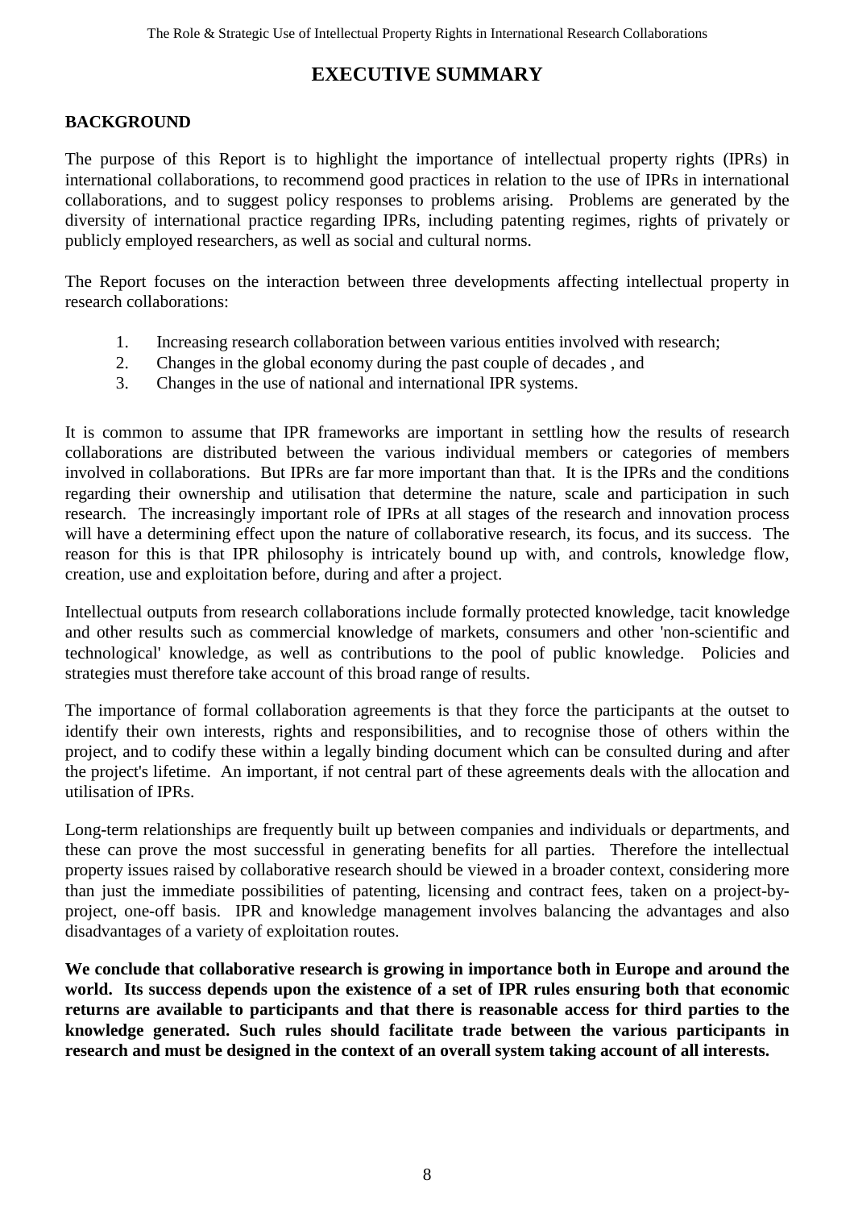# EXECUTIVE SUMMARY

## BACKGROUND

The purpose of this Report is to highlight the importance of intellectual property rights (IPRs) in international collaborations, to recommend good practices in relation to the use of IPRs in international collaborations, and to suggest policy responses to problems arising. Problems are generated by the diversity of international practice regarding IPRs, including patenting regimes, rights of privately or publicly employed researchers, as well as social and cultural norms.

The Report focuses on the interaction between three developments affecting intellectual property in research collaborations:

1. Increasing research collaboration between various entities involved with research;
2. Changes in the global economy during the past couple of decades , and
3. Changes in the use of national and international IPR systems.

It is common to assume that IPR frameworks are important in settling how the results of research collaborations are distributed between the various individual members or categories of members involved in collaborations. But IPRs are far more important than that. It is the IPRs and the conditions regarding their ownership and utilisation that determine the nature, scale and participation in such research. The increasingly important role of IPRs at all stages of the research and innovation process will have a determining effect upon the nature of collaborative research, its focus, and its success. The reason for this is that IPR philosophy is intricately bound up with, and controls, knowledge flow, creation, use and exploitation before, during and after a project.

Intellectual outputs from research collaborations include formally protected knowledge, tacit knowledge and other results such as commercial knowledge of markets, consumers and other 'non-scientific and technological' knowledge, as well as contributions to the pool of public knowledge. Policies and strategies must therefore take account of this broad range of results.

The importance of formal collaboration agreements is that they force the participants at the outset to identify their own interests, rights and responsibilities, and to recognise those of others within the project, and to codify these within a legally binding document which can be consulted during and after the project's lifetime. An important, if not central part of these agreements deals with the allocation and utilisation of IPRs.

Long-term relationships are frequently built up between companies and individuals or departments, and these can prove the most successful in generating benefits for all parties. Therefore the intellectual property issues raised by collaborative research should be viewed in a broader context, considering more than just the immediate possibilities of patenting, licensing and contract fees, taken on a project-by-project, one-off basis. IPR and knowledge management involves balancing the advantages and also disadvantages of a variety of exploitation routes.

**We conclude that collaborative research is growing in importance both in Europe and around the world. Its success depends upon the existence of a set of IPR rules ensuring both that economic returns are available to participants and that there is reasonable access for third parties to the knowledge generated. Such rules should facilitate trade between the various participants in research and must be designed in the context of an overall system taking account of all interests.**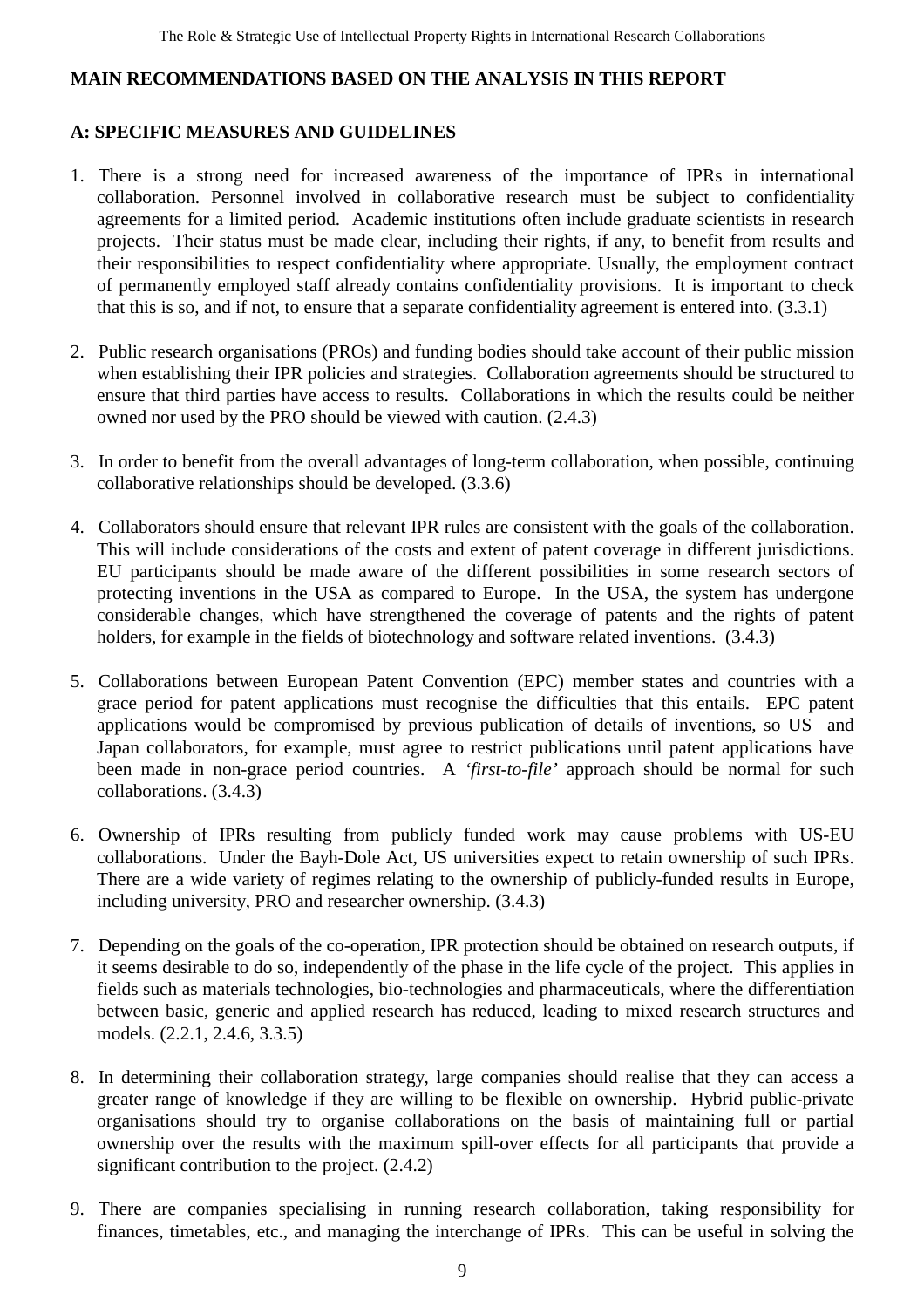## MAIN RECOMMENDATIONS BASED ON THE ANALYSIS IN THIS REPORT

### A: SPECIFIC MEASURES AND GUIDELINES

1. There is a strong need for increased awareness of the importance of IPRs in international collaboration. Personnel involved in collaborative research must be subject to confidentiality agreements for a limited period. Academic institutions often include graduate scientists in research projects. Their status must be made clear, including their rights, if any, to benefit from results and their responsibilities to respect confidentiality where appropriate. Usually, the employment contract of permanently employed staff already contains confidentiality provisions. It is important to check that this is so, and if not, to ensure that a separate confidentiality agreement is entered into. (3.3.1)

2. Public research organisations (PROs) and funding bodies should take account of their public mission when establishing their IPR policies and strategies. Collaboration agreements should be structured to ensure that third parties have access to results. Collaborations in which the results could be neither owned nor used by the PRO should be viewed with caution. (2.4.3)

3. In order to benefit from the overall advantages of long-term collaboration, when possible, continuing collaborative relationships should be developed. (3.3.6)

4. Collaborators should ensure that relevant IPR rules are consistent with the goals of the collaboration. This will include considerations of the costs and extent of patent coverage in different jurisdictions. EU participants should be made aware of the different possibilities in some research sectors of protecting inventions in the USA as compared to Europe. In the USA, the system has undergone considerable changes, which have strengthened the coverage of patents and the rights of patent holders, for example in the fields of biotechnology and software related inventions. (3.4.3)

5. Collaborations between European Patent Convention (EPC) member states and countries with a grace period for patent applications must recognise the difficulties that this entails. EPC patent applications would be compromised by previous publication of details of inventions, so US and Japan collaborators, for example, must agree to restrict publications until patent applications have been made in non-grace period countries. A *'first-to-file'* approach should be normal for such collaborations. (3.4.3)

6. Ownership of IPRs resulting from publicly funded work may cause problems with US-EU collaborations. Under the Bayh-Dole Act, US universities expect to retain ownership of such IPRs. There are a wide variety of regimes relating to the ownership of publicly-funded results in Europe, including university, PRO and researcher ownership. (3.4.3)

7. Depending on the goals of the co-operation, IPR protection should be obtained on research outputs, if it seems desirable to do so, independently of the phase in the life cycle of the project. This applies in fields such as materials technologies, bio-technologies and pharmaceuticals, where the differentiation between basic, generic and applied research has reduced, leading to mixed research structures and models. (2.2.1, 2.4.6, 3.3.5)

8. In determining their collaboration strategy, large companies should realise that they can access a greater range of knowledge if they are willing to be flexible on ownership. Hybrid public-private organisations should try to organise collaborations on the basis of maintaining full or partial ownership over the results with the maximum spill-over effects for all participants that provide a significant contribution to the project. (2.4.2)

9. There are companies specialising in running research collaboration, taking responsibility for finances, timetables, etc., and managing the interchange of IPRs. This can be useful in solving the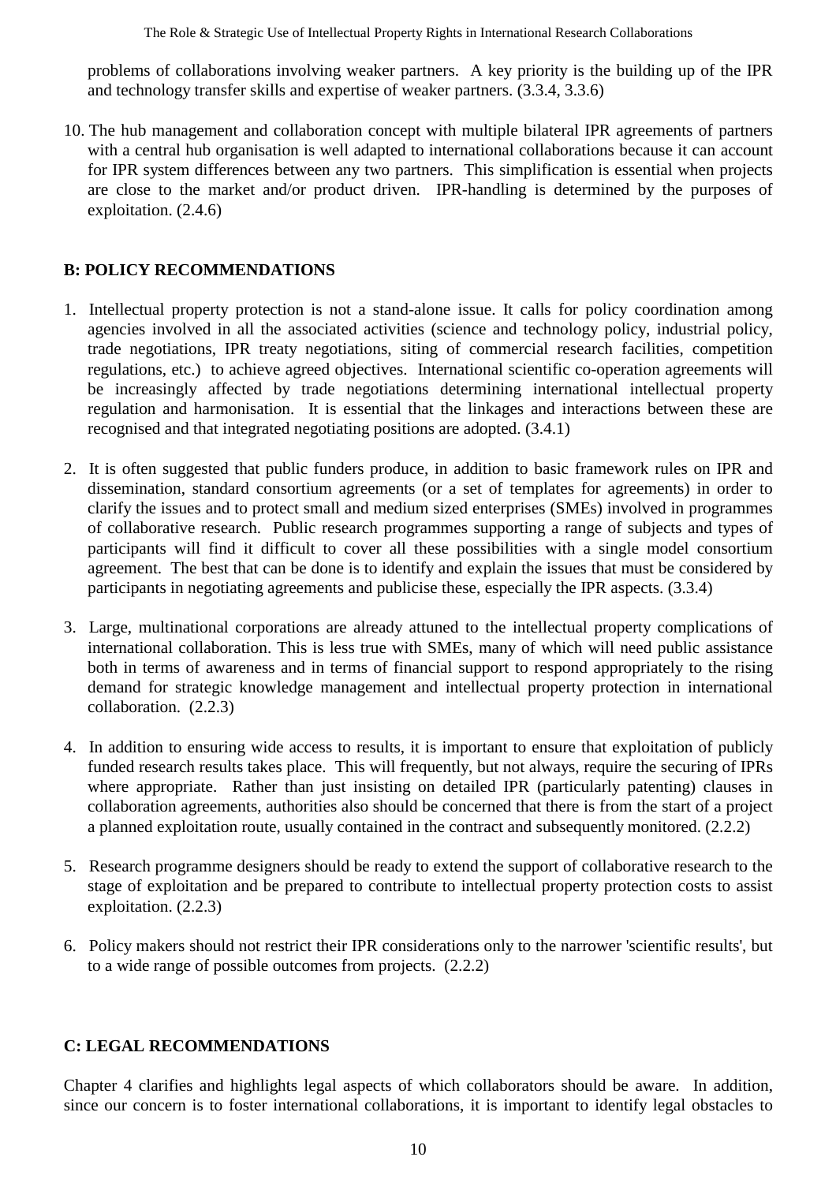problems of collaborations involving weaker partners. A key priority is the building up of the IPR and technology transfer skills and expertise of weaker partners. (3.3.4, 3.3.6)

10. The hub management and collaboration concept with multiple bilateral IPR agreements of partners with a central hub organisation is well adapted to international collaborations because it can account for IPR system differences between any two partners. This simplification is essential when projects are close to the market and/or product driven. IPR-handling is determined by the purposes of exploitation. (2.4.6)

## B: POLICY RECOMMENDATIONS

1. Intellectual property protection is not a stand-alone issue. It calls for policy coordination among agencies involved in all the associated activities (science and technology policy, industrial policy, trade negotiations, IPR treaty negotiations, siting of commercial research facilities, competition regulations, etc.) to achieve agreed objectives. International scientific co-operation agreements will be increasingly affected by trade negotiations determining international intellectual property regulation and harmonisation. It is essential that the linkages and interactions between these are recognised and that integrated negotiating positions are adopted. (3.4.1)

2. It is often suggested that public funders produce, in addition to basic framework rules on IPR and dissemination, standard consortium agreements (or a set of templates for agreements) in order to clarify the issues and to protect small and medium sized enterprises (SMEs) involved in programmes of collaborative research. Public research programmes supporting a range of subjects and types of participants will find it difficult to cover all these possibilities with a single model consortium agreement. The best that can be done is to identify and explain the issues that must be considered by participants in negotiating agreements and publicise these, especially the IPR aspects. (3.3.4)

3. Large, multinational corporations are already attuned to the intellectual property complications of international collaboration. This is less true with SMEs, many of which will need public assistance both in terms of awareness and in terms of financial support to respond appropriately to the rising demand for strategic knowledge management and intellectual property protection in international collaboration. (2.2.3)

4. In addition to ensuring wide access to results, it is important to ensure that exploitation of publicly funded research results takes place. This will frequently, but not always, require the securing of IPRs where appropriate. Rather than just insisting on detailed IPR (particularly patenting) clauses in collaboration agreements, authorities also should be concerned that there is from the start of a project a planned exploitation route, usually contained in the contract and subsequently monitored. (2.2.2)

5. Research programme designers should be ready to extend the support of collaborative research to the stage of exploitation and be prepared to contribute to intellectual property protection costs to assist exploitation. (2.2.3)

6. Policy makers should not restrict their IPR considerations only to the narrower 'scientific results', but to a wide range of possible outcomes from projects. (2.2.2)

## C: LEGAL RECOMMENDATIONS

Chapter 4 clarifies and highlights legal aspects of which collaborators should be aware. In addition, since our concern is to foster international collaborations, it is important to identify legal obstacles to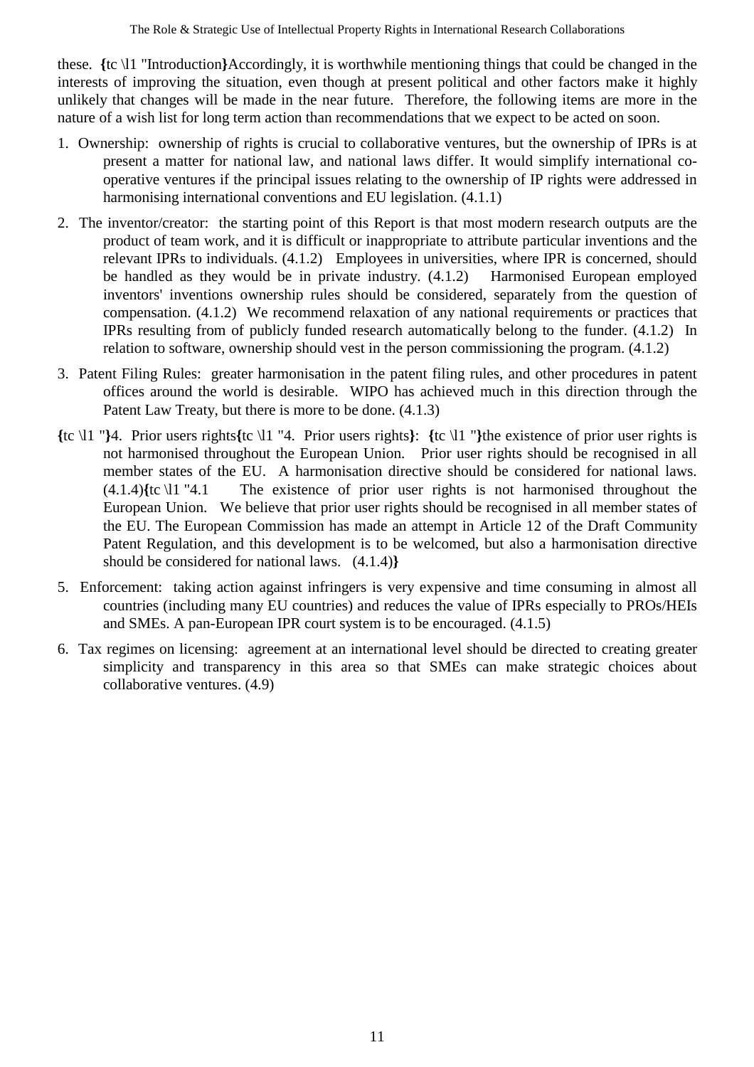these. **{**tc \l1 "Introduction**}**Accordingly, it is worthwhile mentioning things that could be changed in the interests of improving the situation, even though at present political and other factors make it highly unlikely that changes will be made in the near future. Therefore, the following items are more in the nature of a wish list for long term action than recommendations that we expect to be acted on soon.

1. Ownership: ownership of rights is crucial to collaborative ventures, but the ownership of IPRs is at present a matter for national law, and national laws differ. It would simplify international co-operative ventures if the principal issues relating to the ownership of IP rights were addressed in harmonising international conventions and EU legislation. (4.1.1)

2. The inventor/creator: the starting point of this Report is that most modern research outputs are the product of team work, and it is difficult or inappropriate to attribute particular inventions and the relevant IPRs to individuals. (4.1.2) Employees in universities, where IPR is concerned, should be handled as they would be in private industry. (4.1.2) Harmonised European employed inventors' inventions ownership rules should be considered, separately from the question of compensation. (4.1.2) We recommend relaxation of any national requirements or practices that IPRs resulting from of publicly funded research automatically belong to the funder. (4.1.2) In relation to software, ownership should vest in the person commissioning the program. (4.1.2)

3. Patent Filing Rules: greater harmonisation in the patent filing rules, and other procedures in patent offices around the world is desirable. WIPO has achieved much in this direction through the Patent Law Treaty, but there is more to be done. (4.1.3)

**{**tc \l1 "**}**4. Prior users rights**{**tc \l1 "4. Prior users rights**}**: **{**tc \l1 "**}**the existence of prior user rights is not harmonised throughout the European Union. Prior user rights should be recognised in all member states of the EU. A harmonisation directive should be considered for national laws. (4.1.4)**{**tc \l1 "4.1 The existence of prior user rights is not harmonised throughout the European Union. We believe that prior user rights should be recognised in all member states of the EU. The European Commission has made an attempt in Article 12 of the Draft Community Patent Regulation, and this development is to be welcomed, but also a harmonisation directive should be considered for national laws. (4.1.4)**}**

5. Enforcement: taking action against infringers is very expensive and time consuming in almost all countries (including many EU countries) and reduces the value of IPRs especially to PROs/HEIs and SMEs. A pan-European IPR court system is to be encouraged. (4.1.5)

6. Tax regimes on licensing: agreement at an international level should be directed to creating greater simplicity and transparency in this area so that SMEs can make strategic choices about collaborative ventures. (4.9)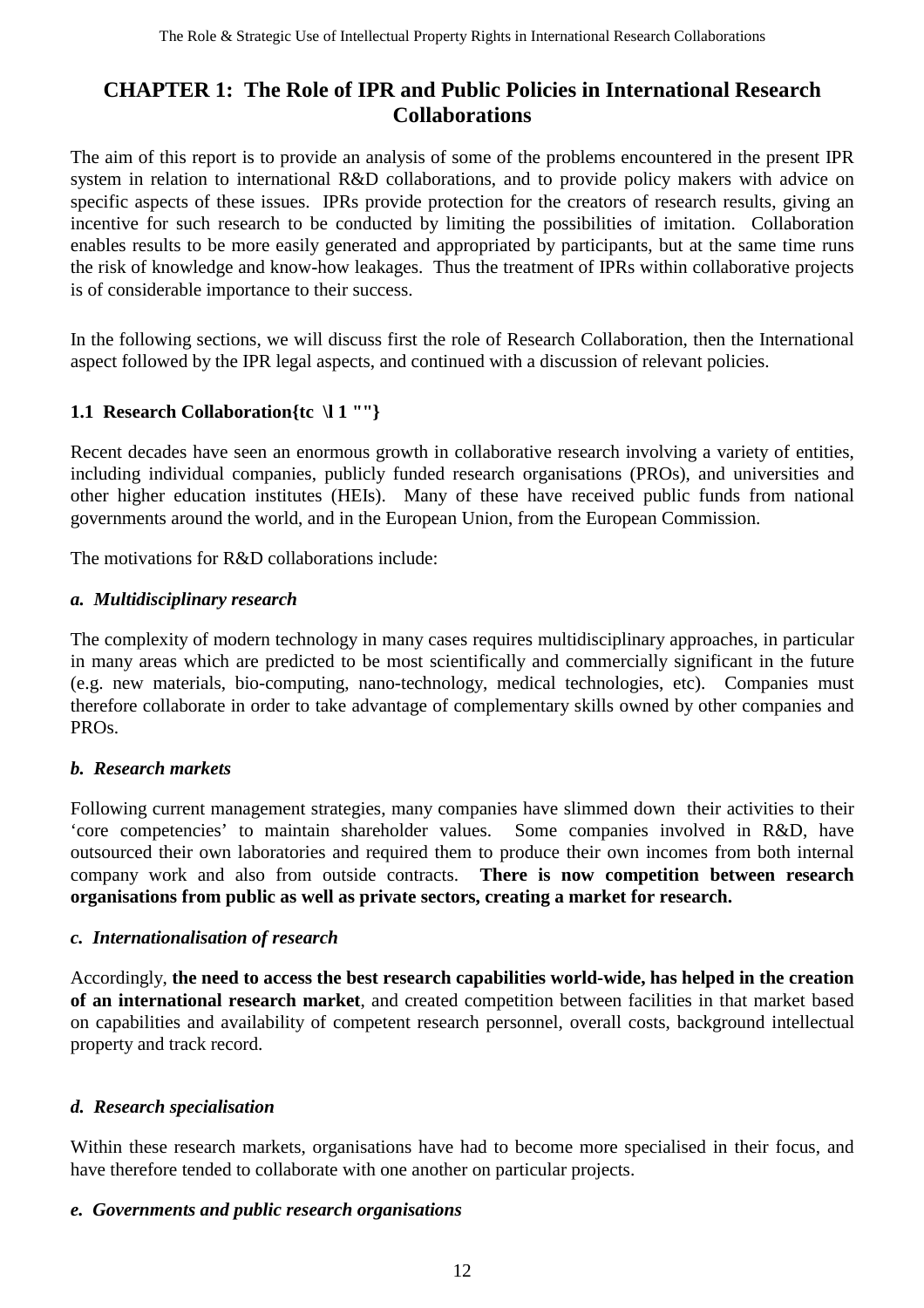# CHAPTER 1: The Role of IPR and Public Policies in International Research Collaborations

The aim of this report is to provide an analysis of some of the problems encountered in the present IPR system in relation to international R&D collaborations, and to provide policy makers with advice on specific aspects of these issues. IPRs provide protection for the creators of research results, giving an incentive for such research to be conducted by limiting the possibilities of imitation. Collaboration enables results to be more easily generated and appropriated by participants, but at the same time runs the risk of knowledge and know-how leakages. Thus the treatment of IPRs within collaborative projects is of considerable importance to their success.

In the following sections, we will discuss first the role of Research Collaboration, then the International aspect followed by the IPR legal aspects, and continued with a discussion of relevant policies.

## 1.1 Research Collaboration{tc \l 1 ""}

Recent decades have seen an enormous growth in collaborative research involving a variety of entities, including individual companies, publicly funded research organisations (PROs), and universities and other higher education institutes (HEIs). Many of these have received public funds from national governments around the world, and in the European Union, from the European Commission.

The motivations for R&D collaborations include:

***a. Multidisciplinary research***

The complexity of modern technology in many cases requires multidisciplinary approaches, in particular in many areas which are predicted to be most scientifically and commercially significant in the future (e.g. new materials, bio-computing, nano-technology, medical technologies, etc). Companies must therefore collaborate in order to take advantage of complementary skills owned by other companies and PROs.

***b. Research markets***

Following current management strategies, many companies have slimmed down their activities to their 'core competencies' to maintain shareholder values. Some companies involved in R&D, have outsourced their own laboratories and required them to produce their own incomes from both internal company work and also from outside contracts. **There is now competition between research organisations from public as well as private sectors, creating a market for research.**

***c. Internationalisation of research***

Accordingly, **the need to access the best research capabilities world-wide, has helped in the creation of an international research market**, and created competition between facilities in that market based on capabilities and availability of competent research personnel, overall costs, background intellectual property and track record.

***d. Research specialisation***

Within these research markets, organisations have had to become more specialised in their focus, and have therefore tended to collaborate with one another on particular projects.

***e. Governments and public research organisations***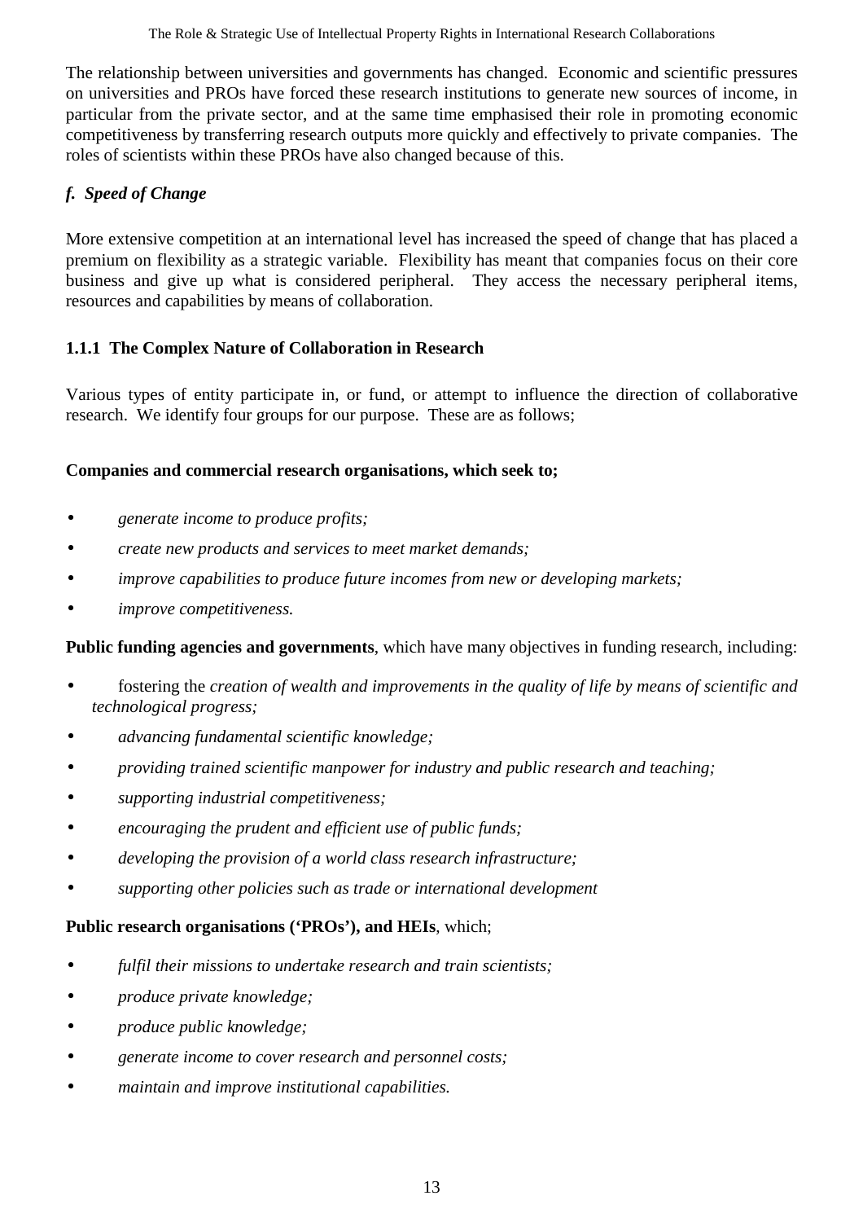The relationship between universities and governments has changed. Economic and scientific pressures on universities and PROs have forced these research institutions to generate new sources of income, in particular from the private sector, and at the same time emphasised their role in promoting economic competitiveness by transferring research outputs more quickly and effectively to private companies. The roles of scientists within these PROs have also changed because of this.

### *f. Speed of Change*

More extensive competition at an international level has increased the speed of change that has placed a premium on flexibility as a strategic variable. Flexibility has meant that companies focus on their core business and give up what is considered peripheral. They access the necessary peripheral items, resources and capabilities by means of collaboration.

### 1.1.1 The Complex Nature of Collaboration in Research

Various types of entity participate in, or fund, or attempt to influence the direction of collaborative research. We identify four groups for our purpose. These are as follows;

**Companies and commercial research organisations, which seek to;**

- *generate income to produce profits;*
- *create new products and services to meet market demands;*
- *improve capabilities to produce future incomes from new or developing markets;*
- *improve competitiveness.*

**Public funding agencies and governments**, which have many objectives in funding research, including:

- fostering the *creation of wealth and improvements in the quality of life by means of scientific and technological progress;*
- *advancing fundamental scientific knowledge;*
- *providing trained scientific manpower for industry and public research and teaching;*
- *supporting industrial competitiveness;*
- *encouraging the prudent and efficient use of public funds;*
- *developing the provision of a world class research infrastructure;*
- *supporting other policies such as trade or international development*

**Public research organisations ('PROs'), and HEIs**, which;

- *fulfil their missions to undertake research and train scientists;*
- *produce private knowledge;*
- *produce public knowledge;*
- *generate income to cover research and personnel costs;*
- *maintain and improve institutional capabilities.*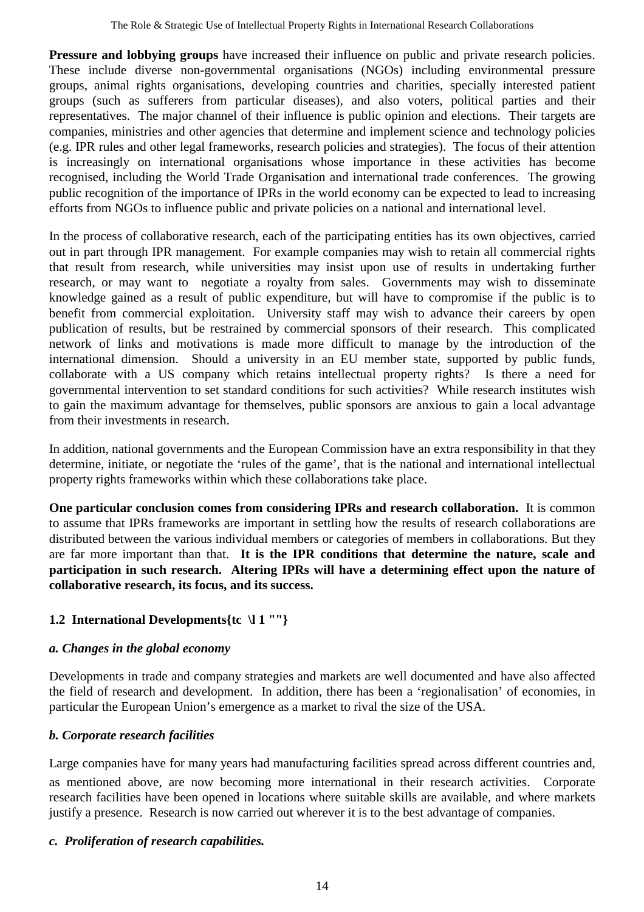**Pressure and lobbying groups** have increased their influence on public and private research policies. These include diverse non-governmental organisations (NGOs) including environmental pressure groups, animal rights organisations, developing countries and charities, specially interested patient groups (such as sufferers from particular diseases), and also voters, political parties and their representatives. The major channel of their influence is public opinion and elections. Their targets are companies, ministries and other agencies that determine and implement science and technology policies (e.g. IPR rules and other legal frameworks, research policies and strategies). The focus of their attention is increasingly on international organisations whose importance in these activities has become recognised, including the World Trade Organisation and international trade conferences. The growing public recognition of the importance of IPRs in the world economy can be expected to lead to increasing efforts from NGOs to influence public and private policies on a national and international level.

In the process of collaborative research, each of the participating entities has its own objectives, carried out in part through IPR management. For example companies may wish to retain all commercial rights that result from research, while universities may insist upon use of results in undertaking further research, or may want to negotiate a royalty from sales. Governments may wish to disseminate knowledge gained as a result of public expenditure, but will have to compromise if the public is to benefit from commercial exploitation. University staff may wish to advance their careers by open publication of results, but be restrained by commercial sponsors of their research. This complicated network of links and motivations is made more difficult to manage by the introduction of the international dimension. Should a university in an EU member state, supported by public funds, collaborate with a US company which retains intellectual property rights? Is there a need for governmental intervention to set standard conditions for such activities? While research institutes wish to gain the maximum advantage for themselves, public sponsors are anxious to gain a local advantage from their investments in research.

In addition, national governments and the European Commission have an extra responsibility in that they determine, initiate, or negotiate the 'rules of the game', that is the national and international intellectual property rights frameworks within which these collaborations take place.

**One particular conclusion comes from considering IPRs and research collaboration.** It is common to assume that IPRs frameworks are important in settling how the results of research collaborations are distributed between the various individual members or categories of members in collaborations. But they are far more important than that. **It is the IPR conditions that determine the nature, scale and participation in such research. Altering IPRs will have a determining effect upon the nature of collaborative research, its focus, and its success.**

### 1.2 International Developments{tc \l 1 ""}

#### *a. Changes in the global economy*

Developments in trade and company strategies and markets are well documented and have also affected the field of research and development. In addition, there has been a 'regionalisation' of economies, in particular the European Union's emergence as a market to rival the size of the USA.

#### *b. Corporate research facilities*

Large companies have for many years had manufacturing facilities spread across different countries and, as mentioned above, are now becoming more international in their research activities. Corporate research facilities have been opened in locations where suitable skills are available, and where markets justify a presence. Research is now carried out wherever it is to the best advantage of companies.

#### *c. Proliferation of research capabilities.*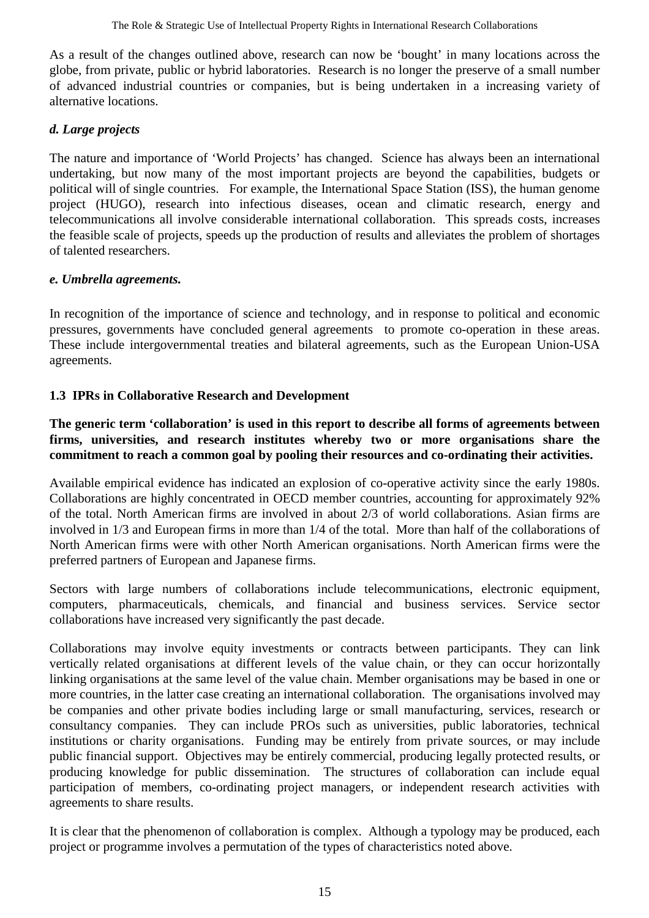As a result of the changes outlined above, research can now be 'bought' in many locations across the globe, from private, public or hybrid laboratories. Research is no longer the preserve of a small number of advanced industrial countries or companies, but is being undertaken in a increasing variety of alternative locations.

### *d. Large projects*

The nature and importance of 'World Projects' has changed. Science has always been an international undertaking, but now many of the most important projects are beyond the capabilities, budgets or political will of single countries. For example, the International Space Station (ISS), the human genome project (HUGO), research into infectious diseases, ocean and climatic research, energy and telecommunications all involve considerable international collaboration. This spreads costs, increases the feasible scale of projects, speeds up the production of results and alleviates the problem of shortages of talented researchers.

### *e. Umbrella agreements.*

In recognition of the importance of science and technology, and in response to political and economic pressures, governments have concluded general agreements to promote co-operation in these areas. These include intergovernmental treaties and bilateral agreements, such as the European Union-USA agreements.

## 1.3 IPRs in Collaborative Research and Development

**The generic term 'collaboration' is used in this report to describe all forms of agreements between firms, universities, and research institutes whereby two or more organisations share the commitment to reach a common goal by pooling their resources and co-ordinating their activities.**

Available empirical evidence has indicated an explosion of co-operative activity since the early 1980s. Collaborations are highly concentrated in OECD member countries, accounting for approximately 92% of the total. North American firms are involved in about 2/3 of world collaborations. Asian firms are involved in 1/3 and European firms in more than 1/4 of the total. More than half of the collaborations of North American firms were with other North American organisations. North American firms were the preferred partners of European and Japanese firms.

Sectors with large numbers of collaborations include telecommunications, electronic equipment, computers, pharmaceuticals, chemicals, and financial and business services. Service sector collaborations have increased very significantly the past decade.

Collaborations may involve equity investments or contracts between participants. They can link vertically related organisations at different levels of the value chain, or they can occur horizontally linking organisations at the same level of the value chain. Member organisations may be based in one or more countries, in the latter case creating an international collaboration. The organisations involved may be companies and other private bodies including large or small manufacturing, services, research or consultancy companies. They can include PROs such as universities, public laboratories, technical institutions or charity organisations. Funding may be entirely from private sources, or may include public financial support. Objectives may be entirely commercial, producing legally protected results, or producing knowledge for public dissemination. The structures of collaboration can include equal participation of members, co-ordinating project managers, or independent research activities with agreements to share results.

It is clear that the phenomenon of collaboration is complex. Although a typology may be produced, each project or programme involves a permutation of the types of characteristics noted above.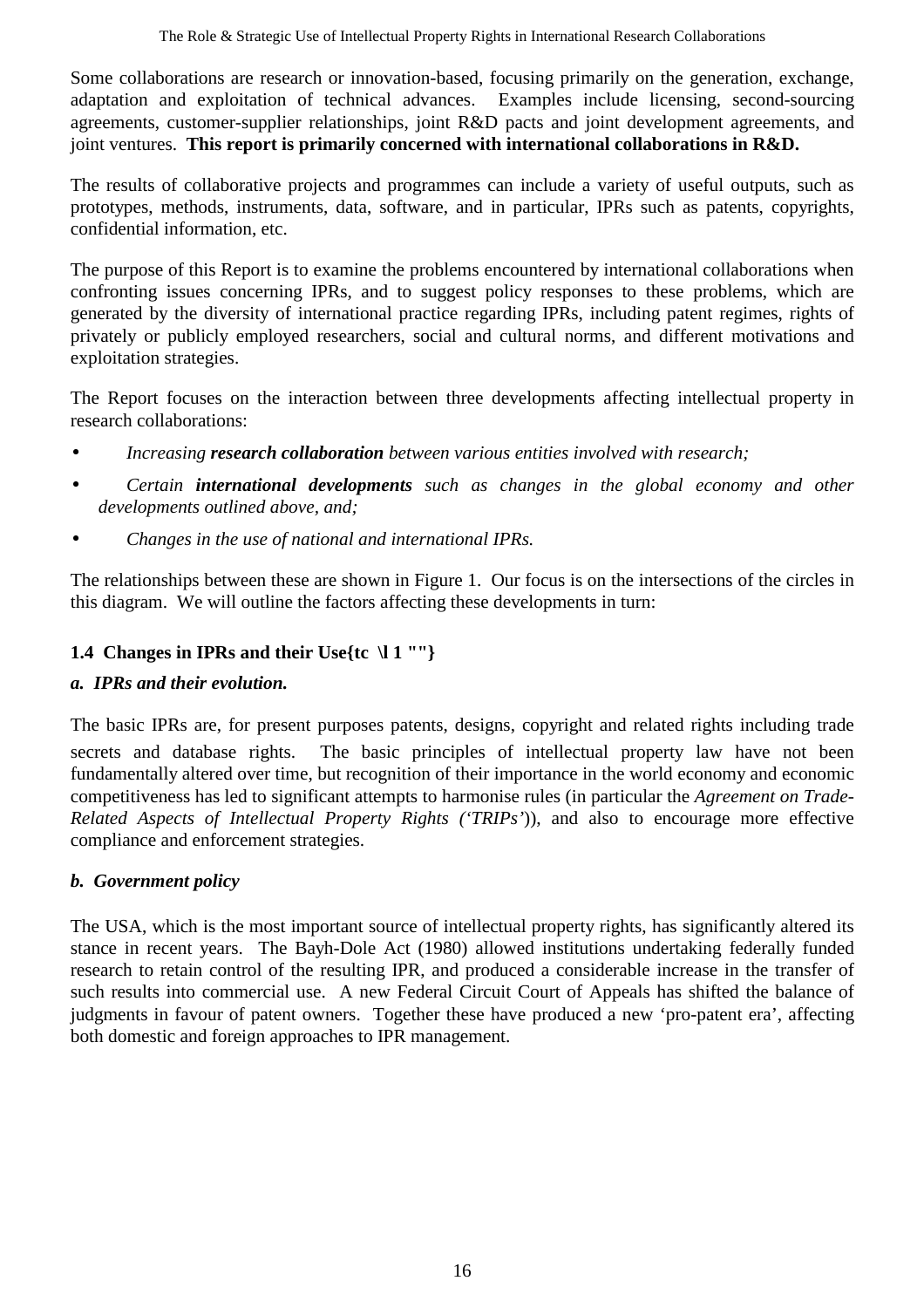Some collaborations are research or innovation-based, focusing primarily on the generation, exchange, adaptation and exploitation of technical advances. Examples include licensing, second-sourcing agreements, customer-supplier relationships, joint R&D pacts and joint development agreements, and joint ventures. **This report is primarily concerned with international collaborations in R&D.**

The results of collaborative projects and programmes can include a variety of useful outputs, such as prototypes, methods, instruments, data, software, and in particular, IPRs such as patents, copyrights, confidential information, etc.

The purpose of this Report is to examine the problems encountered by international collaborations when confronting issues concerning IPRs, and to suggest policy responses to these problems, which are generated by the diversity of international practice regarding IPRs, including patent regimes, rights of privately or publicly employed researchers, social and cultural norms, and different motivations and exploitation strategies.

The Report focuses on the interaction between three developments affecting intellectual property in research collaborations:

- *Increasing **research collaboration** between various entities involved with research;*
- *Certain **international developments** such as changes in the global economy and other developments outlined above, and;*
- *Changes in the use of national and international IPRs.*

The relationships between these are shown in Figure 1. Our focus is on the intersections of the circles in this diagram. We will outline the factors affecting these developments in turn:

### 1.4 Changes in IPRs and their Use{tc \l 1 ""}

#### *a. IPRs and their evolution.*

The basic IPRs are, for present purposes patents, designs, copyright and related rights including trade secrets and database rights. The basic principles of intellectual property law have not been fundamentally altered over time, but recognition of their importance in the world economy and economic competitiveness has led to significant attempts to harmonise rules (in particular the *Agreement on Trade-Related Aspects of Intellectual Property Rights ('TRIPs')*), and also to encourage more effective compliance and enforcement strategies.

#### *b. Government policy*

The USA, which is the most important source of intellectual property rights, has significantly altered its stance in recent years. The Bayh-Dole Act (1980) allowed institutions undertaking federally funded research to retain control of the resulting IPR, and produced a considerable increase in the transfer of such results into commercial use. A new Federal Circuit Court of Appeals has shifted the balance of judgments in favour of patent owners. Together these have produced a new 'pro-patent era', affecting both domestic and foreign approaches to IPR management.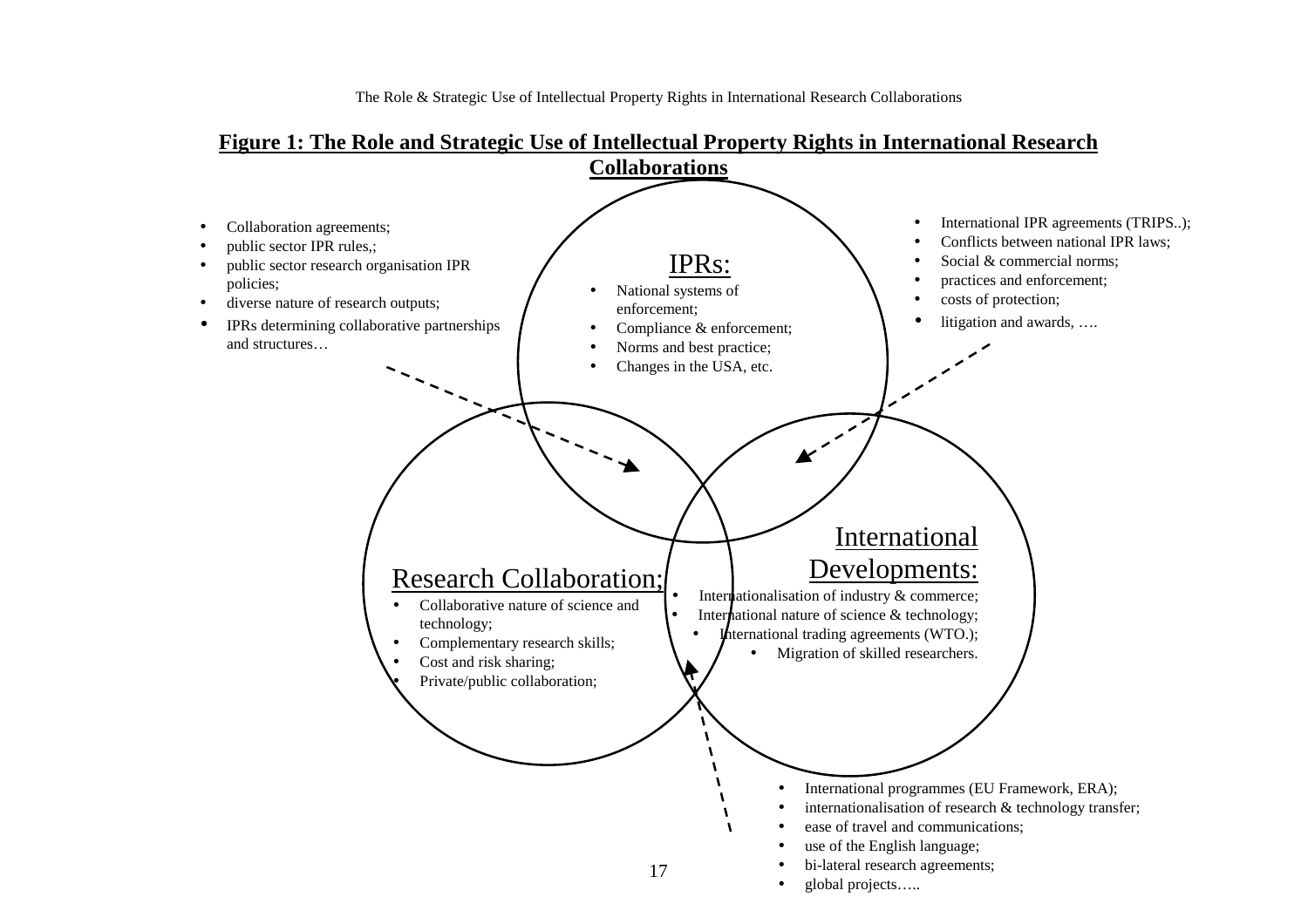**Figure 1: The Role and Strategic Use of Intellectual Property Rights in International Research Collaborations**

- Collaboration agreements;
- public sector IPR rules,;
- public sector research organisation IPR policies;
- diverse nature of research outputs;
- IPRs determining collaborative partnerships and structures…

IPRs:

- National systems of enforcement;
- Compliance & enforcement;
- Norms and best practice;
- Changes in the USA, etc.

- International IPR agreements (TRIPS..);
- Conflicts between national IPR laws;
- Social & commercial norms;
- practices and enforcement;
- costs of protection;
- litigation and awards, ….

Research Collaboration;

- Collaborative nature of science and technology;
- Complementary research skills;
- Cost and risk sharing;
- Private/public collaboration;

International Developments:

- Internationalisation of industry & commerce;
- International nature of science & technology;
- International trading agreements (WTO.);
- Migration of skilled researchers.

- International programmes (EU Framework, ERA);
- internationalisation of research & technology transfer;
- ease of travel and communications;
- use of the English language;
- bi-lateral research agreements;
- global projects…..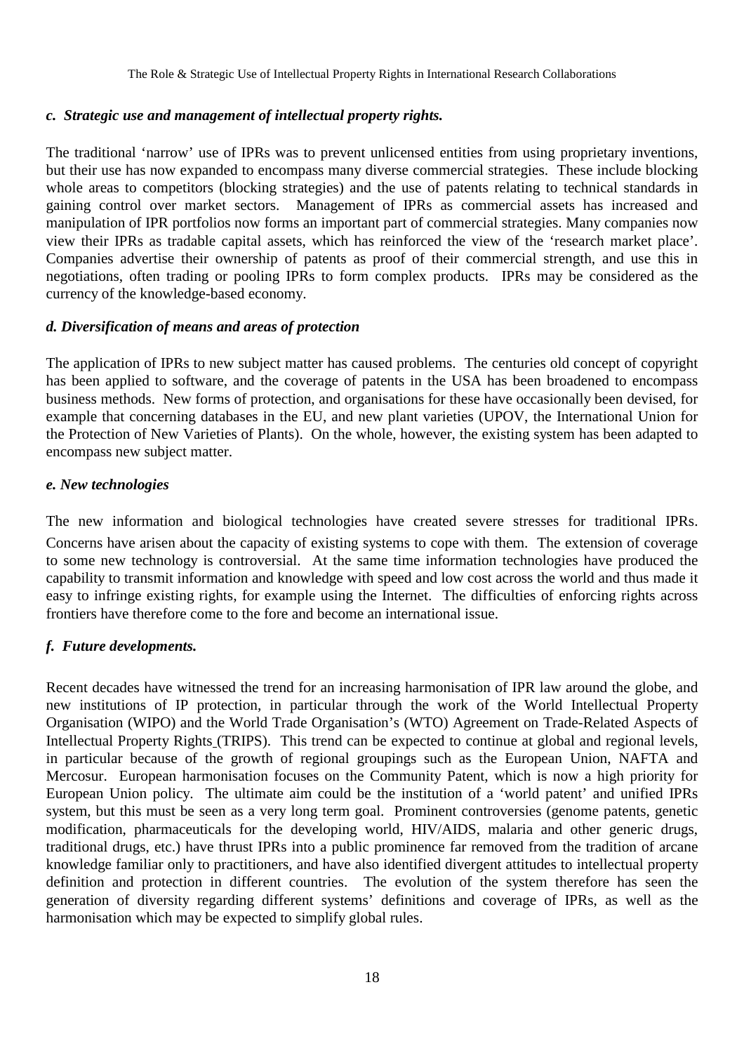### *c. Strategic use and management of intellectual property rights.*

The traditional 'narrow' use of IPRs was to prevent unlicensed entities from using proprietary inventions, but their use has now expanded to encompass many diverse commercial strategies. These include blocking whole areas to competitors (blocking strategies) and the use of patents relating to technical standards in gaining control over market sectors. Management of IPRs as commercial assets has increased and manipulation of IPR portfolios now forms an important part of commercial strategies. Many companies now view their IPRs as tradable capital assets, which has reinforced the view of the 'research market place'. Companies advertise their ownership of patents as proof of their commercial strength, and use this in negotiations, often trading or pooling IPRs to form complex products. IPRs may be considered as the currency of the knowledge-based economy.

### *d. Diversification of means and areas of protection*

The application of IPRs to new subject matter has caused problems. The centuries old concept of copyright has been applied to software, and the coverage of patents in the USA has been broadened to encompass business methods. New forms of protection, and organisations for these have occasionally been devised, for example that concerning databases in the EU, and new plant varieties (UPOV, the International Union for the Protection of New Varieties of Plants). On the whole, however, the existing system has been adapted to encompass new subject matter.

### *e. New technologies*

The new information and biological technologies have created severe stresses for traditional IPRs. Concerns have arisen about the capacity of existing systems to cope with them. The extension of coverage to some new technology is controversial. At the same time information technologies have produced the capability to transmit information and knowledge with speed and low cost across the world and thus made it easy to infringe existing rights, for example using the Internet. The difficulties of enforcing rights across frontiers have therefore come to the fore and become an international issue.

### *f. Future developments.*

Recent decades have witnessed the trend for an increasing harmonisation of IPR law around the globe, and new institutions of IP protection, in particular through the work of the World Intellectual Property Organisation (WIPO) and the World Trade Organisation's (WTO) Agreement on Trade-Related Aspects of Intellectual Property Rights (TRIPS). This trend can be expected to continue at global and regional levels, in particular because of the growth of regional groupings such as the European Union, NAFTA and Mercosur. European harmonisation focuses on the Community Patent, which is now a high priority for European Union policy. The ultimate aim could be the institution of a 'world patent' and unified IPRs system, but this must be seen as a very long term goal. Prominent controversies (genome patents, genetic modification, pharmaceuticals for the developing world, HIV/AIDS, malaria and other generic drugs, traditional drugs, etc.) have thrust IPRs into a public prominence far removed from the tradition of arcane knowledge familiar only to practitioners, and have also identified divergent attitudes to intellectual property definition and protection in different countries. The evolution of the system therefore has seen the generation of diversity regarding different systems' definitions and coverage of IPRs, as well as the harmonisation which may be expected to simplify global rules.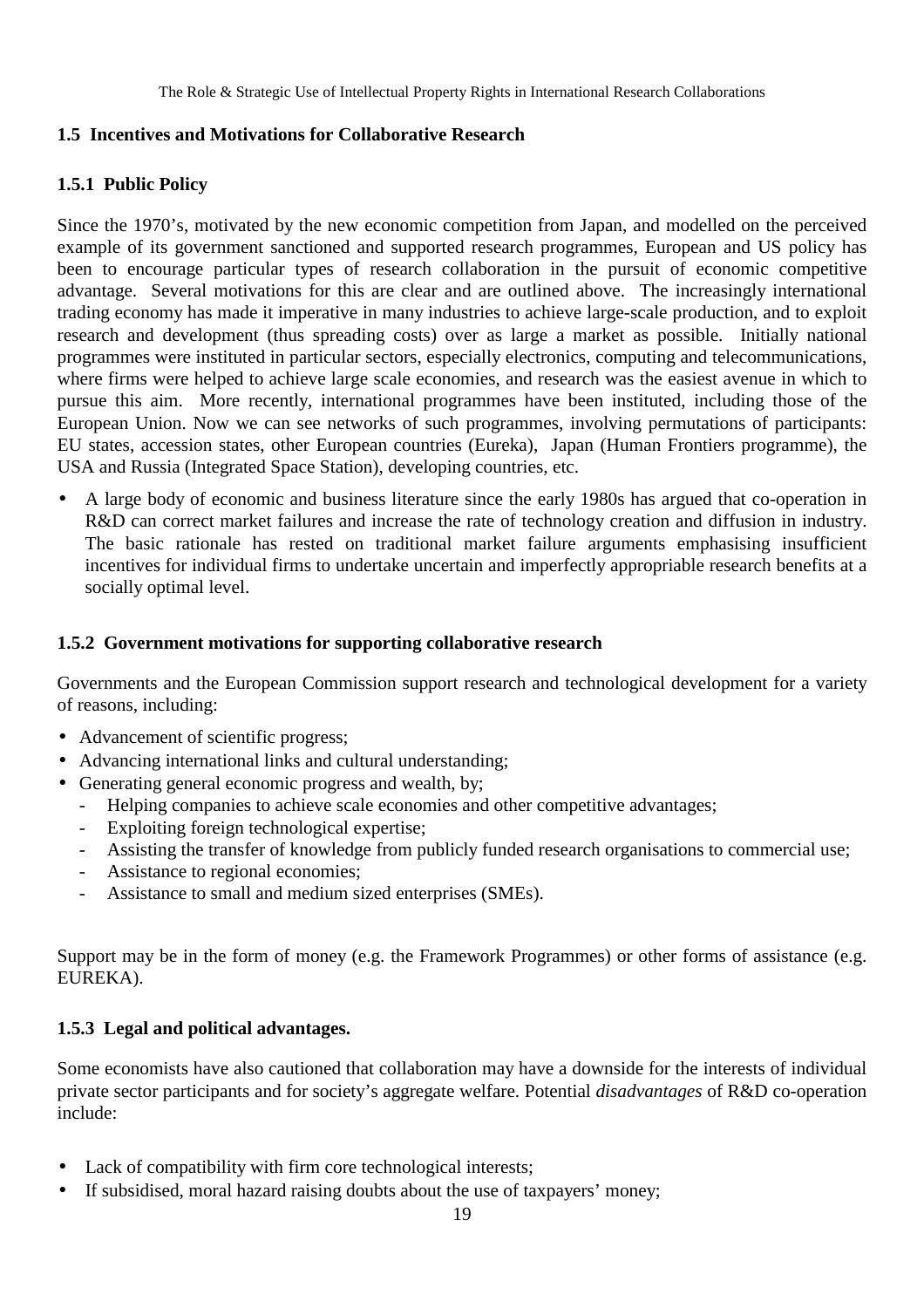## 1.5 Incentives and Motivations for Collaborative Research

### 1.5.1 Public Policy

Since the 1970's, motivated by the new economic competition from Japan, and modelled on the perceived example of its government sanctioned and supported research programmes, European and US policy has been to encourage particular types of research collaboration in the pursuit of economic competitive advantage. Several motivations for this are clear and are outlined above. The increasingly international trading economy has made it imperative in many industries to achieve large-scale production, and to exploit research and development (thus spreading costs) over as large a market as possible. Initially national programmes were instituted in particular sectors, especially electronics, computing and telecommunications, where firms were helped to achieve large scale economies, and research was the easiest avenue in which to pursue this aim. More recently, international programmes have been instituted, including those of the European Union. Now we can see networks of such programmes, involving permutations of participants: EU states, accession states, other European countries (Eureka), Japan (Human Frontiers programme), the USA and Russia (Integrated Space Station), developing countries, etc.

- A large body of economic and business literature since the early 1980s has argued that co-operation in R&D can correct market failures and increase the rate of technology creation and diffusion in industry. The basic rationale has rested on traditional market failure arguments emphasising insufficient incentives for individual firms to undertake uncertain and imperfectly appropriable research benefits at a socially optimal level.

### 1.5.2 Government motivations for supporting collaborative research

Governments and the European Commission support research and technological development for a variety of reasons, including:

- Advancement of scientific progress;
- Advancing international links and cultural understanding;
- Generating general economic progress and wealth, by;
  - Helping companies to achieve scale economies and other competitive advantages;
  - Exploiting foreign technological expertise;
  - Assisting the transfer of knowledge from publicly funded research organisations to commercial use;
  - Assistance to regional economies;
  - Assistance to small and medium sized enterprises (SMEs).

Support may be in the form of money (e.g. the Framework Programmes) or other forms of assistance (e.g. EUREKA).

### 1.5.3 Legal and political advantages.

Some economists have also cautioned that collaboration may have a downside for the interests of individual private sector participants and for society's aggregate welfare. Potential *disadvantages* of R&D co-operation include:

- Lack of compatibility with firm core technological interests;
- If subsidised, moral hazard raising doubts about the use of taxpayers' money;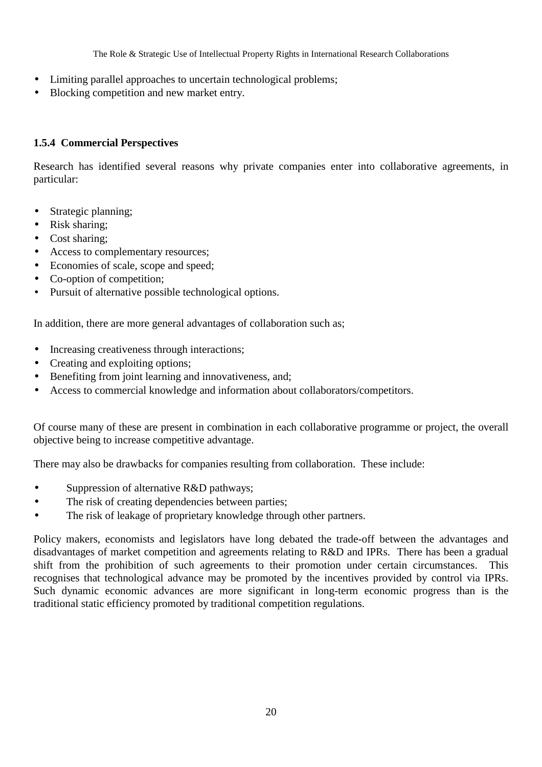- Limiting parallel approaches to uncertain technological problems;
- Blocking competition and new market entry.

#### 1.5.4 Commercial Perspectives

Research has identified several reasons why private companies enter into collaborative agreements, in particular:

- Strategic planning;
- Risk sharing;
- Cost sharing;
- Access to complementary resources;
- Economies of scale, scope and speed;
- Co-option of competition;
- Pursuit of alternative possible technological options.

In addition, there are more general advantages of collaboration such as;

- Increasing creativeness through interactions;
- Creating and exploiting options;
- Benefiting from joint learning and innovativeness, and;
- Access to commercial knowledge and information about collaborators/competitors.

Of course many of these are present in combination in each collaborative programme or project, the overall objective being to increase competitive advantage.

There may also be drawbacks for companies resulting from collaboration. These include:

- Suppression of alternative R&D pathways;
- The risk of creating dependencies between parties;
- The risk of leakage of proprietary knowledge through other partners.

Policy makers, economists and legislators have long debated the trade-off between the advantages and disadvantages of market competition and agreements relating to R&D and IPRs. There has been a gradual shift from the prohibition of such agreements to their promotion under certain circumstances. This recognises that technological advance may be promoted by the incentives provided by control via IPRs. Such dynamic economic advances are more significant in long-term economic progress than is the traditional static efficiency promoted by traditional competition regulations.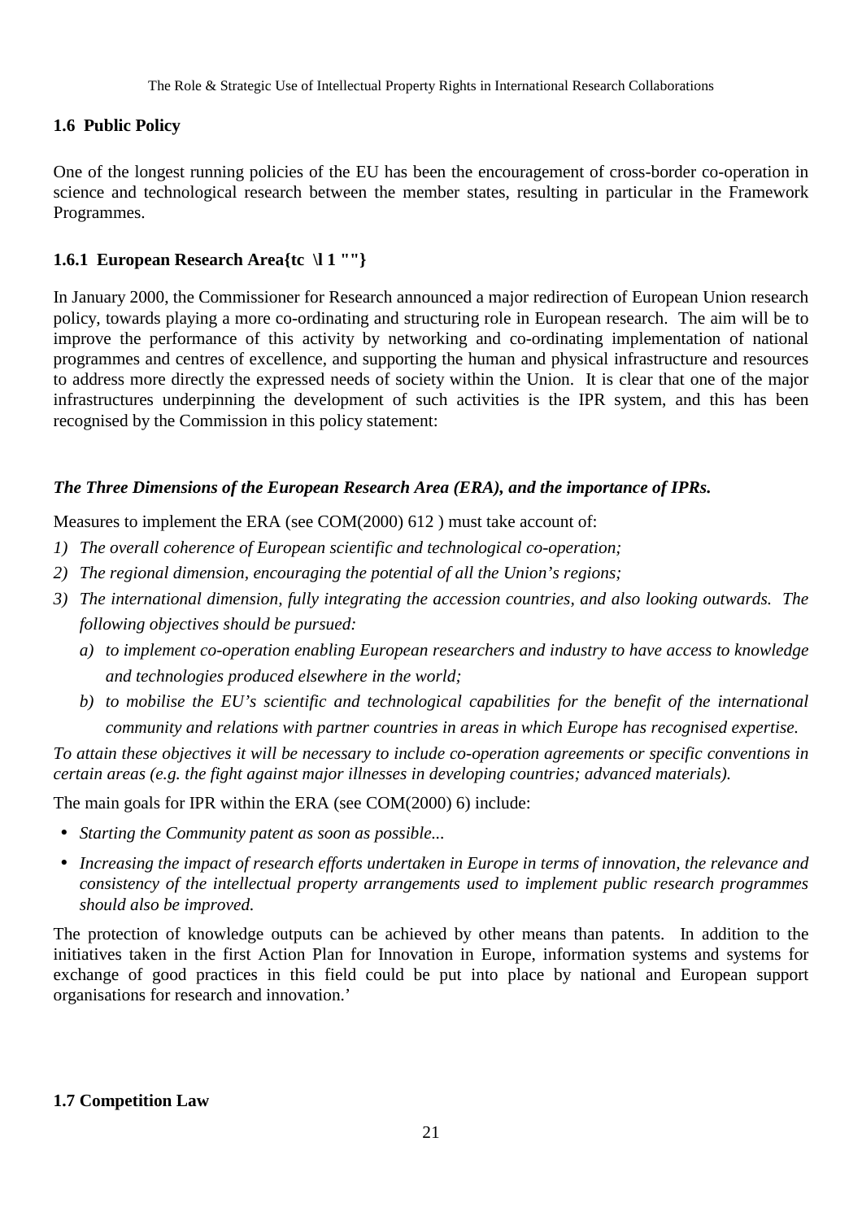### 1.6 Public Policy

One of the longest running policies of the EU has been the encouragement of cross-border co-operation in science and technological research between the member states, resulting in particular in the Framework Programmes.

#### 1.6.1 European Research Area{tc \l 1 ""}

In January 2000, the Commissioner for Research announced a major redirection of European Union research policy, towards playing a more co-ordinating and structuring role in European research. The aim will be to improve the performance of this activity by networking and co-ordinating implementation of national programmes and centres of excellence, and supporting the human and physical infrastructure and resources to address more directly the expressed needs of society within the Union. It is clear that one of the major infrastructures underpinning the development of such activities is the IPR system, and this has been recognised by the Commission in this policy statement:

***The Three Dimensions of the European Research Area (ERA), and the importance of IPRs.***

Measures to implement the ERA (see COM(2000) 612 ) must take account of:

1) *The overall coherence of European scientific and technological co-operation;*
2) *The regional dimension, encouraging the potential of all the Union's regions;*
3) *The international dimension, fully integrating the accession countries, and also looking outwards. The following objectives should be pursued:*
   a) *to implement co-operation enabling European researchers and industry to have access to knowledge and technologies produced elsewhere in the world;*
   b) *to mobilise the EU's scientific and technological capabilities for the benefit of the international community and relations with partner countries in areas in which Europe has recognised expertise.*

*To attain these objectives it will be necessary to include co-operation agreements or specific conventions in certain areas (e.g. the fight against major illnesses in developing countries; advanced materials).*

The main goals for IPR within the ERA (see COM(2000) 6) include:

- *Starting the Community patent as soon as possible...*
- *Increasing the impact of research efforts undertaken in Europe in terms of innovation, the relevance and consistency of the intellectual property arrangements used to implement public research programmes should also be improved.*

The protection of knowledge outputs can be achieved by other means than patents. In addition to the initiatives taken in the first Action Plan for Innovation in Europe, information systems and systems for exchange of good practices in this field could be put into place by national and European support organisations for research and innovation.'

### 1.7 Competition Law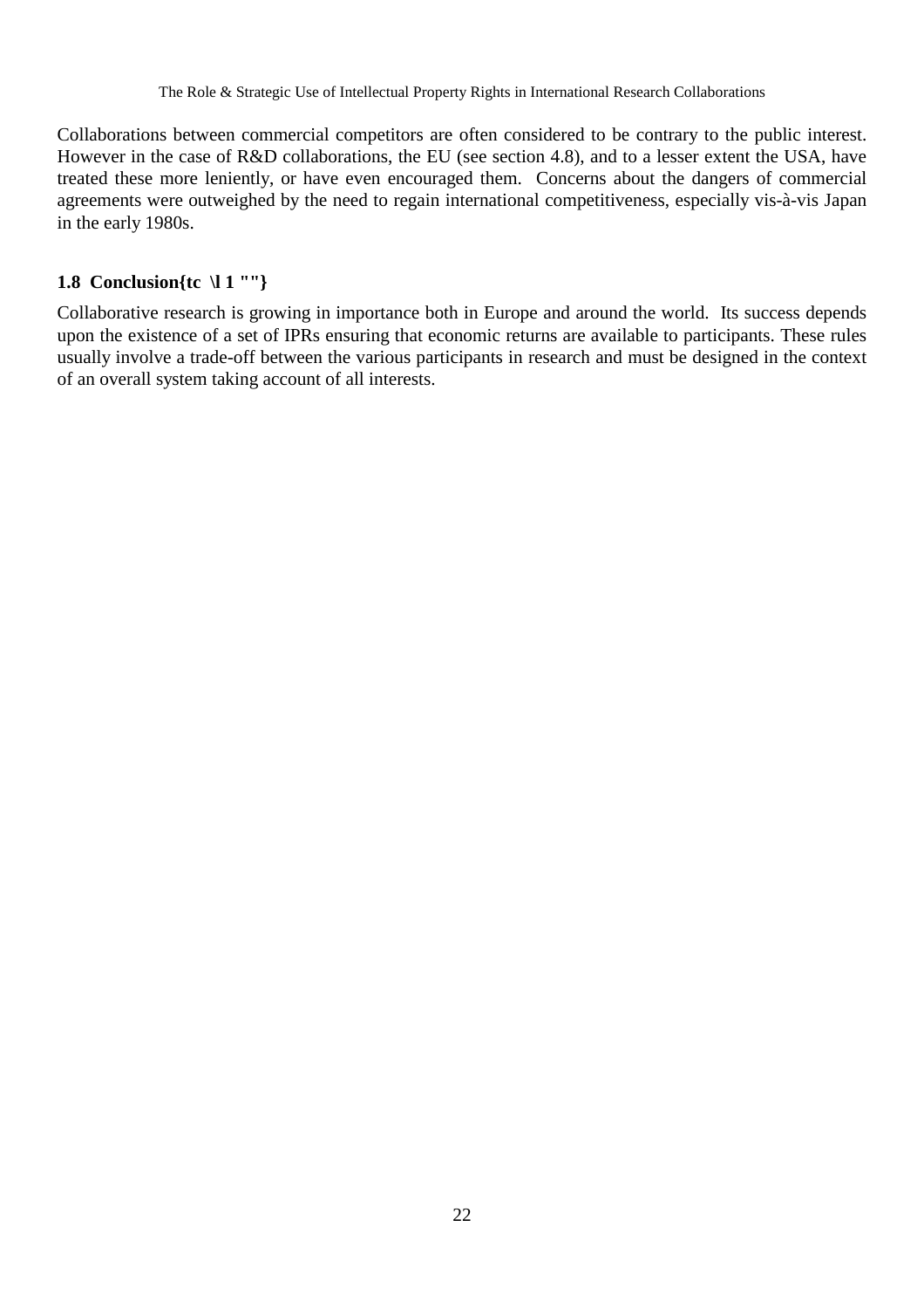Collaborations between commercial competitors are often considered to be contrary to the public interest. However in the case of R&D collaborations, the EU (see section 4.8), and to a lesser extent the USA, have treated these more leniently, or have even encouraged them.  Concerns about the dangers of commercial agreements were outweighed by the need to regain international competitiveness, especially vis-à-vis Japan in the early 1980s.

### 1.8  Conclusion{tc  \l 1 ""}

Collaborative research is growing in importance both in Europe and around the world.  Its success depends upon the existence of a set of IPRs ensuring that economic returns are available to participants. These rules usually involve a trade-off between the various participants in research and must be designed in the context of an overall system taking account of all interests.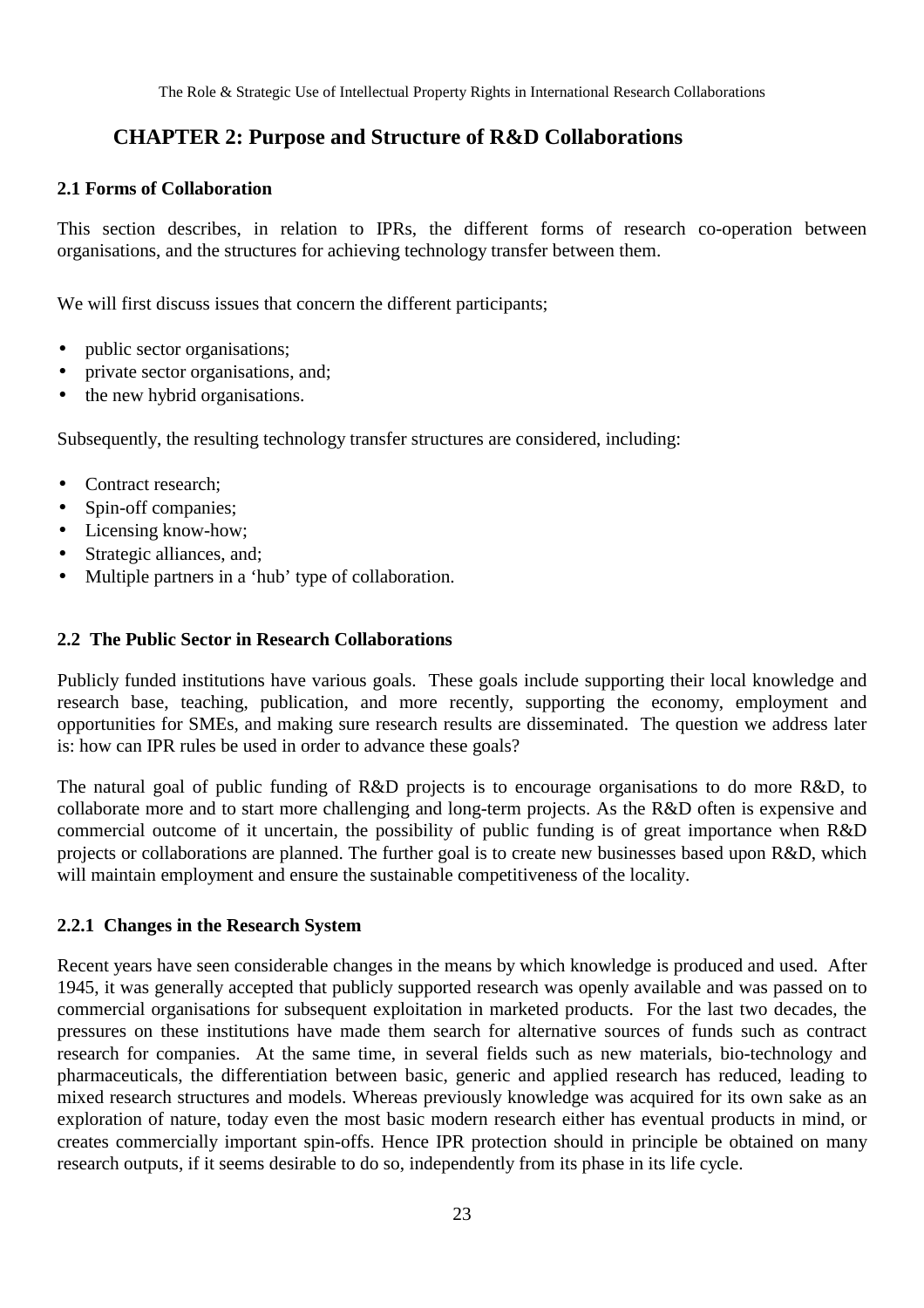# CHAPTER 2: Purpose and Structure of R&D Collaborations

## 2.1 Forms of Collaboration

This section describes, in relation to IPRs, the different forms of research co-operation between organisations, and the structures for achieving technology transfer between them.

We will first discuss issues that concern the different participants;

- public sector organisations;
- private sector organisations, and;
- the new hybrid organisations.

Subsequently, the resulting technology transfer structures are considered, including:

- Contract research;
- Spin-off companies;
- Licensing know-how;
- Strategic alliances, and;
- Multiple partners in a 'hub' type of collaboration.

## 2.2 The Public Sector in Research Collaborations

Publicly funded institutions have various goals. These goals include supporting their local knowledge and research base, teaching, publication, and more recently, supporting the economy, employment and opportunities for SMEs, and making sure research results are disseminated. The question we address later is: how can IPR rules be used in order to advance these goals?

The natural goal of public funding of R&D projects is to encourage organisations to do more R&D, to collaborate more and to start more challenging and long-term projects. As the R&D often is expensive and commercial outcome of it uncertain, the possibility of public funding is of great importance when R&D projects or collaborations are planned. The further goal is to create new businesses based upon R&D, which will maintain employment and ensure the sustainable competitiveness of the locality.

### 2.2.1 Changes in the Research System

Recent years have seen considerable changes in the means by which knowledge is produced and used. After 1945, it was generally accepted that publicly supported research was openly available and was passed on to commercial organisations for subsequent exploitation in marketed products. For the last two decades, the pressures on these institutions have made them search for alternative sources of funds such as contract research for companies. At the same time, in several fields such as new materials, bio-technology and pharmaceuticals, the differentiation between basic, generic and applied research has reduced, leading to mixed research structures and models. Whereas previously knowledge was acquired for its own sake as an exploration of nature, today even the most basic modern research either has eventual products in mind, or creates commercially important spin-offs. Hence IPR protection should in principle be obtained on many research outputs, if it seems desirable to do so, independently from its phase in its life cycle.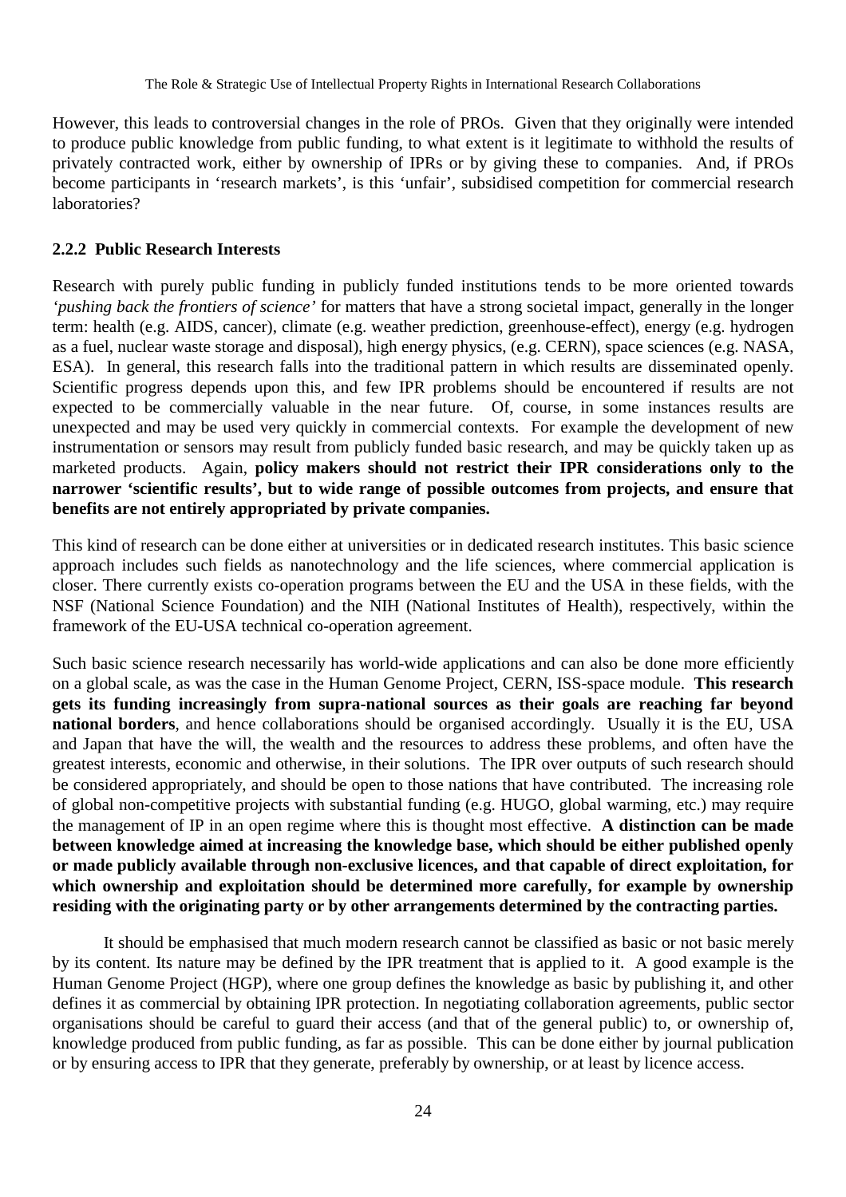However, this leads to controversial changes in the role of PROs. Given that they originally were intended to produce public knowledge from public funding, to what extent is it legitimate to withhold the results of privately contracted work, either by ownership of IPRs or by giving these to companies. And, if PROs become participants in 'research markets', is this 'unfair', subsidised competition for commercial research laboratories?

### 2.2.2 Public Research Interests

Research with purely public funding in publicly funded institutions tends to be more oriented towards *'pushing back the frontiers of science'* for matters that have a strong societal impact, generally in the longer term: health (e.g. AIDS, cancer), climate (e.g. weather prediction, greenhouse-effect), energy (e.g. hydrogen as a fuel, nuclear waste storage and disposal), high energy physics, (e.g. CERN), space sciences (e.g. NASA, ESA). In general, this research falls into the traditional pattern in which results are disseminated openly. Scientific progress depends upon this, and few IPR problems should be encountered if results are not expected to be commercially valuable in the near future. Of, course, in some instances results are unexpected and may be used very quickly in commercial contexts. For example the development of new instrumentation or sensors may result from publicly funded basic research, and may be quickly taken up as marketed products. Again, **policy makers should not restrict their IPR considerations only to the narrower 'scientific results', but to wide range of possible outcomes from projects, and ensure that benefits are not entirely appropriated by private companies.**

This kind of research can be done either at universities or in dedicated research institutes. This basic science approach includes such fields as nanotechnology and the life sciences, where commercial application is closer. There currently exists co-operation programs between the EU and the USA in these fields, with the NSF (National Science Foundation) and the NIH (National Institutes of Health), respectively, within the framework of the EU-USA technical co-operation agreement.

Such basic science research necessarily has world-wide applications and can also be done more efficiently on a global scale, as was the case in the Human Genome Project, CERN, ISS-space module. **This research gets its funding increasingly from supra-national sources as their goals are reaching far beyond national borders**, and hence collaborations should be organised accordingly. Usually it is the EU, USA and Japan that have the will, the wealth and the resources to address these problems, and often have the greatest interests, economic and otherwise, in their solutions. The IPR over outputs of such research should be considered appropriately, and should be open to those nations that have contributed. The increasing role of global non-competitive projects with substantial funding (e.g. HUGO, global warming, etc.) may require the management of IP in an open regime where this is thought most effective. **A distinction can be made between knowledge aimed at increasing the knowledge base, which should be either published openly or made publicly available through non-exclusive licences, and that capable of direct exploitation, for which ownership and exploitation should be determined more carefully, for example by ownership residing with the originating party or by other arrangements determined by the contracting parties.**

It should be emphasised that much modern research cannot be classified as basic or not basic merely by its content. Its nature may be defined by the IPR treatment that is applied to it. A good example is the Human Genome Project (HGP), where one group defines the knowledge as basic by publishing it, and other defines it as commercial by obtaining IPR protection. In negotiating collaboration agreements, public sector organisations should be careful to guard their access (and that of the general public) to, or ownership of, knowledge produced from public funding, as far as possible. This can be done either by journal publication or by ensuring access to IPR that they generate, preferably by ownership, or at least by licence access.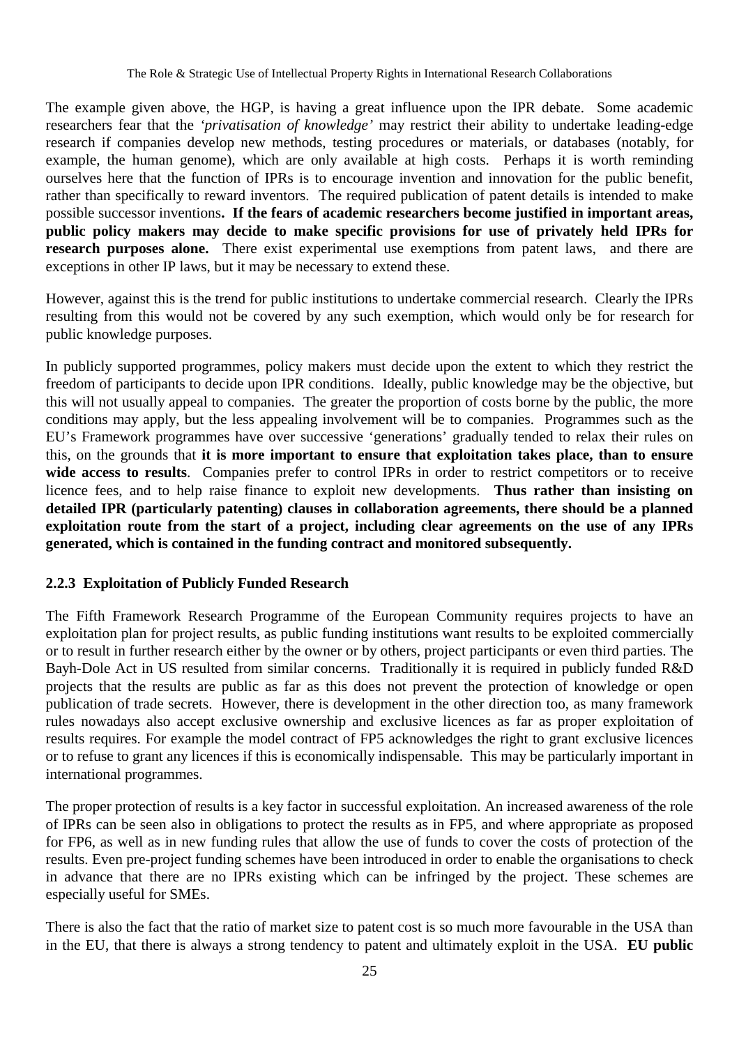The example given above, the HGP, is having a great influence upon the IPR debate. Some academic researchers fear that the *'privatisation of knowledge'* may restrict their ability to undertake leading-edge research if companies develop new methods, testing procedures or materials, or databases (notably, for example, the human genome), which are only available at high costs. Perhaps it is worth reminding ourselves here that the function of IPRs is to encourage invention and innovation for the public benefit, rather than specifically to reward inventors. The required publication of patent details is intended to make possible successor inventions**. If the fears of academic researchers become justified in important areas, public policy makers may decide to make specific provisions for use of privately held IPRs for research purposes alone.** There exist experimental use exemptions from patent laws, and there are exceptions in other IP laws, but it may be necessary to extend these.

However, against this is the trend for public institutions to undertake commercial research. Clearly the IPRs resulting from this would not be covered by any such exemption, which would only be for research for public knowledge purposes.

In publicly supported programmes, policy makers must decide upon the extent to which they restrict the freedom of participants to decide upon IPR conditions. Ideally, public knowledge may be the objective, but this will not usually appeal to companies. The greater the proportion of costs borne by the public, the more conditions may apply, but the less appealing involvement will be to companies. Programmes such as the EU's Framework programmes have over successive 'generations' gradually tended to relax their rules on this, on the grounds that **it is more important to ensure that exploitation takes place, than to ensure wide access to results**. Companies prefer to control IPRs in order to restrict competitors or to receive licence fees, and to help raise finance to exploit new developments. **Thus rather than insisting on detailed IPR (particularly patenting) clauses in collaboration agreements, there should be a planned exploitation route from the start of a project, including clear agreements on the use of any IPRs generated, which is contained in the funding contract and monitored subsequently.**

### 2.2.3 Exploitation of Publicly Funded Research

The Fifth Framework Research Programme of the European Community requires projects to have an exploitation plan for project results, as public funding institutions want results to be exploited commercially or to result in further research either by the owner or by others, project participants or even third parties. The Bayh-Dole Act in US resulted from similar concerns. Traditionally it is required in publicly funded R&D projects that the results are public as far as this does not prevent the protection of knowledge or open publication of trade secrets. However, there is development in the other direction too, as many framework rules nowadays also accept exclusive ownership and exclusive licences as far as proper exploitation of results requires. For example the model contract of FP5 acknowledges the right to grant exclusive licences or to refuse to grant any licences if this is economically indispensable. This may be particularly important in international programmes.

The proper protection of results is a key factor in successful exploitation. An increased awareness of the role of IPRs can be seen also in obligations to protect the results as in FP5, and where appropriate as proposed for FP6, as well as in new funding rules that allow the use of funds to cover the costs of protection of the results. Even pre-project funding schemes have been introduced in order to enable the organisations to check in advance that there are no IPRs existing which can be infringed by the project. These schemes are especially useful for SMEs.

There is also the fact that the ratio of market size to patent cost is so much more favourable in the USA than in the EU, that there is always a strong tendency to patent and ultimately exploit in the USA. **EU public**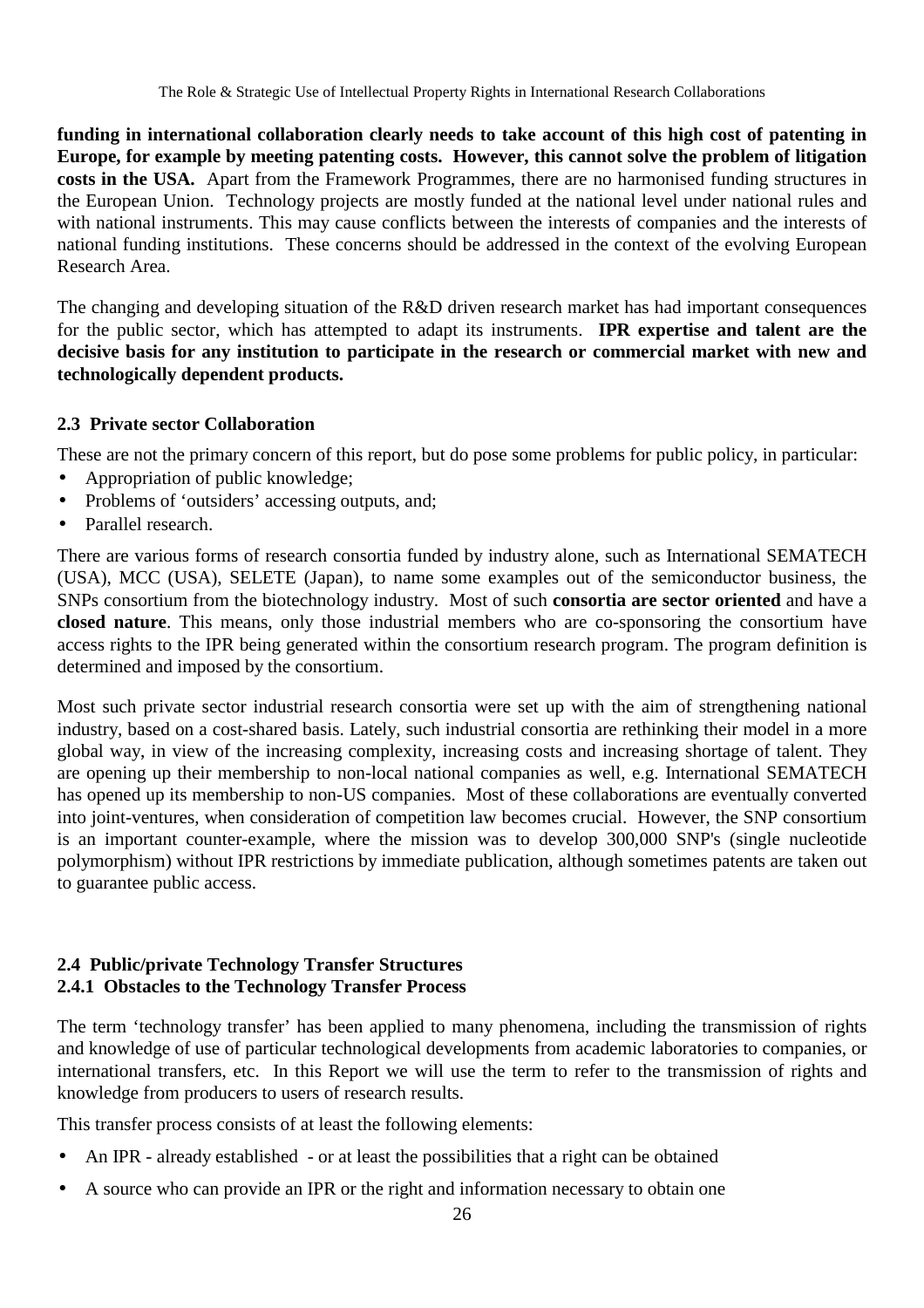**funding in international collaboration clearly needs to take account of this high cost of patenting in Europe, for example by meeting patenting costs. However, this cannot solve the problem of litigation costs in the USA.** Apart from the Framework Programmes, there are no harmonised funding structures in the European Union. Technology projects are mostly funded at the national level under national rules and with national instruments. This may cause conflicts between the interests of companies and the interests of national funding institutions. These concerns should be addressed in the context of the evolving European Research Area.

The changing and developing situation of the R&D driven research market has had important consequences for the public sector, which has attempted to adapt its instruments. **IPR expertise and talent are the decisive basis for any institution to participate in the research or commercial market with new and technologically dependent products.**

### 2.3 Private sector Collaboration

These are not the primary concern of this report, but do pose some problems for public policy, in particular:

- Appropriation of public knowledge;
- Problems of 'outsiders' accessing outputs, and;
- Parallel research.

There are various forms of research consortia funded by industry alone, such as International SEMATECH (USA), MCC (USA), SELETE (Japan), to name some examples out of the semiconductor business, the SNPs consortium from the biotechnology industry. Most of such **consortia are sector oriented** and have a **closed nature**. This means, only those industrial members who are co-sponsoring the consortium have access rights to the IPR being generated within the consortium research program. The program definition is determined and imposed by the consortium.

Most such private sector industrial research consortia were set up with the aim of strengthening national industry, based on a cost-shared basis. Lately, such industrial consortia are rethinking their model in a more global way, in view of the increasing complexity, increasing costs and increasing shortage of talent. They are opening up their membership to non-local national companies as well, e.g. International SEMATECH has opened up its membership to non-US companies. Most of these collaborations are eventually converted into joint-ventures, when consideration of competition law becomes crucial. However, the SNP consortium is an important counter-example, where the mission was to develop 300,000 SNP's (single nucleotide polymorphism) without IPR restrictions by immediate publication, although sometimes patents are taken out to guarantee public access.

### 2.4 Public/private Technology Transfer Structures

#### 2.4.1 Obstacles to the Technology Transfer Process

The term 'technology transfer' has been applied to many phenomena, including the transmission of rights and knowledge of use of particular technological developments from academic laboratories to companies, or international transfers, etc. In this Report we will use the term to refer to the transmission of rights and knowledge from producers to users of research results.

This transfer process consists of at least the following elements:

- An IPR - already established - or at least the possibilities that a right can be obtained
- A source who can provide an IPR or the right and information necessary to obtain one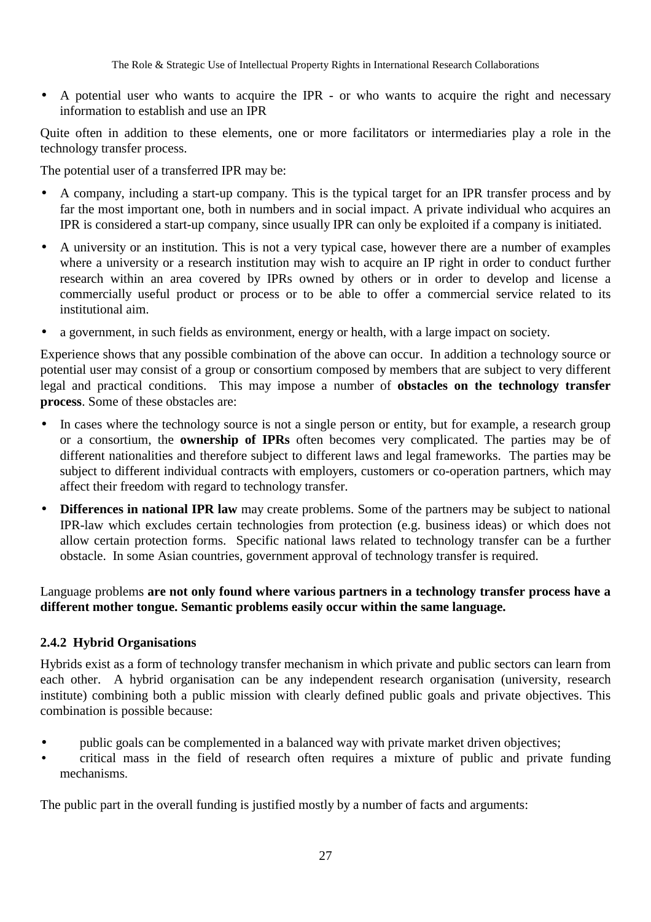- A potential user who wants to acquire the IPR - or who wants to acquire the right and necessary information to establish and use an IPR

Quite often in addition to these elements, one or more facilitators or intermediaries play a role in the technology transfer process.

The potential user of a transferred IPR may be:

- A company, including a start-up company. This is the typical target for an IPR transfer process and by far the most important one, both in numbers and in social impact. A private individual who acquires an IPR is considered a start-up company, since usually IPR can only be exploited if a company is initiated.
- A university or an institution. This is not a very typical case, however there are a number of examples where a university or a research institution may wish to acquire an IP right in order to conduct further research within an area covered by IPRs owned by others or in order to develop and license a commercially useful product or process or to be able to offer a commercial service related to its institutional aim.
- a government, in such fields as environment, energy or health, with a large impact on society.

Experience shows that any possible combination of the above can occur. In addition a technology source or potential user may consist of a group or consortium composed by members that are subject to very different legal and practical conditions. This may impose a number of **obstacles on the technology transfer process**. Some of these obstacles are:

- In cases where the technology source is not a single person or entity, but for example, a research group or a consortium, the **ownership of IPRs** often becomes very complicated. The parties may be of different nationalities and therefore subject to different laws and legal frameworks. The parties may be subject to different individual contracts with employers, customers or co-operation partners, which may affect their freedom with regard to technology transfer.
- **Differences in national IPR law** may create problems. Some of the partners may be subject to national IPR-law which excludes certain technologies from protection (e.g. business ideas) or which does not allow certain protection forms. Specific national laws related to technology transfer can be a further obstacle. In some Asian countries, government approval of technology transfer is required.

Language problems **are not only found where various partners in a technology transfer process have a different mother tongue. Semantic problems easily occur within the same language.**

### 2.4.2 Hybrid Organisations

Hybrids exist as a form of technology transfer mechanism in which private and public sectors can learn from each other. A hybrid organisation can be any independent research organisation (university, research institute) combining both a public mission with clearly defined public goals and private objectives. This combination is possible because:

- public goals can be complemented in a balanced way with private market driven objectives;
- critical mass in the field of research often requires a mixture of public and private funding mechanisms.

The public part in the overall funding is justified mostly by a number of facts and arguments: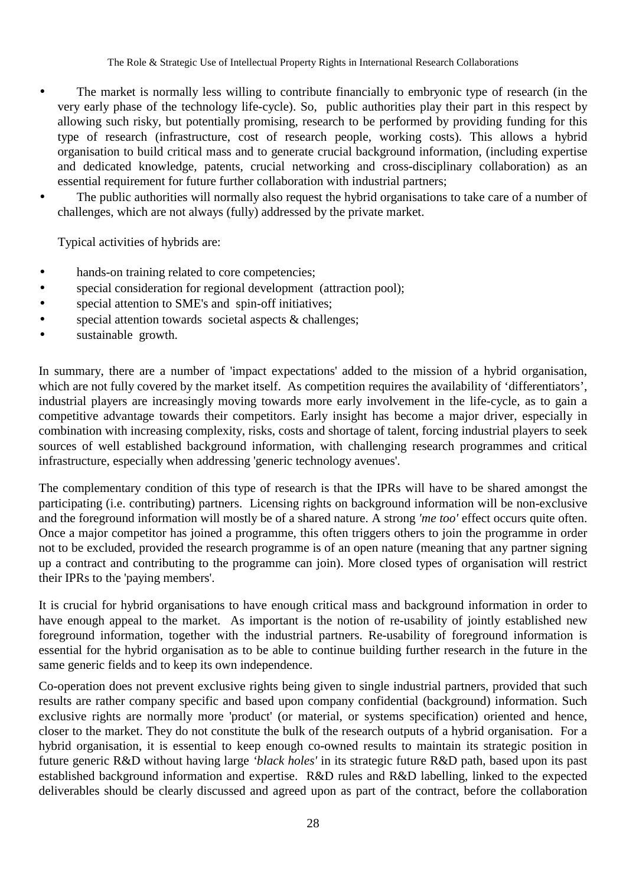- The market is normally less willing to contribute financially to embryonic type of research (in the very early phase of the technology life-cycle). So, public authorities play their part in this respect by allowing such risky, but potentially promising, research to be performed by providing funding for this type of research (infrastructure, cost of research people, working costs). This allows a hybrid organisation to build critical mass and to generate crucial background information, (including expertise and dedicated knowledge, patents, crucial networking and cross-disciplinary collaboration) as an essential requirement for future further collaboration with industrial partners;
- The public authorities will normally also request the hybrid organisations to take care of a number of challenges, which are not always (fully) addressed by the private market.

Typical activities of hybrids are:

- hands-on training related to core competencies;
- special consideration for regional development (attraction pool);
- special attention to SME's and spin-off initiatives;
- special attention towards societal aspects & challenges;
- sustainable growth.

In summary, there are a number of 'impact expectations' added to the mission of a hybrid organisation, which are not fully covered by the market itself. As competition requires the availability of 'differentiators', industrial players are increasingly moving towards more early involvement in the life-cycle, as to gain a competitive advantage towards their competitors. Early insight has become a major driver, especially in combination with increasing complexity, risks, costs and shortage of talent, forcing industrial players to seek sources of well established background information, with challenging research programmes and critical infrastructure, especially when addressing 'generic technology avenues'.

The complementary condition of this type of research is that the IPRs will have to be shared amongst the participating (i.e. contributing) partners. Licensing rights on background information will be non-exclusive and the foreground information will mostly be of a shared nature. A strong *'me too'* effect occurs quite often. Once a major competitor has joined a programme, this often triggers others to join the programme in order not to be excluded, provided the research programme is of an open nature (meaning that any partner signing up a contract and contributing to the programme can join). More closed types of organisation will restrict their IPRs to the 'paying members'.

It is crucial for hybrid organisations to have enough critical mass and background information in order to have enough appeal to the market. As important is the notion of re-usability of jointly established new foreground information, together with the industrial partners. Re-usability of foreground information is essential for the hybrid organisation as to be able to continue building further research in the future in the same generic fields and to keep its own independence.

Co-operation does not prevent exclusive rights being given to single industrial partners, provided that such results are rather company specific and based upon company confidential (background) information. Such exclusive rights are normally more 'product' (or material, or systems specification) oriented and hence, closer to the market. They do not constitute the bulk of the research outputs of a hybrid organisation. For a hybrid organisation, it is essential to keep enough co-owned results to maintain its strategic position in future generic R&D without having large *'black holes'* in its strategic future R&D path, based upon its past established background information and expertise. R&D rules and R&D labelling, linked to the expected deliverables should be clearly discussed and agreed upon as part of the contract, before the collaboration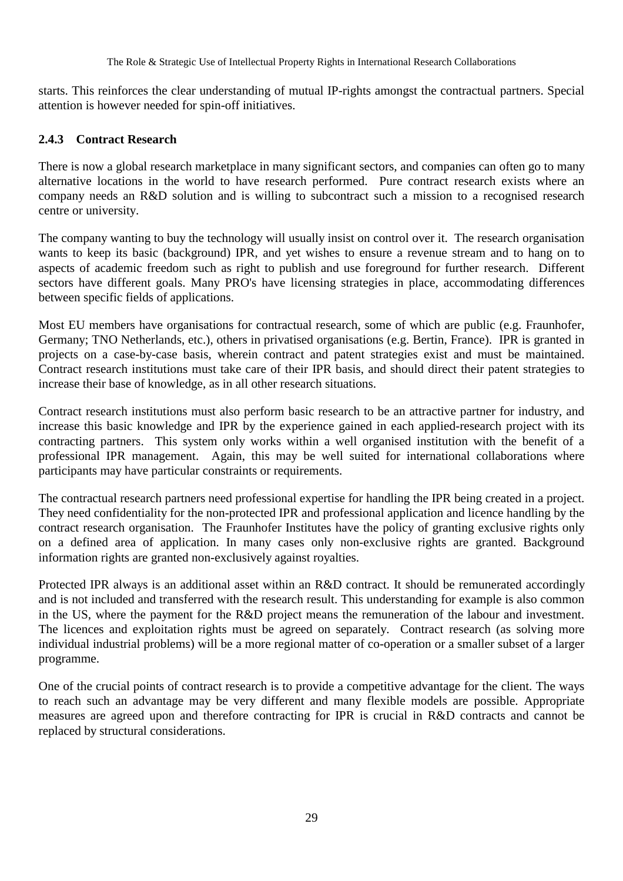starts. This reinforces the clear understanding of mutual IP-rights amongst the contractual partners. Special attention is however needed for spin-off initiatives.

### 2.4.3 Contract Research

There is now a global research marketplace in many significant sectors, and companies can often go to many alternative locations in the world to have research performed. Pure contract research exists where an company needs an R&D solution and is willing to subcontract such a mission to a recognised research centre or university.

The company wanting to buy the technology will usually insist on control over it. The research organisation wants to keep its basic (background) IPR, and yet wishes to ensure a revenue stream and to hang on to aspects of academic freedom such as right to publish and use foreground for further research. Different sectors have different goals. Many PRO's have licensing strategies in place, accommodating differences between specific fields of applications.

Most EU members have organisations for contractual research, some of which are public (e.g. Fraunhofer, Germany; TNO Netherlands, etc.), others in privatised organisations (e.g. Bertin, France). IPR is granted in projects on a case-by-case basis, wherein contract and patent strategies exist and must be maintained. Contract research institutions must take care of their IPR basis, and should direct their patent strategies to increase their base of knowledge, as in all other research situations.

Contract research institutions must also perform basic research to be an attractive partner for industry, and increase this basic knowledge and IPR by the experience gained in each applied-research project with its contracting partners. This system only works within a well organised institution with the benefit of a professional IPR management. Again, this may be well suited for international collaborations where participants may have particular constraints or requirements.

The contractual research partners need professional expertise for handling the IPR being created in a project. They need confidentiality for the non-protected IPR and professional application and licence handling by the contract research organisation. The Fraunhofer Institutes have the policy of granting exclusive rights only on a defined area of application. In many cases only non-exclusive rights are granted. Background information rights are granted non-exclusively against royalties.

Protected IPR always is an additional asset within an R&D contract. It should be remunerated accordingly and is not included and transferred with the research result. This understanding for example is also common in the US, where the payment for the R&D project means the remuneration of the labour and investment. The licences and exploitation rights must be agreed on separately. Contract research (as solving more individual industrial problems) will be a more regional matter of co-operation or a smaller subset of a larger programme.

One of the crucial points of contract research is to provide a competitive advantage for the client. The ways to reach such an advantage may be very different and many flexible models are possible. Appropriate measures are agreed upon and therefore contracting for IPR is crucial in R&D contracts and cannot be replaced by structural considerations.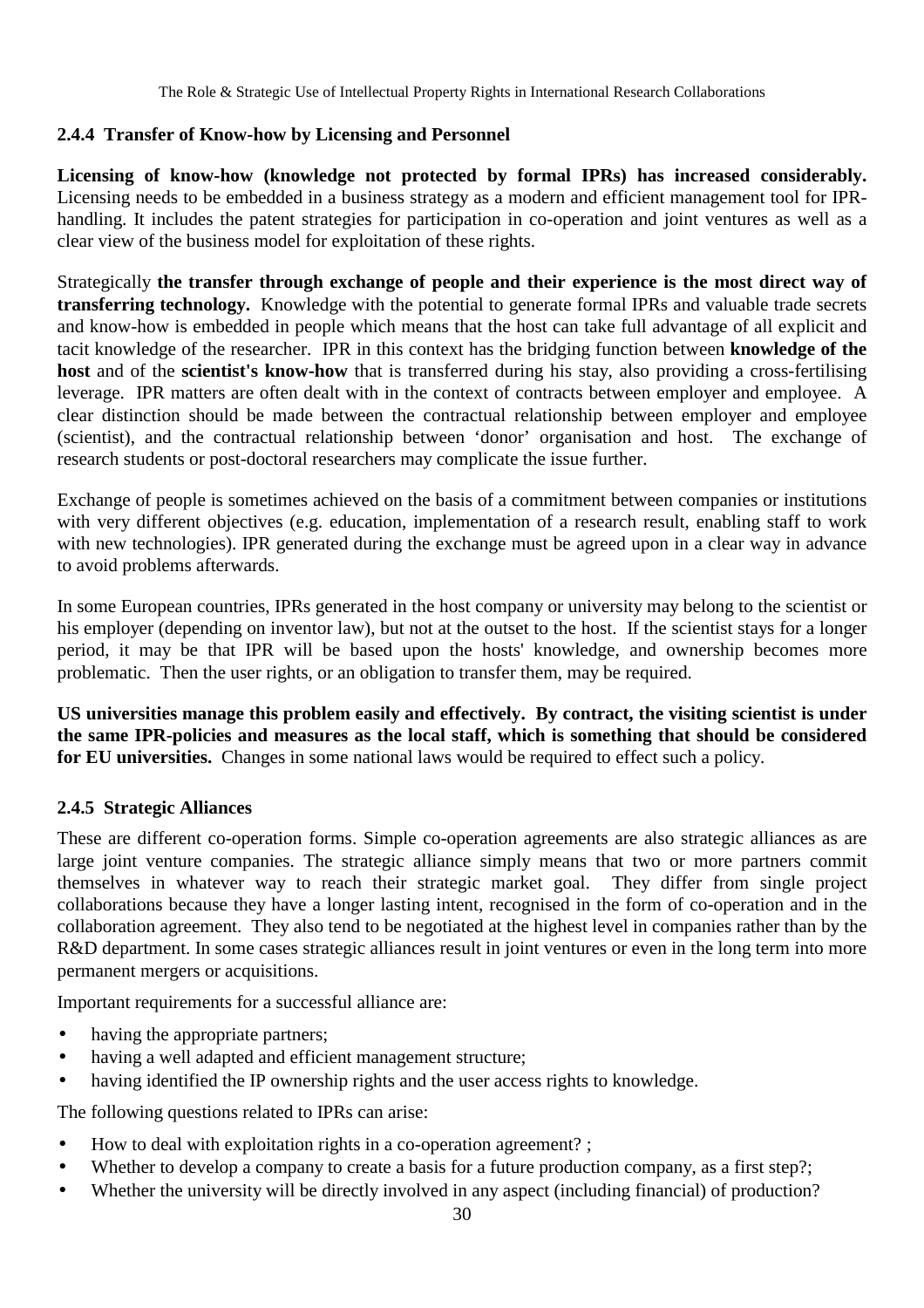### 2.4.4 Transfer of Know-how by Licensing and Personnel

**Licensing of know-how (knowledge not protected by formal IPRs) has increased considerably.** Licensing needs to be embedded in a business strategy as a modern and efficient management tool for IPR-handling. It includes the patent strategies for participation in co-operation and joint ventures as well as a clear view of the business model for exploitation of these rights.

Strategically **the transfer through exchange of people and their experience is the most direct way of transferring technology.** Knowledge with the potential to generate formal IPRs and valuable trade secrets and know-how is embedded in people which means that the host can take full advantage of all explicit and tacit knowledge of the researcher. IPR in this context has the bridging function between **knowledge of the host** and of the **scientist's know-how** that is transferred during his stay, also providing a cross-fertilising leverage. IPR matters are often dealt with in the context of contracts between employer and employee. A clear distinction should be made between the contractual relationship between employer and employee (scientist), and the contractual relationship between 'donor' organisation and host. The exchange of research students or post-doctoral researchers may complicate the issue further.

Exchange of people is sometimes achieved on the basis of a commitment between companies or institutions with very different objectives (e.g. education, implementation of a research result, enabling staff to work with new technologies). IPR generated during the exchange must be agreed upon in a clear way in advance to avoid problems afterwards.

In some European countries, IPRs generated in the host company or university may belong to the scientist or his employer (depending on inventor law), but not at the outset to the host. If the scientist stays for a longer period, it may be that IPR will be based upon the hosts' knowledge, and ownership becomes more problematic. Then the user rights, or an obligation to transfer them, may be required.

**US universities manage this problem easily and effectively. By contract, the visiting scientist is under the same IPR-policies and measures as the local staff, which is something that should be considered for EU universities.** Changes in some national laws would be required to effect such a policy.

### 2.4.5 Strategic Alliances

These are different co-operation forms. Simple co-operation agreements are also strategic alliances as are large joint venture companies. The strategic alliance simply means that two or more partners commit themselves in whatever way to reach their strategic market goal. They differ from single project collaborations because they have a longer lasting intent, recognised in the form of co-operation and in the collaboration agreement. They also tend to be negotiated at the highest level in companies rather than by the R&D department. In some cases strategic alliances result in joint ventures or even in the long term into more permanent mergers or acquisitions.

Important requirements for a successful alliance are:

- having the appropriate partners;
- having a well adapted and efficient management structure;
- having identified the IP ownership rights and the user access rights to knowledge.

The following questions related to IPRs can arise:

- How to deal with exploitation rights in a co-operation agreement? ;
- Whether to develop a company to create a basis for a future production company, as a first step?;
- Whether the university will be directly involved in any aspect (including financial) of production?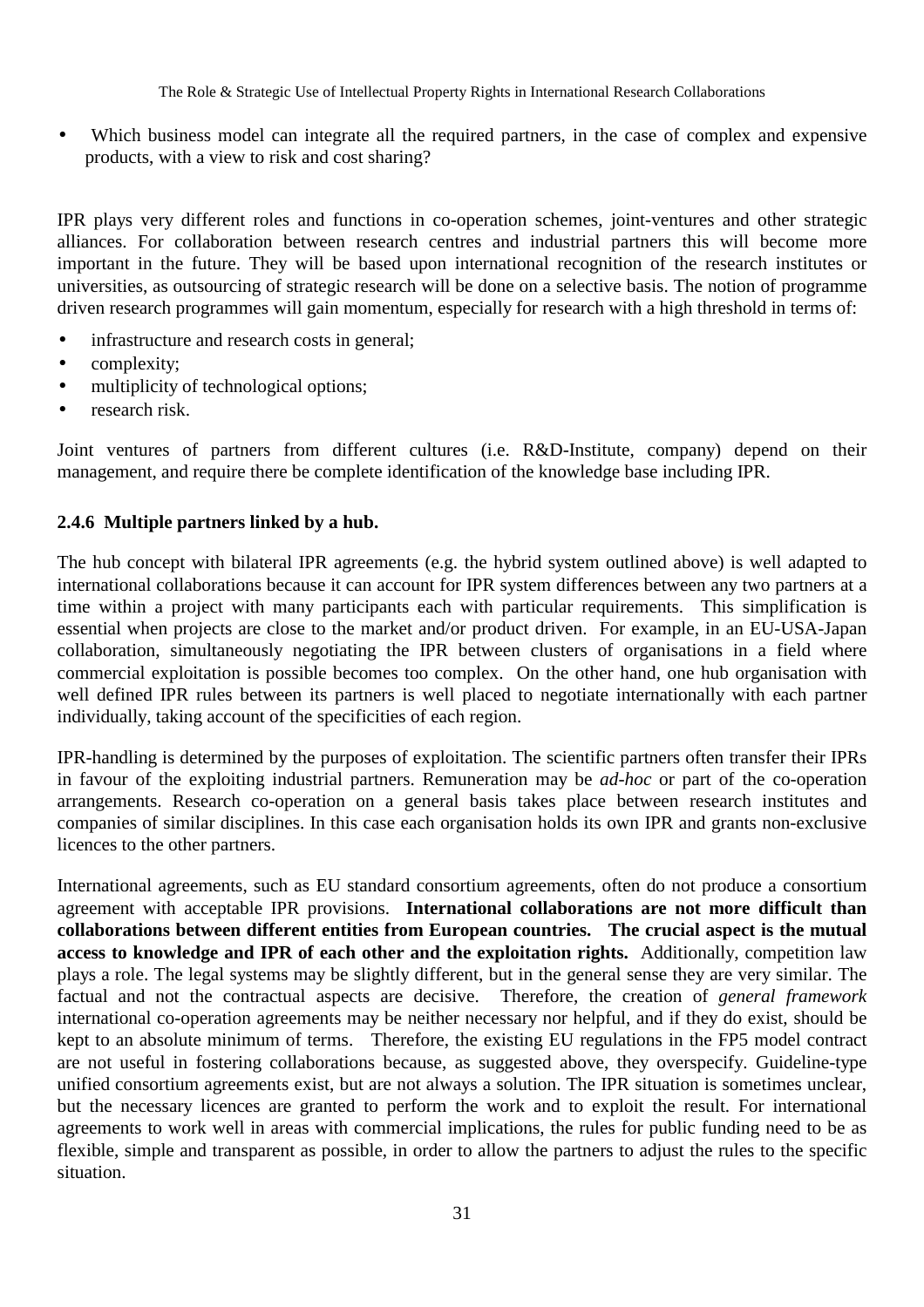- Which business model can integrate all the required partners, in the case of complex and expensive products, with a view to risk and cost sharing?

IPR plays very different roles and functions in co-operation schemes, joint-ventures and other strategic alliances. For collaboration between research centres and industrial partners this will become more important in the future. They will be based upon international recognition of the research institutes or universities, as outsourcing of strategic research will be done on a selective basis. The notion of programme driven research programmes will gain momentum, especially for research with a high threshold in terms of:

- infrastructure and research costs in general;
- complexity;
- multiplicity of technological options;
- research risk.

Joint ventures of partners from different cultures (i.e. R&D-Institute, company) depend on their management, and require there be complete identification of the knowledge base including IPR.

### 2.4.6 Multiple partners linked by a hub.

The hub concept with bilateral IPR agreements (e.g. the hybrid system outlined above) is well adapted to international collaborations because it can account for IPR system differences between any two partners at a time within a project with many participants each with particular requirements. This simplification is essential when projects are close to the market and/or product driven. For example, in an EU-USA-Japan collaboration, simultaneously negotiating the IPR between clusters of organisations in a field where commercial exploitation is possible becomes too complex. On the other hand, one hub organisation with well defined IPR rules between its partners is well placed to negotiate internationally with each partner individually, taking account of the specificities of each region.

IPR-handling is determined by the purposes of exploitation. The scientific partners often transfer their IPRs in favour of the exploiting industrial partners. Remuneration may be *ad-hoc* or part of the co-operation arrangements. Research co-operation on a general basis takes place between research institutes and companies of similar disciplines. In this case each organisation holds its own IPR and grants non-exclusive licences to the other partners.

International agreements, such as EU standard consortium agreements, often do not produce a consortium agreement with acceptable IPR provisions. **International collaborations are not more difficult than collaborations between different entities from European countries. The crucial aspect is the mutual access to knowledge and IPR of each other and the exploitation rights.** Additionally, competition law plays a role. The legal systems may be slightly different, but in the general sense they are very similar. The factual and not the contractual aspects are decisive. Therefore, the creation of *general framework* international co-operation agreements may be neither necessary nor helpful, and if they do exist, should be kept to an absolute minimum of terms. Therefore, the existing EU regulations in the FP5 model contract are not useful in fostering collaborations because, as suggested above, they overspecify. Guideline-type unified consortium agreements exist, but are not always a solution. The IPR situation is sometimes unclear, but the necessary licences are granted to perform the work and to exploit the result. For international agreements to work well in areas with commercial implications, the rules for public funding need to be as flexible, simple and transparent as possible, in order to allow the partners to adjust the rules to the specific situation.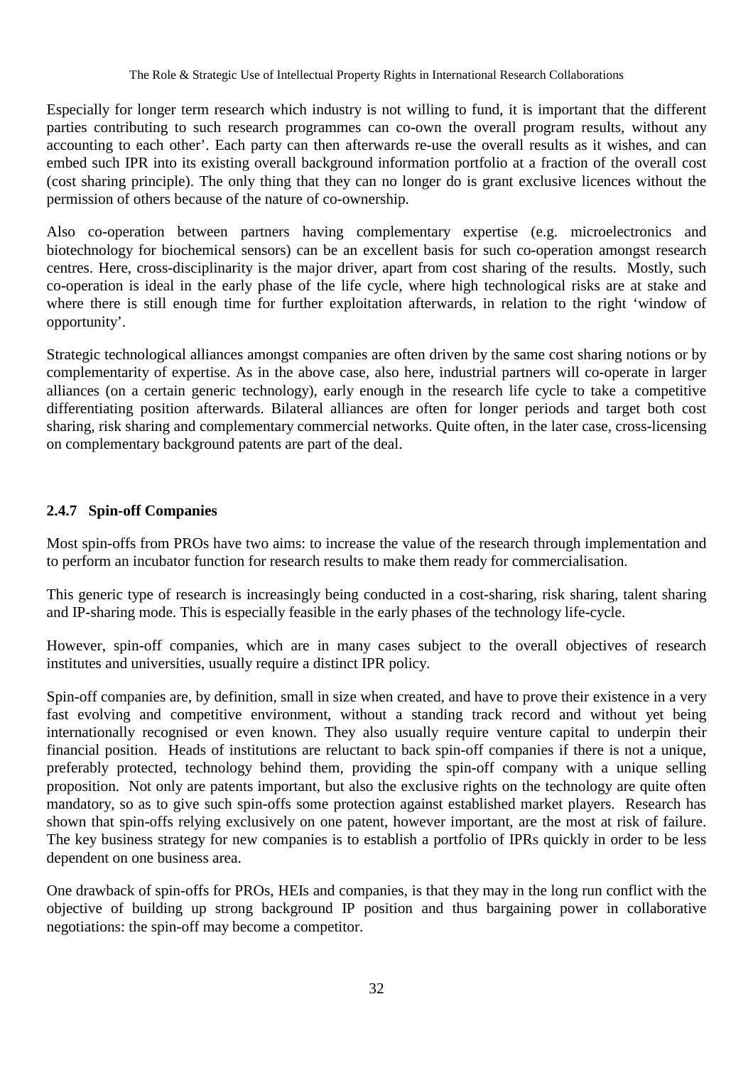Especially for longer term research which industry is not willing to fund, it is important that the different parties contributing to such research programmes can co-own the overall program results, without any accounting to each other'. Each party can then afterwards re-use the overall results as it wishes, and can embed such IPR into its existing overall background information portfolio at a fraction of the overall cost (cost sharing principle). The only thing that they can no longer do is grant exclusive licences without the permission of others because of the nature of co-ownership.

Also co-operation between partners having complementary expertise (e.g. microelectronics and biotechnology for biochemical sensors) can be an excellent basis for such co-operation amongst research centres. Here, cross-disciplinarity is the major driver, apart from cost sharing of the results. Mostly, such co-operation is ideal in the early phase of the life cycle, where high technological risks are at stake and where there is still enough time for further exploitation afterwards, in relation to the right 'window of opportunity'.

Strategic technological alliances amongst companies are often driven by the same cost sharing notions or by complementarity of expertise. As in the above case, also here, industrial partners will co-operate in larger alliances (on a certain generic technology), early enough in the research life cycle to take a competitive differentiating position afterwards. Bilateral alliances are often for longer periods and target both cost sharing, risk sharing and complementary commercial networks. Quite often, in the later case, cross-licensing on complementary background patents are part of the deal.

### 2.4.7 Spin-off Companies

Most spin-offs from PROs have two aims: to increase the value of the research through implementation and to perform an incubator function for research results to make them ready for commercialisation.

This generic type of research is increasingly being conducted in a cost-sharing, risk sharing, talent sharing and IP-sharing mode. This is especially feasible in the early phases of the technology life-cycle.

However, spin-off companies, which are in many cases subject to the overall objectives of research institutes and universities, usually require a distinct IPR policy.

Spin-off companies are, by definition, small in size when created, and have to prove their existence in a very fast evolving and competitive environment, without a standing track record and without yet being internationally recognised or even known. They also usually require venture capital to underpin their financial position. Heads of institutions are reluctant to back spin-off companies if there is not a unique, preferably protected, technology behind them, providing the spin-off company with a unique selling proposition. Not only are patents important, but also the exclusive rights on the technology are quite often mandatory, so as to give such spin-offs some protection against established market players. Research has shown that spin-offs relying exclusively on one patent, however important, are the most at risk of failure. The key business strategy for new companies is to establish a portfolio of IPRs quickly in order to be less dependent on one business area.

One drawback of spin-offs for PROs, HEIs and companies, is that they may in the long run conflict with the objective of building up strong background IP position and thus bargaining power in collaborative negotiations: the spin-off may become a competitor.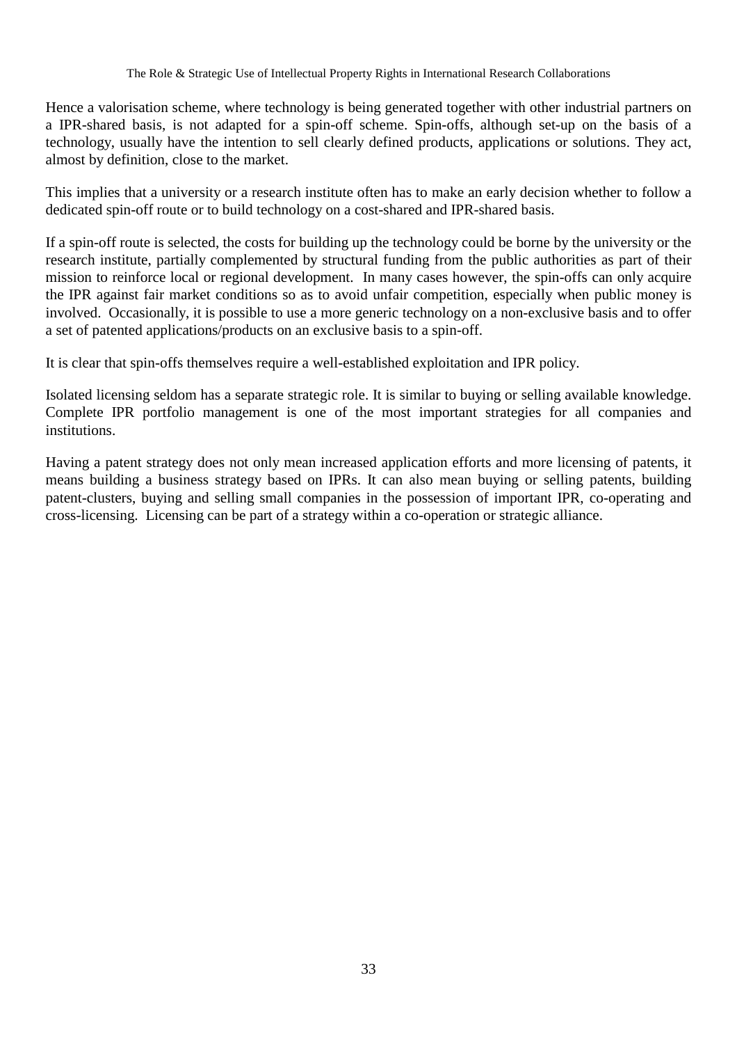Hence a valorisation scheme, where technology is being generated together with other industrial partners on a IPR-shared basis, is not adapted for a spin-off scheme. Spin-offs, although set-up on the basis of a technology, usually have the intention to sell clearly defined products, applications or solutions. They act, almost by definition, close to the market.

This implies that a university or a research institute often has to make an early decision whether to follow a dedicated spin-off route or to build technology on a cost-shared and IPR-shared basis.

If a spin-off route is selected, the costs for building up the technology could be borne by the university or the research institute, partially complemented by structural funding from the public authorities as part of their mission to reinforce local or regional development. In many cases however, the spin-offs can only acquire the IPR against fair market conditions so as to avoid unfair competition, especially when public money is involved. Occasionally, it is possible to use a more generic technology on a non-exclusive basis and to offer a set of patented applications/products on an exclusive basis to a spin-off.

It is clear that spin-offs themselves require a well-established exploitation and IPR policy.

Isolated licensing seldom has a separate strategic role. It is similar to buying or selling available knowledge. Complete IPR portfolio management is one of the most important strategies for all companies and institutions.

Having a patent strategy does not only mean increased application efforts and more licensing of patents, it means building a business strategy based on IPRs. It can also mean buying or selling patents, building patent-clusters, buying and selling small companies in the possession of important IPR, co-operating and cross-licensing. Licensing can be part of a strategy within a co-operation or strategic alliance.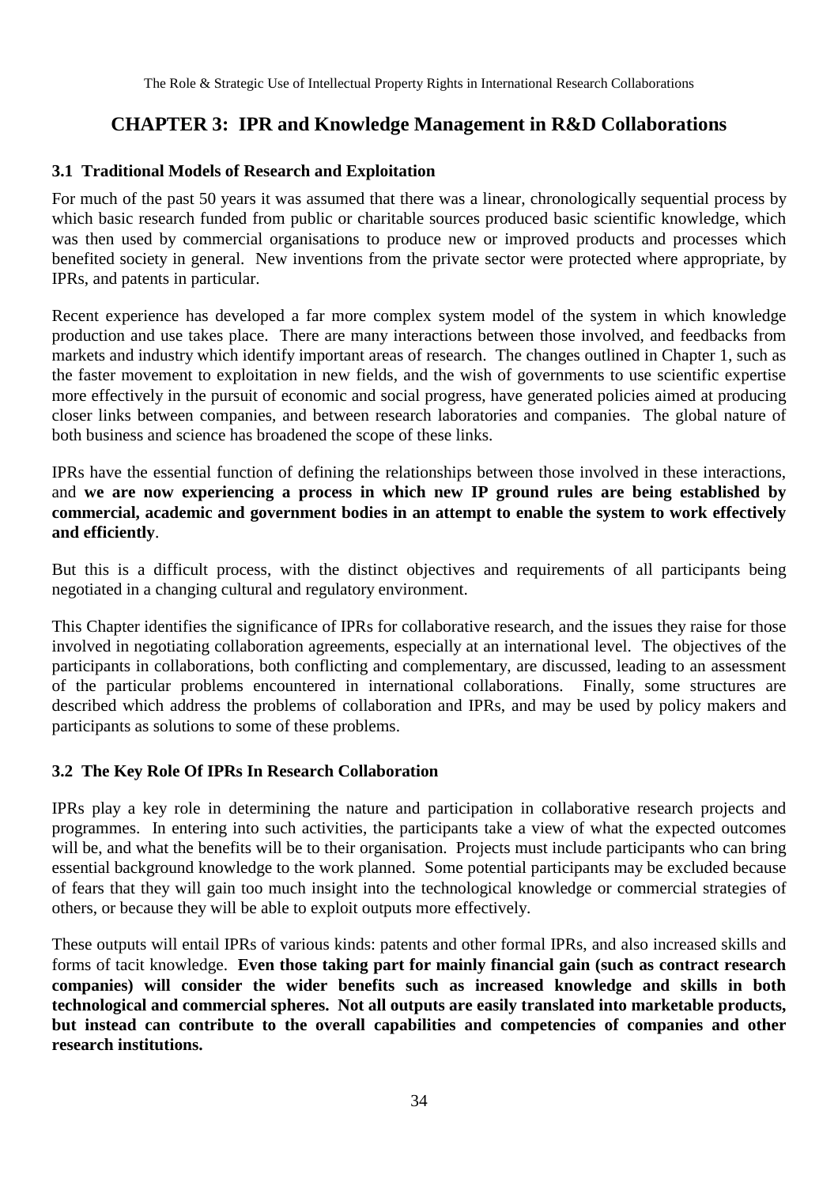# CHAPTER 3: IPR and Knowledge Management in R&D Collaborations

### 3.1 Traditional Models of Research and Exploitation

For much of the past 50 years it was assumed that there was a linear, chronologically sequential process by which basic research funded from public or charitable sources produced basic scientific knowledge, which was then used by commercial organisations to produce new or improved products and processes which benefited society in general. New inventions from the private sector were protected where appropriate, by IPRs, and patents in particular.

Recent experience has developed a far more complex system model of the system in which knowledge production and use takes place. There are many interactions between those involved, and feedbacks from markets and industry which identify important areas of research. The changes outlined in Chapter 1, such as the faster movement to exploitation in new fields, and the wish of governments to use scientific expertise more effectively in the pursuit of economic and social progress, have generated policies aimed at producing closer links between companies, and between research laboratories and companies. The global nature of both business and science has broadened the scope of these links.

IPRs have the essential function of defining the relationships between those involved in these interactions, and **we are now experiencing a process in which new IP ground rules are being established by commercial, academic and government bodies in an attempt to enable the system to work effectively and efficiently**.

But this is a difficult process, with the distinct objectives and requirements of all participants being negotiated in a changing cultural and regulatory environment.

This Chapter identifies the significance of IPRs for collaborative research, and the issues they raise for those involved in negotiating collaboration agreements, especially at an international level. The objectives of the participants in collaborations, both conflicting and complementary, are discussed, leading to an assessment of the particular problems encountered in international collaborations. Finally, some structures are described which address the problems of collaboration and IPRs, and may be used by policy makers and participants as solutions to some of these problems.

### 3.2 The Key Role Of IPRs In Research Collaboration

IPRs play a key role in determining the nature and participation in collaborative research projects and programmes. In entering into such activities, the participants take a view of what the expected outcomes will be, and what the benefits will be to their organisation. Projects must include participants who can bring essential background knowledge to the work planned. Some potential participants may be excluded because of fears that they will gain too much insight into the technological knowledge or commercial strategies of others, or because they will be able to exploit outputs more effectively.

These outputs will entail IPRs of various kinds: patents and other formal IPRs, and also increased skills and forms of tacit knowledge. **Even those taking part for mainly financial gain (such as contract research companies) will consider the wider benefits such as increased knowledge and skills in both technological and commercial spheres. Not all outputs are easily translated into marketable products, but instead can contribute to the overall capabilities and competencies of companies and other research institutions.**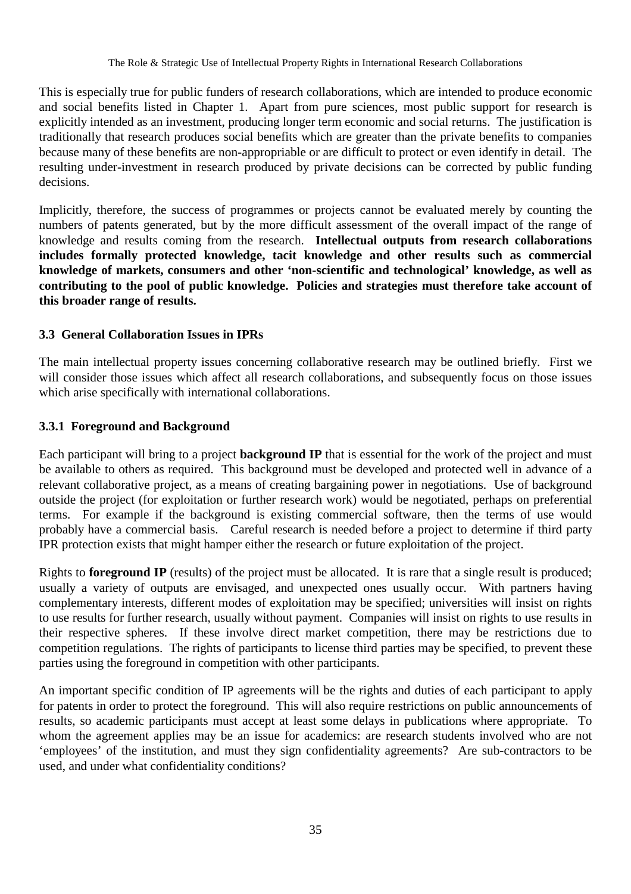This is especially true for public funders of research collaborations, which are intended to produce economic and social benefits listed in Chapter 1. Apart from pure sciences, most public support for research is explicitly intended as an investment, producing longer term economic and social returns. The justification is traditionally that research produces social benefits which are greater than the private benefits to companies because many of these benefits are non-appropriable or are difficult to protect or even identify in detail. The resulting under-investment in research produced by private decisions can be corrected by public funding decisions.

Implicitly, therefore, the success of programmes or projects cannot be evaluated merely by counting the numbers of patents generated, but by the more difficult assessment of the overall impact of the range of knowledge and results coming from the research. **Intellectual outputs from research collaborations includes formally protected knowledge, tacit knowledge and other results such as commercial knowledge of markets, consumers and other 'non-scientific and technological' knowledge, as well as contributing to the pool of public knowledge. Policies and strategies must therefore take account of this broader range of results.**

### 3.3 General Collaboration Issues in IPRs

The main intellectual property issues concerning collaborative research may be outlined briefly. First we will consider those issues which affect all research collaborations, and subsequently focus on those issues which arise specifically with international collaborations.

#### 3.3.1 Foreground and Background

Each participant will bring to a project **background IP** that is essential for the work of the project and must be available to others as required. This background must be developed and protected well in advance of a relevant collaborative project, as a means of creating bargaining power in negotiations. Use of background outside the project (for exploitation or further research work) would be negotiated, perhaps on preferential terms. For example if the background is existing commercial software, then the terms of use would probably have a commercial basis. Careful research is needed before a project to determine if third party IPR protection exists that might hamper either the research or future exploitation of the project.

Rights to **foreground IP** (results) of the project must be allocated. It is rare that a single result is produced; usually a variety of outputs are envisaged, and unexpected ones usually occur. With partners having complementary interests, different modes of exploitation may be specified; universities will insist on rights to use results for further research, usually without payment. Companies will insist on rights to use results in their respective spheres. If these involve direct market competition, there may be restrictions due to competition regulations. The rights of participants to license third parties may be specified, to prevent these parties using the foreground in competition with other participants.

An important specific condition of IP agreements will be the rights and duties of each participant to apply for patents in order to protect the foreground. This will also require restrictions on public announcements of results, so academic participants must accept at least some delays in publications where appropriate. To whom the agreement applies may be an issue for academics: are research students involved who are not 'employees' of the institution, and must they sign confidentiality agreements? Are sub-contractors to be used, and under what confidentiality conditions?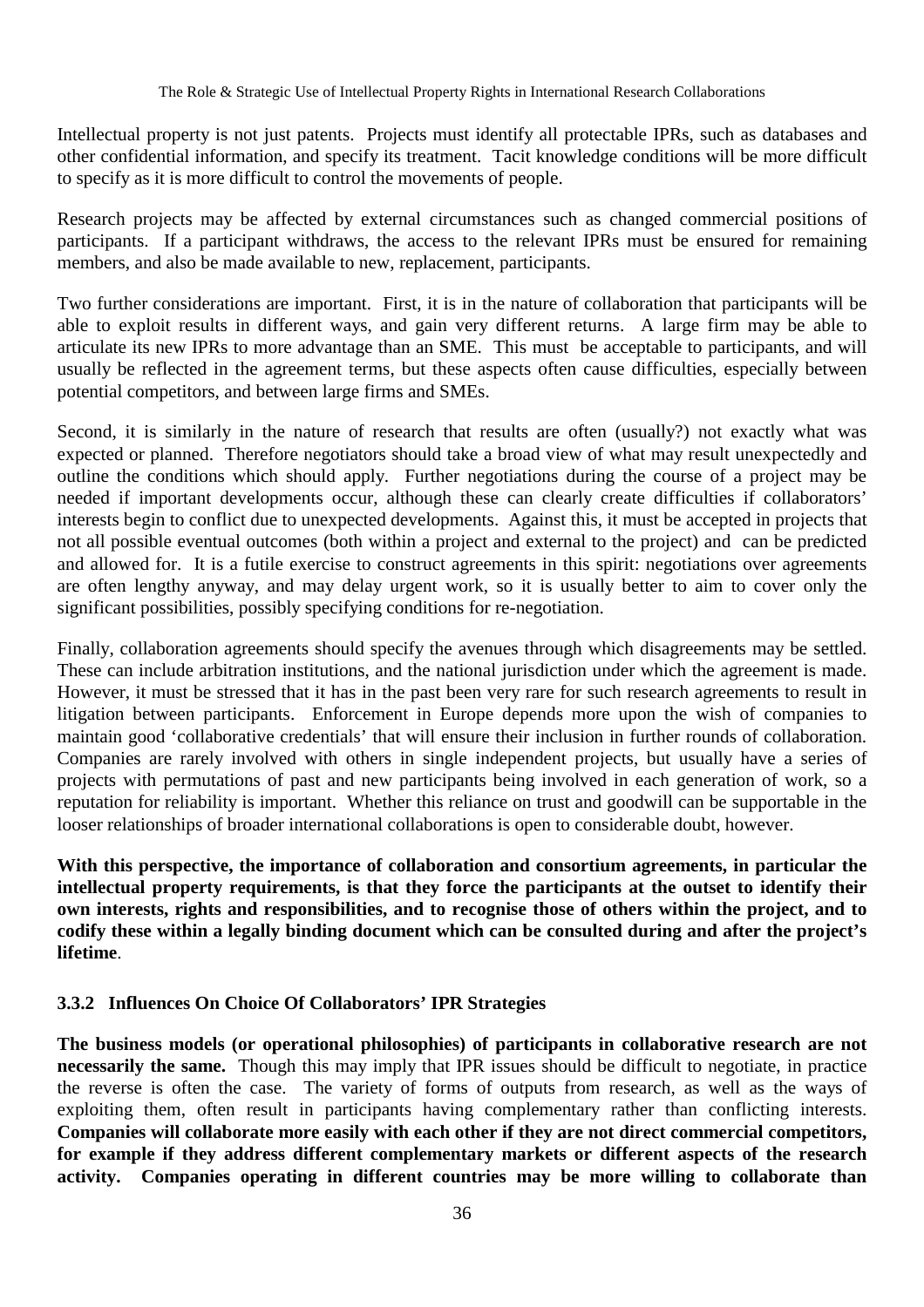Intellectual property is not just patents. Projects must identify all protectable IPRs, such as databases and other confidential information, and specify its treatment. Tacit knowledge conditions will be more difficult to specify as it is more difficult to control the movements of people.

Research projects may be affected by external circumstances such as changed commercial positions of participants. If a participant withdraws, the access to the relevant IPRs must be ensured for remaining members, and also be made available to new, replacement, participants.

Two further considerations are important. First, it is in the nature of collaboration that participants will be able to exploit results in different ways, and gain very different returns. A large firm may be able to articulate its new IPRs to more advantage than an SME. This must be acceptable to participants, and will usually be reflected in the agreement terms, but these aspects often cause difficulties, especially between potential competitors, and between large firms and SMEs.

Second, it is similarly in the nature of research that results are often (usually?) not exactly what was expected or planned. Therefore negotiators should take a broad view of what may result unexpectedly and outline the conditions which should apply. Further negotiations during the course of a project may be needed if important developments occur, although these can clearly create difficulties if collaborators' interests begin to conflict due to unexpected developments. Against this, it must be accepted in projects that not all possible eventual outcomes (both within a project and external to the project) and can be predicted and allowed for. It is a futile exercise to construct agreements in this spirit: negotiations over agreements are often lengthy anyway, and may delay urgent work, so it is usually better to aim to cover only the significant possibilities, possibly specifying conditions for re-negotiation.

Finally, collaboration agreements should specify the avenues through which disagreements may be settled. These can include arbitration institutions, and the national jurisdiction under which the agreement is made. However, it must be stressed that it has in the past been very rare for such research agreements to result in litigation between participants. Enforcement in Europe depends more upon the wish of companies to maintain good 'collaborative credentials' that will ensure their inclusion in further rounds of collaboration. Companies are rarely involved with others in single independent projects, but usually have a series of projects with permutations of past and new participants being involved in each generation of work, so a reputation for reliability is important. Whether this reliance on trust and goodwill can be supportable in the looser relationships of broader international collaborations is open to considerable doubt, however.

**With this perspective, the importance of collaboration and consortium agreements, in particular the intellectual property requirements, is that they force the participants at the outset to identify their own interests, rights and responsibilities, and to recognise those of others within the project, and to codify these within a legally binding document which can be consulted during and after the project's lifetime**.

### 3.3.2 Influences On Choice Of Collaborators' IPR Strategies

**The business models (or operational philosophies) of participants in collaborative research are not necessarily the same.** Though this may imply that IPR issues should be difficult to negotiate, in practice the reverse is often the case. The variety of forms of outputs from research, as well as the ways of exploiting them, often result in participants having complementary rather than conflicting interests. **Companies will collaborate more easily with each other if they are not direct commercial competitors, for example if they address different complementary markets or different aspects of the research activity. Companies operating in different countries may be more willing to collaborate than**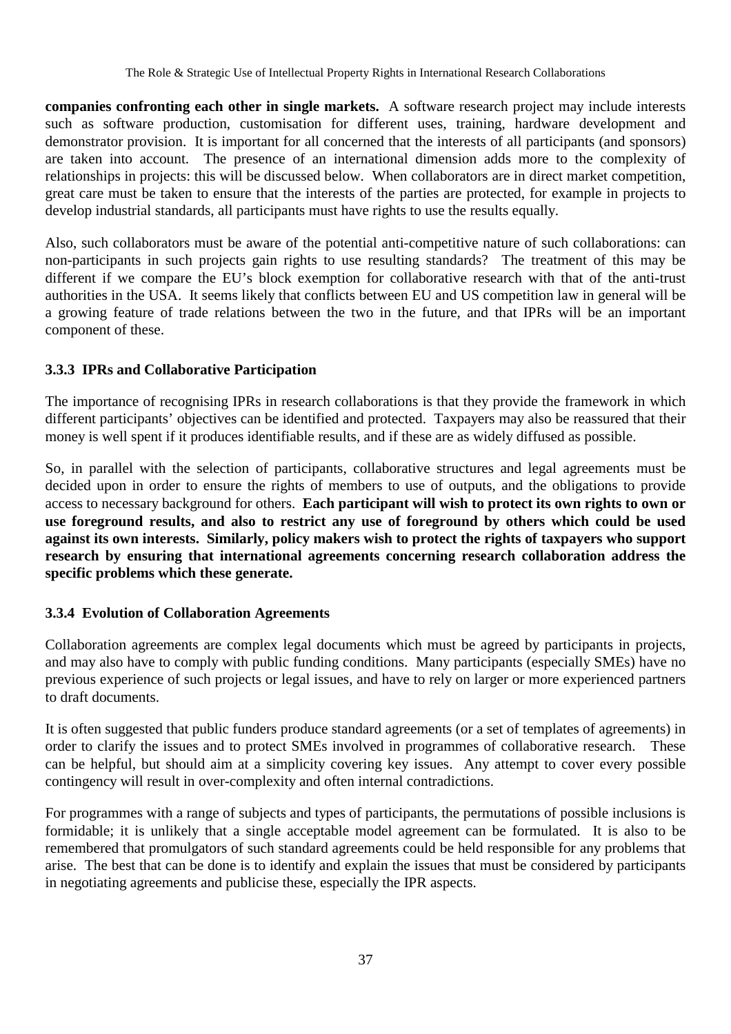**companies confronting each other in single markets.** A software research project may include interests such as software production, customisation for different uses, training, hardware development and demonstrator provision. It is important for all concerned that the interests of all participants (and sponsors) are taken into account. The presence of an international dimension adds more to the complexity of relationships in projects: this will be discussed below. When collaborators are in direct market competition, great care must be taken to ensure that the interests of the parties are protected, for example in projects to develop industrial standards, all participants must have rights to use the results equally.

Also, such collaborators must be aware of the potential anti-competitive nature of such collaborations: can non-participants in such projects gain rights to use resulting standards? The treatment of this may be different if we compare the EU's block exemption for collaborative research with that of the anti-trust authorities in the USA. It seems likely that conflicts between EU and US competition law in general will be a growing feature of trade relations between the two in the future, and that IPRs will be an important component of these.

### 3.3.3 IPRs and Collaborative Participation

The importance of recognising IPRs in research collaborations is that they provide the framework in which different participants' objectives can be identified and protected. Taxpayers may also be reassured that their money is well spent if it produces identifiable results, and if these are as widely diffused as possible.

So, in parallel with the selection of participants, collaborative structures and legal agreements must be decided upon in order to ensure the rights of members to use of outputs, and the obligations to provide access to necessary background for others. **Each participant will wish to protect its own rights to own or use foreground results, and also to restrict any use of foreground by others which could be used against its own interests. Similarly, policy makers wish to protect the rights of taxpayers who support research by ensuring that international agreements concerning research collaboration address the specific problems which these generate.**

### 3.3.4 Evolution of Collaboration Agreements

Collaboration agreements are complex legal documents which must be agreed by participants in projects, and may also have to comply with public funding conditions. Many participants (especially SMEs) have no previous experience of such projects or legal issues, and have to rely on larger or more experienced partners to draft documents.

It is often suggested that public funders produce standard agreements (or a set of templates of agreements) in order to clarify the issues and to protect SMEs involved in programmes of collaborative research. These can be helpful, but should aim at a simplicity covering key issues. Any attempt to cover every possible contingency will result in over-complexity and often internal contradictions.

For programmes with a range of subjects and types of participants, the permutations of possible inclusions is formidable; it is unlikely that a single acceptable model agreement can be formulated. It is also to be remembered that promulgators of such standard agreements could be held responsible for any problems that arise. The best that can be done is to identify and explain the issues that must be considered by participants in negotiating agreements and publicise these, especially the IPR aspects.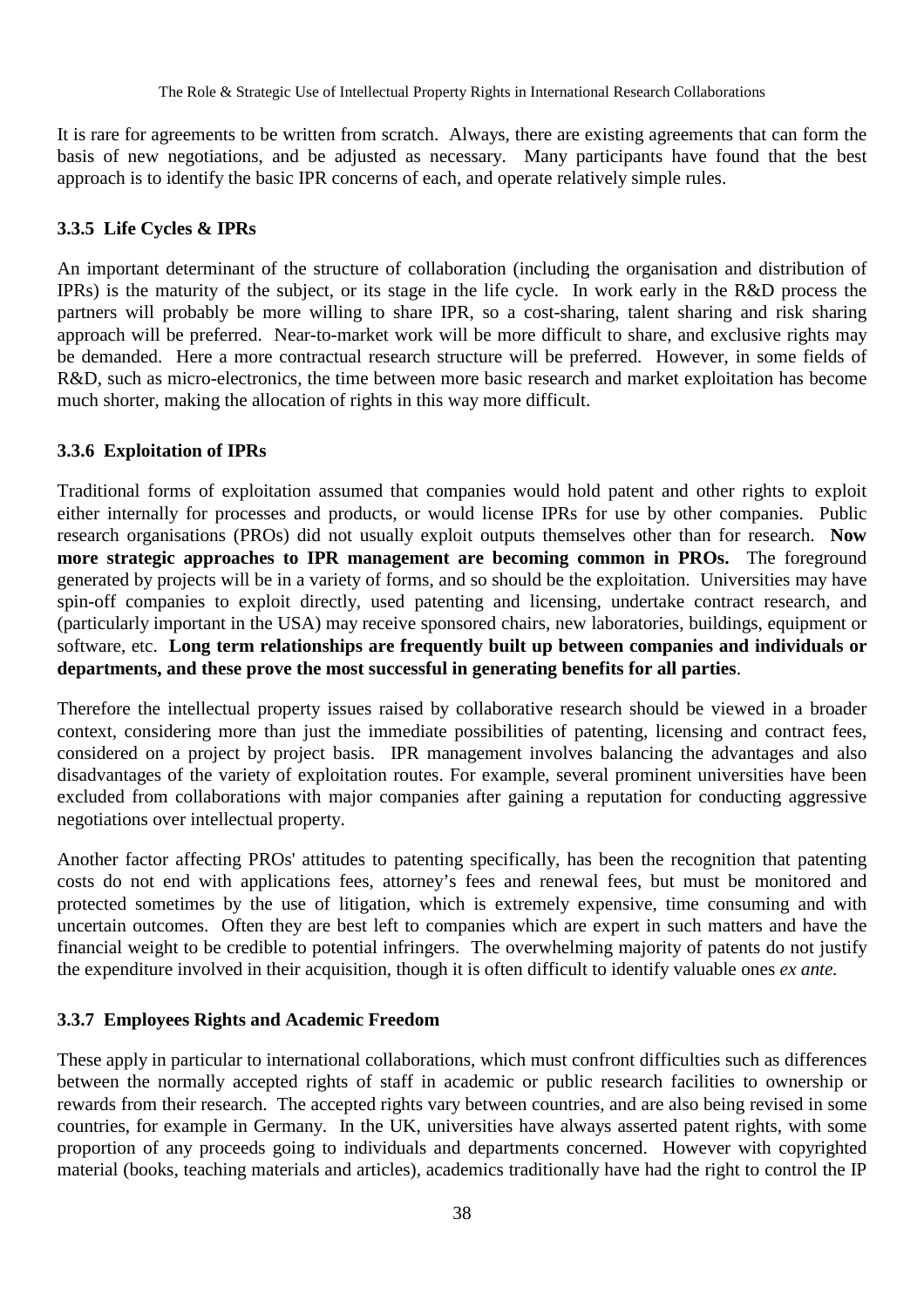It is rare for agreements to be written from scratch. Always, there are existing agreements that can form the basis of new negotiations, and be adjusted as necessary. Many participants have found that the best approach is to identify the basic IPR concerns of each, and operate relatively simple rules.

### 3.3.5 Life Cycles & IPRs

An important determinant of the structure of collaboration (including the organisation and distribution of IPRs) is the maturity of the subject, or its stage in the life cycle. In work early in the R&D process the partners will probably be more willing to share IPR, so a cost-sharing, talent sharing and risk sharing approach will be preferred. Near-to-market work will be more difficult to share, and exclusive rights may be demanded. Here a more contractual research structure will be preferred. However, in some fields of R&D, such as micro-electronics, the time between more basic research and market exploitation has become much shorter, making the allocation of rights in this way more difficult.

### 3.3.6 Exploitation of IPRs

Traditional forms of exploitation assumed that companies would hold patent and other rights to exploit either internally for processes and products, or would license IPRs for use by other companies. Public research organisations (PROs) did not usually exploit outputs themselves other than for research. **Now more strategic approaches to IPR management are becoming common in PROs.** The foreground generated by projects will be in a variety of forms, and so should be the exploitation. Universities may have spin-off companies to exploit directly, used patenting and licensing, undertake contract research, and (particularly important in the USA) may receive sponsored chairs, new laboratories, buildings, equipment or software, etc. **Long term relationships are frequently built up between companies and individuals or departments, and these prove the most successful in generating benefits for all parties**.

Therefore the intellectual property issues raised by collaborative research should be viewed in a broader context, considering more than just the immediate possibilities of patenting, licensing and contract fees, considered on a project by project basis. IPR management involves balancing the advantages and also disadvantages of the variety of exploitation routes. For example, several prominent universities have been excluded from collaborations with major companies after gaining a reputation for conducting aggressive negotiations over intellectual property.

Another factor affecting PROs' attitudes to patenting specifically, has been the recognition that patenting costs do not end with applications fees, attorney's fees and renewal fees, but must be monitored and protected sometimes by the use of litigation, which is extremely expensive, time consuming and with uncertain outcomes. Often they are best left to companies which are expert in such matters and have the financial weight to be credible to potential infringers. The overwhelming majority of patents do not justify the expenditure involved in their acquisition, though it is often difficult to identify valuable ones *ex ante.*

### 3.3.7 Employees Rights and Academic Freedom

These apply in particular to international collaborations, which must confront difficulties such as differences between the normally accepted rights of staff in academic or public research facilities to ownership or rewards from their research. The accepted rights vary between countries, and are also being revised in some countries, for example in Germany. In the UK, universities have always asserted patent rights, with some proportion of any proceeds going to individuals and departments concerned. However with copyrighted material (books, teaching materials and articles), academics traditionally have had the right to control the IP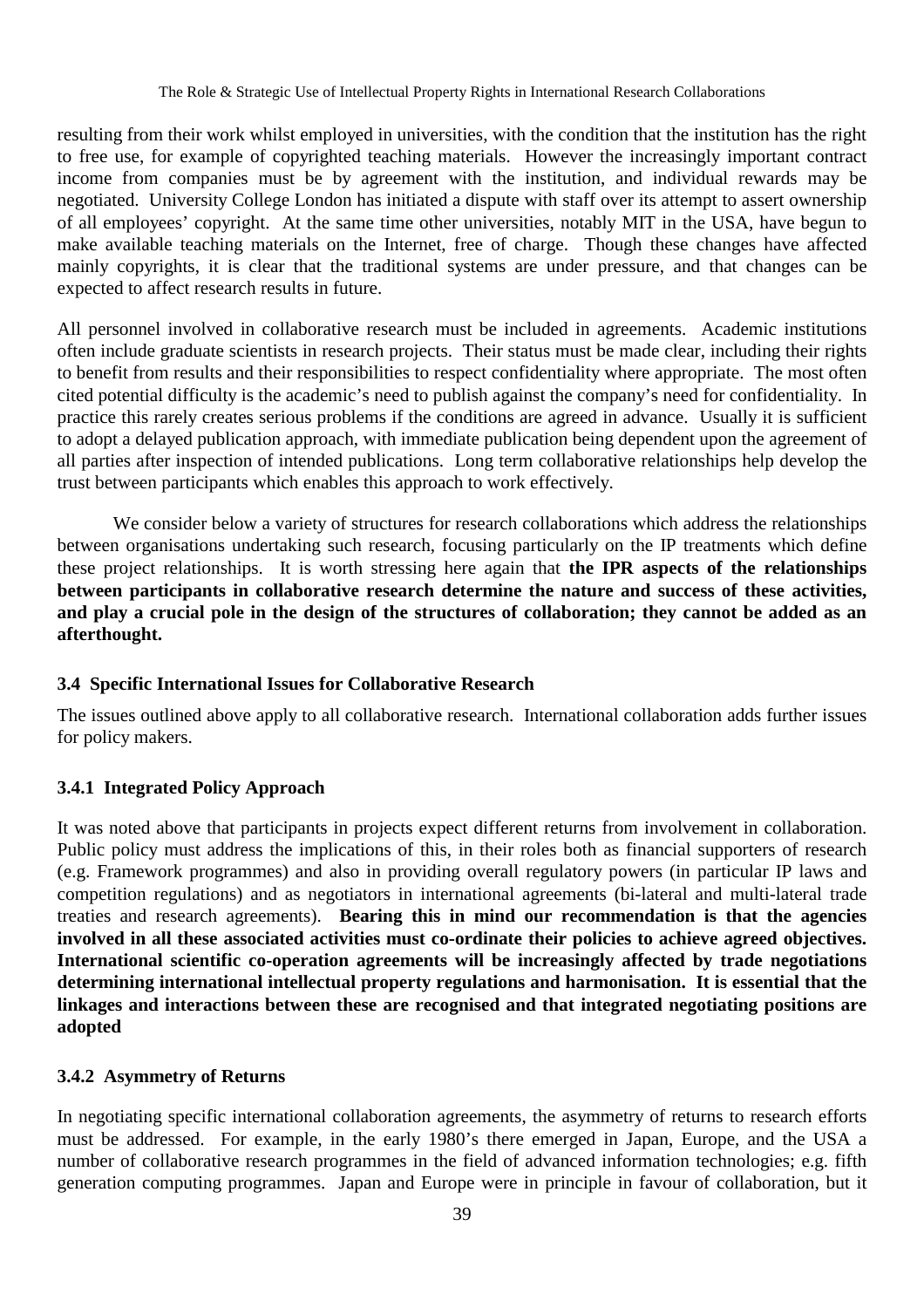resulting from their work whilst employed in universities, with the condition that the institution has the right to free use, for example of copyrighted teaching materials. However the increasingly important contract income from companies must be by agreement with the institution, and individual rewards may be negotiated. University College London has initiated a dispute with staff over its attempt to assert ownership of all employees' copyright. At the same time other universities, notably MIT in the USA, have begun to make available teaching materials on the Internet, free of charge. Though these changes have affected mainly copyrights, it is clear that the traditional systems are under pressure, and that changes can be expected to affect research results in future.

All personnel involved in collaborative research must be included in agreements. Academic institutions often include graduate scientists in research projects. Their status must be made clear, including their rights to benefit from results and their responsibilities to respect confidentiality where appropriate. The most often cited potential difficulty is the academic's need to publish against the company's need for confidentiality. In practice this rarely creates serious problems if the conditions are agreed in advance. Usually it is sufficient to adopt a delayed publication approach, with immediate publication being dependent upon the agreement of all parties after inspection of intended publications. Long term collaborative relationships help develop the trust between participants which enables this approach to work effectively.

We consider below a variety of structures for research collaborations which address the relationships between organisations undertaking such research, focusing particularly on the IP treatments which define these project relationships. It is worth stressing here again that **the IPR aspects of the relationships between participants in collaborative research determine the nature and success of these activities, and play a crucial pole in the design of the structures of collaboration; they cannot be added as an afterthought.**

### 3.4 Specific International Issues for Collaborative Research

The issues outlined above apply to all collaborative research. International collaboration adds further issues for policy makers.

#### 3.4.1 Integrated Policy Approach

It was noted above that participants in projects expect different returns from involvement in collaboration. Public policy must address the implications of this, in their roles both as financial supporters of research (e.g. Framework programmes) and also in providing overall regulatory powers (in particular IP laws and competition regulations) and as negotiators in international agreements (bi-lateral and multi-lateral trade treaties and research agreements). **Bearing this in mind our recommendation is that the agencies involved in all these associated activities must co-ordinate their policies to achieve agreed objectives. International scientific co-operation agreements will be increasingly affected by trade negotiations determining international intellectual property regulations and harmonisation. It is essential that the linkages and interactions between these are recognised and that integrated negotiating positions are adopted**

#### 3.4.2 Asymmetry of Returns

In negotiating specific international collaboration agreements, the asymmetry of returns to research efforts must be addressed. For example, in the early 1980's there emerged in Japan, Europe, and the USA a number of collaborative research programmes in the field of advanced information technologies; e.g. fifth generation computing programmes. Japan and Europe were in principle in favour of collaboration, but it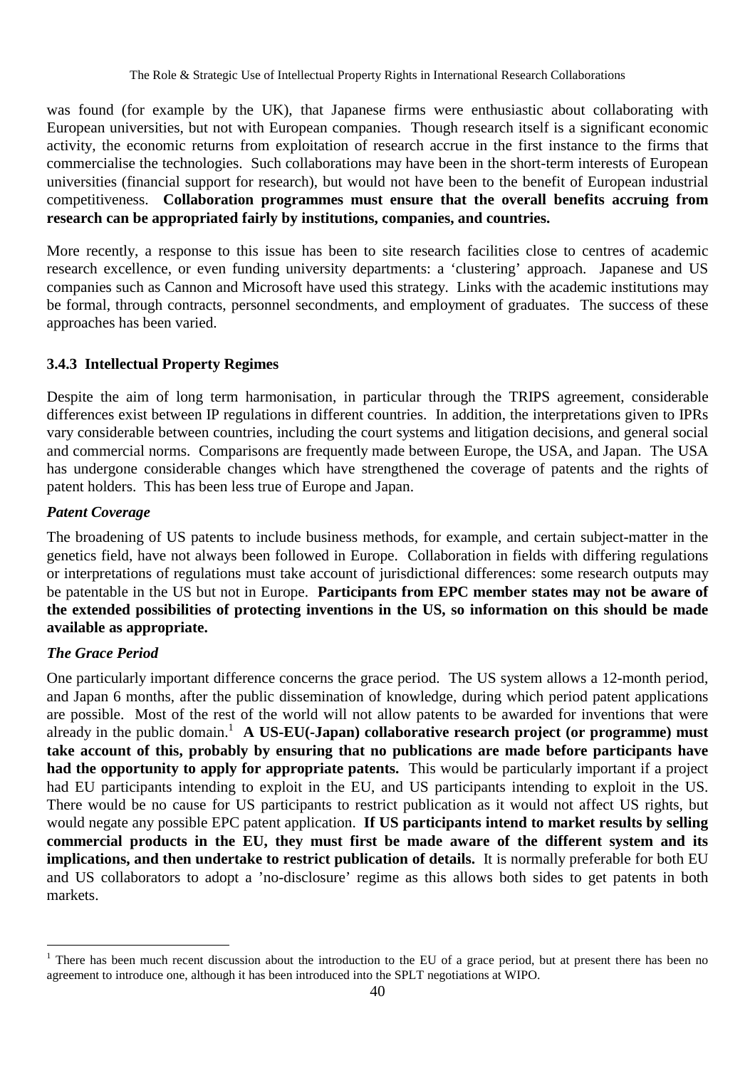was found (for example by the UK), that Japanese firms were enthusiastic about collaborating with European universities, but not with European companies. Though research itself is a significant economic activity, the economic returns from exploitation of research accrue in the first instance to the firms that commercialise the technologies. Such collaborations may have been in the short-term interests of European universities (financial support for research), but would not have been to the benefit of European industrial competitiveness. **Collaboration programmes must ensure that the overall benefits accruing from research can be appropriated fairly by institutions, companies, and countries.**

More recently, a response to this issue has been to site research facilities close to centres of academic research excellence, or even funding university departments: a 'clustering' approach. Japanese and US companies such as Cannon and Microsoft have used this strategy. Links with the academic institutions may be formal, through contracts, personnel secondments, and employment of graduates. The success of these approaches has been varied.

### 3.4.3 Intellectual Property Regimes

Despite the aim of long term harmonisation, in particular through the TRIPS agreement, considerable differences exist between IP regulations in different countries. In addition, the interpretations given to IPRs vary considerable between countries, including the court systems and litigation decisions, and general social and commercial norms. Comparisons are frequently made between Europe, the USA, and Japan. The USA has undergone considerable changes which have strengthened the coverage of patents and the rights of patent holders. This has been less true of Europe and Japan.

***Patent Coverage***

The broadening of US patents to include business methods, for example, and certain subject-matter in the genetics field, have not always been followed in Europe. Collaboration in fields with differing regulations or interpretations of regulations must take account of jurisdictional differences: some research outputs may be patentable in the US but not in Europe. **Participants from EPC member states may not be aware of the extended possibilities of protecting inventions in the US, so information on this should be made available as appropriate.**

***The Grace Period***

One particularly important difference concerns the grace period. The US system allows a 12-month period, and Japan 6 months, after the public dissemination of knowledge, during which period patent applications are possible. Most of the rest of the world will not allow patents to be awarded for inventions that were already in the public domain.[1] **A US-EU(-Japan) collaborative research project (or programme) must take account of this, probably by ensuring that no publications are made before participants have had the opportunity to apply for appropriate patents.** This would be particularly important if a project had EU participants intending to exploit in the EU, and US participants intending to exploit in the US. There would be no cause for US participants to restrict publication as it would not affect US rights, but would negate any possible EPC patent application. **If US participants intend to market results by selling commercial products in the EU, they must first be made aware of the different system and its implications, and then undertake to restrict publication of details.** It is normally preferable for both EU and US collaborators to adopt a 'no-disclosure' regime as this allows both sides to get patents in both markets.

---

[1] There has been much recent discussion about the introduction to the EU of a grace period, but at present there has been no agreement to introduce one, although it has been introduced into the SPLT negotiations at WIPO.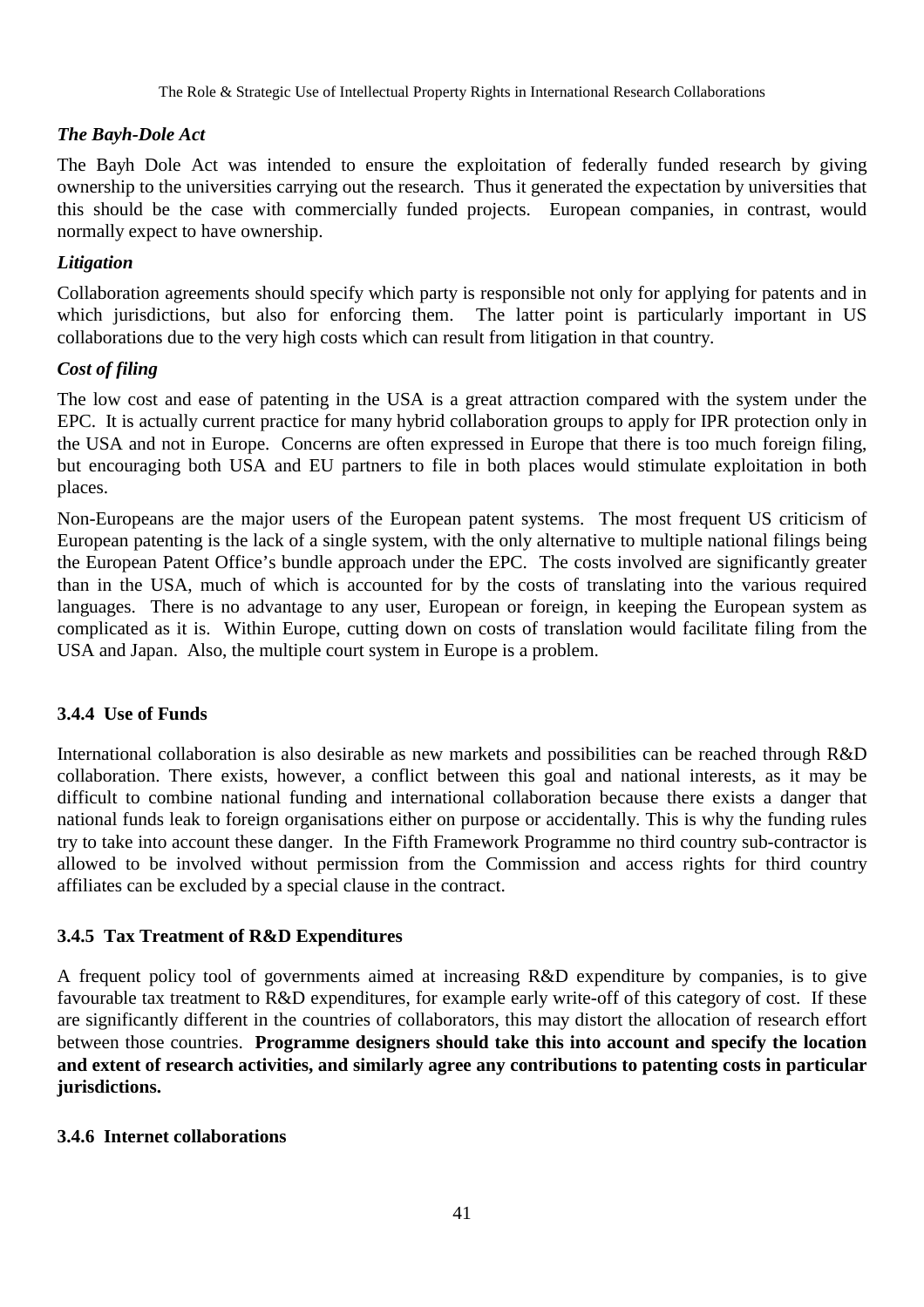### *The Bayh-Dole Act*

The Bayh Dole Act was intended to ensure the exploitation of federally funded research by giving ownership to the universities carrying out the research. Thus it generated the expectation by universities that this should be the case with commercially funded projects. European companies, in contrast, would normally expect to have ownership.

### *Litigation*

Collaboration agreements should specify which party is responsible not only for applying for patents and in which jurisdictions, but also for enforcing them. The latter point is particularly important in US collaborations due to the very high costs which can result from litigation in that country.

### *Cost of filing*

The low cost and ease of patenting in the USA is a great attraction compared with the system under the EPC. It is actually current practice for many hybrid collaboration groups to apply for IPR protection only in the USA and not in Europe. Concerns are often expressed in Europe that there is too much foreign filing, but encouraging both USA and EU partners to file in both places would stimulate exploitation in both places.

Non-Europeans are the major users of the European patent systems. The most frequent US criticism of European patenting is the lack of a single system, with the only alternative to multiple national filings being the European Patent Office's bundle approach under the EPC. The costs involved are significantly greater than in the USA, much of which is accounted for by the costs of translating into the various required languages. There is no advantage to any user, European or foreign, in keeping the European system as complicated as it is. Within Europe, cutting down on costs of translation would facilitate filing from the USA and Japan. Also, the multiple court system in Europe is a problem.

### 3.4.4 Use of Funds

International collaboration is also desirable as new markets and possibilities can be reached through R&D collaboration. There exists, however, a conflict between this goal and national interests, as it may be difficult to combine national funding and international collaboration because there exists a danger that national funds leak to foreign organisations either on purpose or accidentally. This is why the funding rules try to take into account these danger. In the Fifth Framework Programme no third country sub-contractor is allowed to be involved without permission from the Commission and access rights for third country affiliates can be excluded by a special clause in the contract.

### 3.4.5 Tax Treatment of R&D Expenditures

A frequent policy tool of governments aimed at increasing R&D expenditure by companies, is to give favourable tax treatment to R&D expenditures, for example early write-off of this category of cost. If these are significantly different in the countries of collaborators, this may distort the allocation of research effort between those countries. **Programme designers should take this into account and specify the location and extent of research activities, and similarly agree any contributions to patenting costs in particular jurisdictions.**

### 3.4.6 Internet collaborations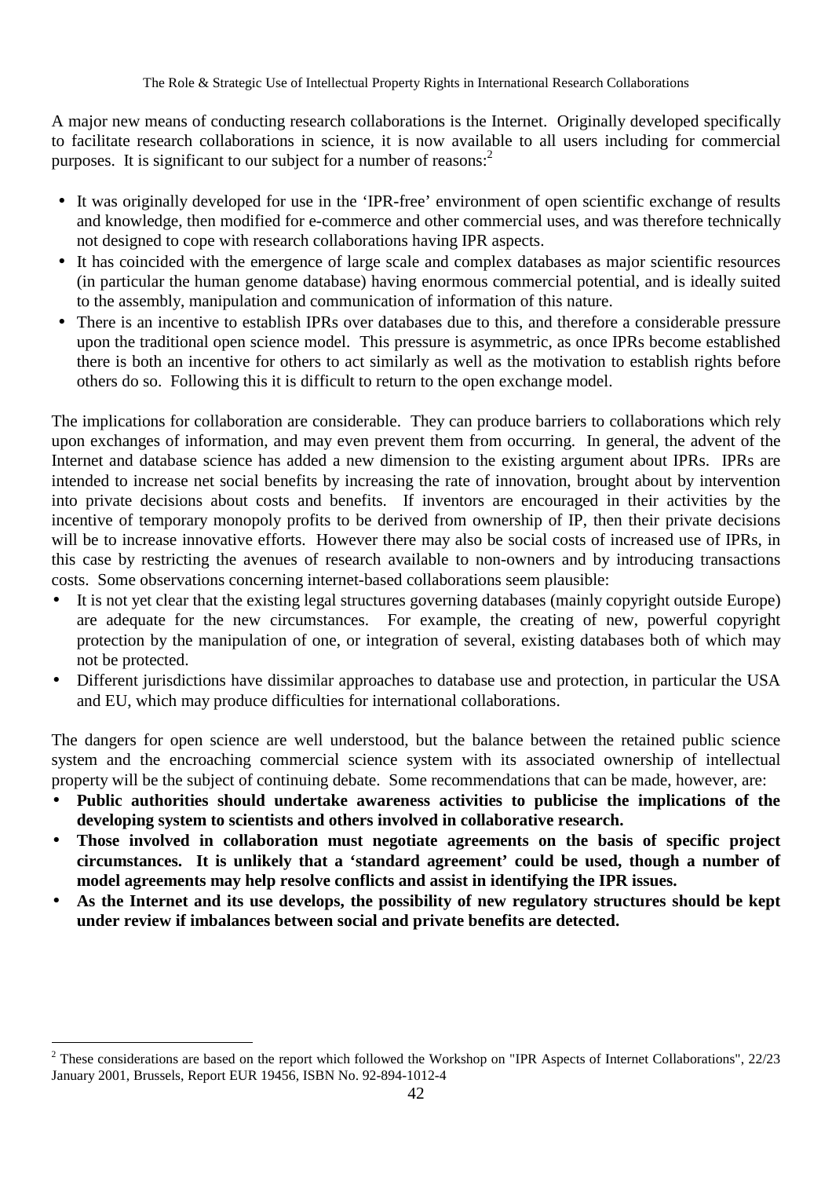A major new means of conducting research collaborations is the Internet. Originally developed specifically to facilitate research collaborations in science, it is now available to all users including for commercial purposes. It is significant to our subject for a number of reasons:[2]

- It was originally developed for use in the 'IPR-free' environment of open scientific exchange of results and knowledge, then modified for e-commerce and other commercial uses, and was therefore technically not designed to cope with research collaborations having IPR aspects.
- It has coincided with the emergence of large scale and complex databases as major scientific resources (in particular the human genome database) having enormous commercial potential, and is ideally suited to the assembly, manipulation and communication of information of this nature.
- There is an incentive to establish IPRs over databases due to this, and therefore a considerable pressure upon the traditional open science model. This pressure is asymmetric, as once IPRs become established there is both an incentive for others to act similarly as well as the motivation to establish rights before others do so. Following this it is difficult to return to the open exchange model.

The implications for collaboration are considerable. They can produce barriers to collaborations which rely upon exchanges of information, and may even prevent them from occurring. In general, the advent of the Internet and database science has added a new dimension to the existing argument about IPRs. IPRs are intended to increase net social benefits by increasing the rate of innovation, brought about by intervention into private decisions about costs and benefits. If inventors are encouraged in their activities by the incentive of temporary monopoly profits to be derived from ownership of IP, then their private decisions will be to increase innovative efforts. However there may also be social costs of increased use of IPRs, in this case by restricting the avenues of research available to non-owners and by introducing transactions costs. Some observations concerning internet-based collaborations seem plausible:

- It is not yet clear that the existing legal structures governing databases (mainly copyright outside Europe) are adequate for the new circumstances. For example, the creating of new, powerful copyright protection by the manipulation of one, or integration of several, existing databases both of which may not be protected.
- Different jurisdictions have dissimilar approaches to database use and protection, in particular the USA and EU, which may produce difficulties for international collaborations.

The dangers for open science are well understood, but the balance between the retained public science system and the encroaching commercial science system with its associated ownership of intellectual property will be the subject of continuing debate. Some recommendations that can be made, however, are:

- **Public authorities should undertake awareness activities to publicise the implications of the developing system to scientists and others involved in collaborative research.**
- **Those involved in collaboration must negotiate agreements on the basis of specific project circumstances. It is unlikely that a 'standard agreement' could be used, though a number of model agreements may help resolve conflicts and assist in identifying the IPR issues.**
- **As the Internet and its use develops, the possibility of new regulatory structures should be kept under review if imbalances between social and private benefits are detected.**

[2] These considerations are based on the report which followed the Workshop on "IPR Aspects of Internet Collaborations", 22/23 January 2001, Brussels, Report EUR 19456, ISBN No. 92-894-1012-4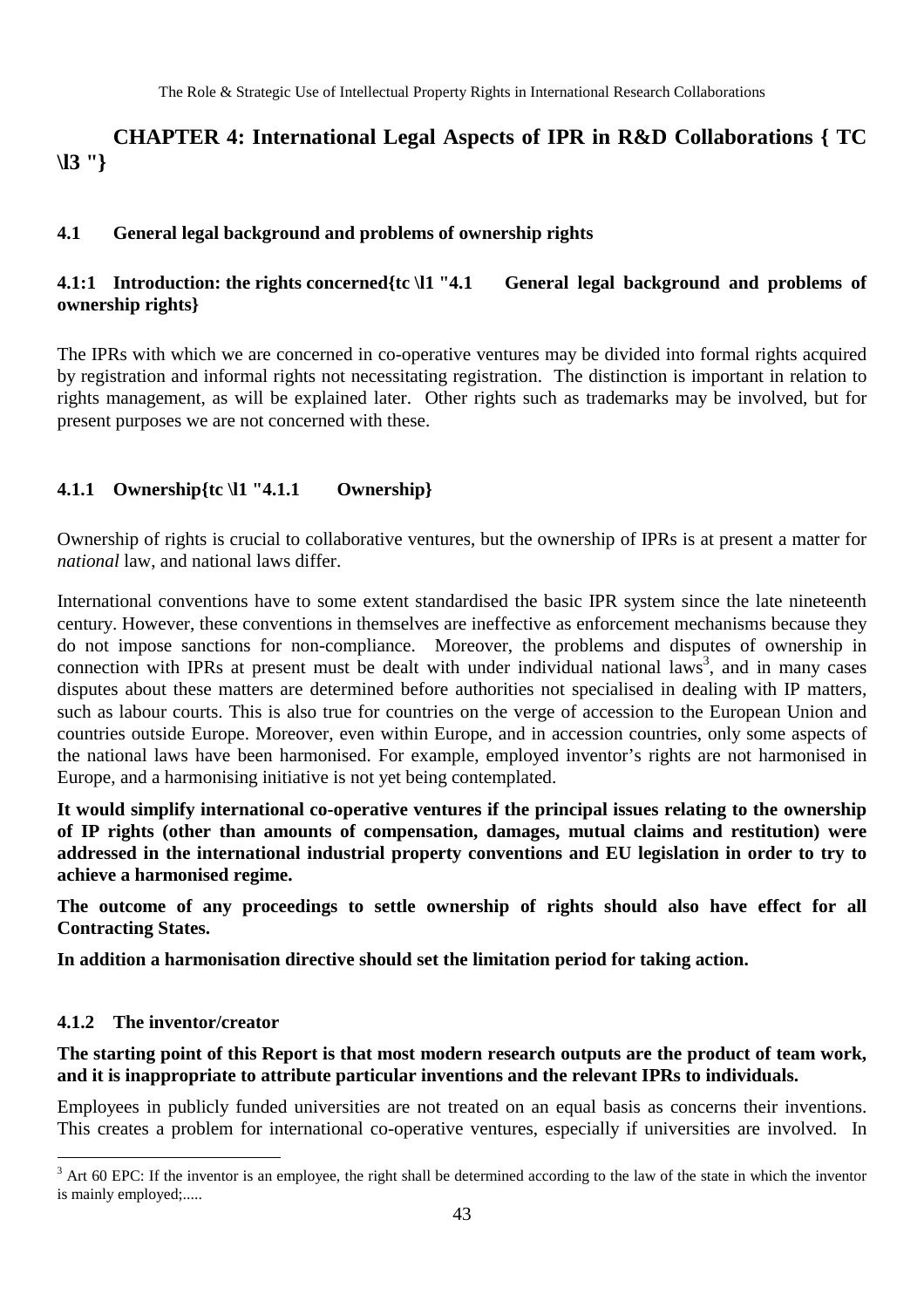# CHAPTER 4: International Legal Aspects of IPR in R&D Collaborations { TC \l3 "}

## 4.1 General legal background and problems of ownership rights

### 4.1:1 Introduction: the rights concerned{tc \l1 "4.1 General legal background and problems of ownership rights}

The IPRs with which we are concerned in co-operative ventures may be divided into formal rights acquired by registration and informal rights not necessitating registration. The distinction is important in relation to rights management, as will be explained later. Other rights such as trademarks may be involved, but for present purposes we are not concerned with these.

### 4.1.1 Ownership{tc \l1 "4.1.1 Ownership}

Ownership of rights is crucial to collaborative ventures, but the ownership of IPRs is at present a matter for *national* law, and national laws differ.

International conventions have to some extent standardised the basic IPR system since the late nineteenth century. However, these conventions in themselves are ineffective as enforcement mechanisms because they do not impose sanctions for non-compliance. Moreover, the problems and disputes of ownership in connection with IPRs at present must be dealt with under individual national laws[3], and in many cases disputes about these matters are determined before authorities not specialised in dealing with IP matters, such as labour courts. This is also true for countries on the verge of accession to the European Union and countries outside Europe. Moreover, even within Europe, and in accession countries, only some aspects of the national laws have been harmonised. For example, employed inventor's rights are not harmonised in Europe, and a harmonising initiative is not yet being contemplated.

**It would simplify international co-operative ventures if the principal issues relating to the ownership of IP rights (other than amounts of compensation, damages, mutual claims and restitution) were addressed in the international industrial property conventions and EU legislation in order to try to achieve a harmonised regime.**

**The outcome of any proceedings to settle ownership of rights should also have effect for all Contracting States.**

**In addition a harmonisation directive should set the limitation period for taking action.**

### 4.1.2 The inventor/creator

**The starting point of this Report is that most modern research outputs are the product of team work, and it is inappropriate to attribute particular inventions and the relevant IPRs to individuals.**

Employees in publicly funded universities are not treated on an equal basis as concerns their inventions. This creates a problem for international co-operative ventures, especially if universities are involved. In

[3] Art 60 EPC: If the inventor is an employee, the right shall be determined according to the law of the state in which the inventor is mainly employed;.....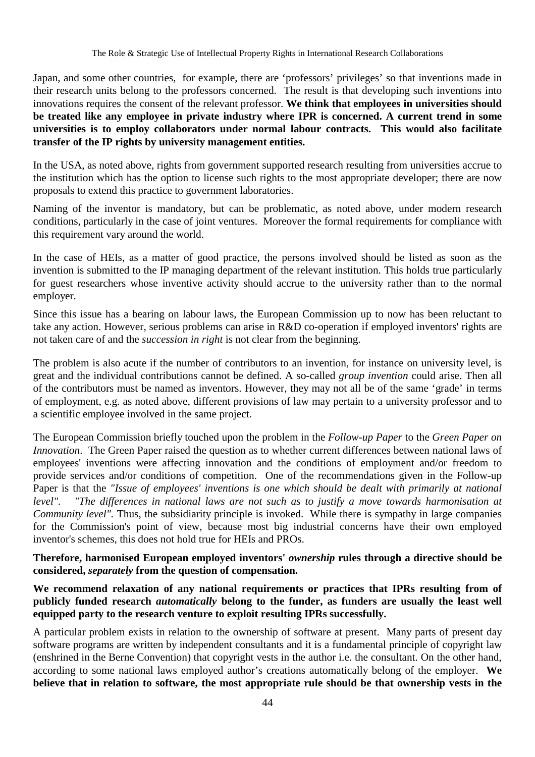Japan, and some other countries, for example, there are 'professors' privileges' so that inventions made in their research units belong to the professors concerned. The result is that developing such inventions into innovations requires the consent of the relevant professor. **We think that employees in universities should be treated like any employee in private industry where IPR is concerned. A current trend in some universities is to employ collaborators under normal labour contracts. This would also facilitate transfer of the IP rights by university management entities.**

In the USA, as noted above, rights from government supported research resulting from universities accrue to the institution which has the option to license such rights to the most appropriate developer; there are now proposals to extend this practice to government laboratories.

Naming of the inventor is mandatory, but can be problematic, as noted above, under modern research conditions, particularly in the case of joint ventures. Moreover the formal requirements for compliance with this requirement vary around the world.

In the case of HEIs, as a matter of good practice, the persons involved should be listed as soon as the invention is submitted to the IP managing department of the relevant institution. This holds true particularly for guest researchers whose inventive activity should accrue to the university rather than to the normal employer.

Since this issue has a bearing on labour laws, the European Commission up to now has been reluctant to take any action. However, serious problems can arise in R&D co-operation if employed inventors' rights are not taken care of and the *succession in right* is not clear from the beginning.

The problem is also acute if the number of contributors to an invention, for instance on university level, is great and the individual contributions cannot be defined. A so-called *group invention* could arise. Then all of the contributors must be named as inventors. However, they may not all be of the same 'grade' in terms of employment, e.g. as noted above, different provisions of law may pertain to a university professor and to a scientific employee involved in the same project.

The European Commission briefly touched upon the problem in the *Follow-up Paper* to the *Green Paper on Innovation*. The Green Paper raised the question as to whether current differences between national laws of employees' inventions were affecting innovation and the conditions of employment and/or freedom to provide services and/or conditions of competition. One of the recommendations given in the Follow-up Paper is that the *"Issue of employees' inventions is one which should be dealt with primarily at national level"*. *"The differences in national laws are not such as to justify a move towards harmonisation at Community level"*. Thus, the subsidiarity principle is invoked. While there is sympathy in large companies for the Commission's point of view, because most big industrial concerns have their own employed inventor's schemes, this does not hold true for HEIs and PROs.

**Therefore, harmonised European employed inventors' *ownership* rules through a directive should be considered, *separately* from the question of compensation.**

**We recommend relaxation of any national requirements or practices that IPRs resulting from of publicly funded research *automatically* belong to the funder, as funders are usually the least well equipped party to the research venture to exploit resulting IPRs successfully.**

A particular problem exists in relation to the ownership of software at present. Many parts of present day software programs are written by independent consultants and it is a fundamental principle of copyright law (enshrined in the Berne Convention) that copyright vests in the author i.e. the consultant. On the other hand, according to some national laws employed author's creations automatically belong of the employer. **We believe that in relation to software, the most appropriate rule should be that ownership vests in the**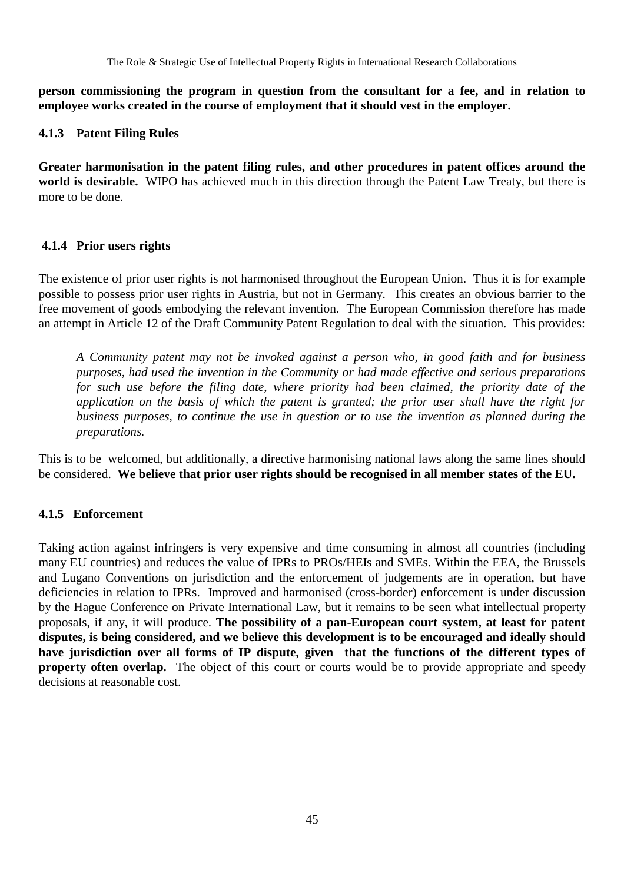**person commissioning the program in question from the consultant for a fee, and in relation to employee works created in the course of employment that it should vest in the employer.**

### 4.1.3 Patent Filing Rules

**Greater harmonisation in the patent filing rules, and other procedures in patent offices around the world is desirable.** WIPO has achieved much in this direction through the Patent Law Treaty, but there is more to be done.

### 4.1.4 Prior users rights

The existence of prior user rights is not harmonised throughout the European Union. Thus it is for example possible to possess prior user rights in Austria, but not in Germany. This creates an obvious barrier to the free movement of goods embodying the relevant invention. The European Commission therefore has made an attempt in Article 12 of the Draft Community Patent Regulation to deal with the situation. This provides:

> *A Community patent may not be invoked against a person who, in good faith and for business purposes, had used the invention in the Community or had made effective and serious preparations for such use before the filing date, where priority had been claimed, the priority date of the application on the basis of which the patent is granted; the prior user shall have the right for business purposes, to continue the use in question or to use the invention as planned during the preparations.*

This is to be welcomed, but additionally, a directive harmonising national laws along the same lines should be considered. **We believe that prior user rights should be recognised in all member states of the EU.**

### 4.1.5 Enforcement

Taking action against infringers is very expensive and time consuming in almost all countries (including many EU countries) and reduces the value of IPRs to PROs/HEIs and SMEs. Within the EEA, the Brussels and Lugano Conventions on jurisdiction and the enforcement of judgements are in operation, but have deficiencies in relation to IPRs. Improved and harmonised (cross-border) enforcement is under discussion by the Hague Conference on Private International Law, but it remains to be seen what intellectual property proposals, if any, it will produce. **The possibility of a pan-European court system, at least for patent disputes, is being considered, and we believe this development is to be encouraged and ideally should have jurisdiction over all forms of IP dispute, given that the functions of the different types of property often overlap.** The object of this court or courts would be to provide appropriate and speedy decisions at reasonable cost.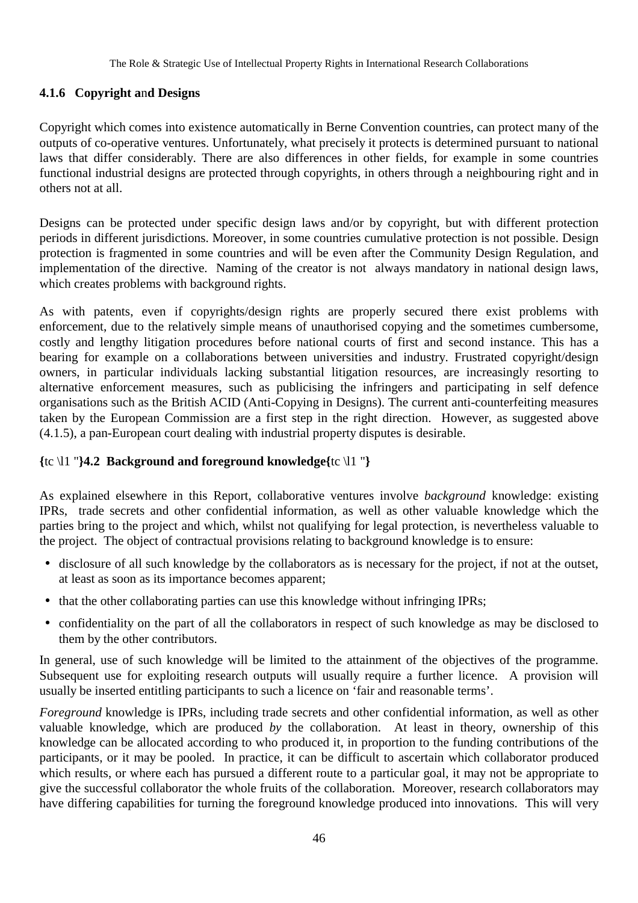### 4.1.6 Copyright and Designs

Copyright which comes into existence automatically in Berne Convention countries, can protect many of the outputs of co-operative ventures. Unfortunately, what precisely it protects is determined pursuant to national laws that differ considerably. There are also differences in other fields, for example in some countries functional industrial designs are protected through copyrights, in others through a neighbouring right and in others not at all.

Designs can be protected under specific design laws and/or by copyright, but with different protection periods in different jurisdictions. Moreover, in some countries cumulative protection is not possible. Design protection is fragmented in some countries and will be even after the Community Design Regulation, and implementation of the directive. Naming of the creator is not always mandatory in national design laws, which creates problems with background rights.

As with patents, even if copyrights/design rights are properly secured there exist problems with enforcement, due to the relatively simple means of unauthorised copying and the sometimes cumbersome, costly and lengthy litigation procedures before national courts of first and second instance. This has a bearing for example on a collaborations between universities and industry. Frustrated copyright/design owners, in particular individuals lacking substantial litigation resources, are increasingly resorting to alternative enforcement measures, such as publicising the infringers and participating in self defence organisations such as the British ACID (Anti-Copying in Designs). The current anti-counterfeiting measures taken by the European Commission are a first step in the right direction. However, as suggested above (4.1.5), a pan-European court dealing with industrial property disputes is desirable.

## {tc \l1 "}4.2 Background and foreground knowledge{tc \l1 "}

As explained elsewhere in this Report, collaborative ventures involve *background* knowledge: existing IPRs, trade secrets and other confidential information, as well as other valuable knowledge which the parties bring to the project and which, whilst not qualifying for legal protection, is nevertheless valuable to the project. The object of contractual provisions relating to background knowledge is to ensure:

- disclosure of all such knowledge by the collaborators as is necessary for the project, if not at the outset, at least as soon as its importance becomes apparent;
- that the other collaborating parties can use this knowledge without infringing IPRs;
- confidentiality on the part of all the collaborators in respect of such knowledge as may be disclosed to them by the other contributors.

In general, use of such knowledge will be limited to the attainment of the objectives of the programme. Subsequent use for exploiting research outputs will usually require a further licence. A provision will usually be inserted entitling participants to such a licence on 'fair and reasonable terms'.

*Foreground* knowledge is IPRs, including trade secrets and other confidential information, as well as other valuable knowledge, which are produced *by* the collaboration. At least in theory, ownership of this knowledge can be allocated according to who produced it, in proportion to the funding contributions of the participants, or it may be pooled. In practice, it can be difficult to ascertain which collaborator produced which results, or where each has pursued a different route to a particular goal, it may not be appropriate to give the successful collaborator the whole fruits of the collaboration. Moreover, research collaborators may have differing capabilities for turning the foreground knowledge produced into innovations. This will very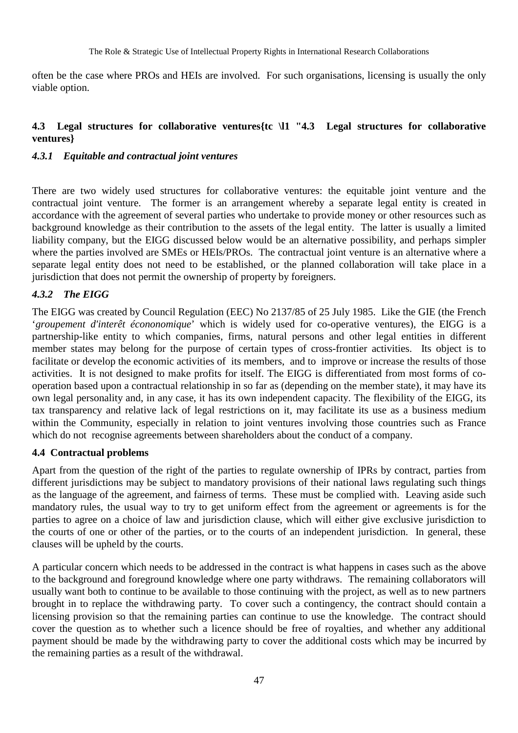often be the case where PROs and HEIs are involved. For such organisations, licensing is usually the only viable option.

## 4.3 Legal structures for collaborative ventures{tc \l1 "4.3 Legal structures for collaborative ventures}

### *4.3.1 Equitable and contractual joint ventures*

There are two widely used structures for collaborative ventures: the equitable joint venture and the contractual joint venture. The former is an arrangement whereby a separate legal entity is created in accordance with the agreement of several parties who undertake to provide money or other resources such as background knowledge as their contribution to the assets of the legal entity. The latter is usually a limited liability company, but the EIGG discussed below would be an alternative possibility, and perhaps simpler where the parties involved are SMEs or HEIs/PROs. The contractual joint venture is an alternative where a separate legal entity does not need to be established, or the planned collaboration will take place in a jurisdiction that does not permit the ownership of property by foreigners.

### *4.3.2 The EIGG*

The EIGG was created by Council Regulation (EEC) No 2137/85 of 25 July 1985. Like the GIE (the French '*groupement d'interêt écononomique*' which is widely used for co-operative ventures), the EIGG is a partnership-like entity to which companies, firms, natural persons and other legal entities in different member states may belong for the purpose of certain types of cross-frontier activities. Its object is to facilitate or develop the economic activities of its members, and to improve or increase the results of those activities. It is not designed to make profits for itself. The EIGG is differentiated from most forms of co-operation based upon a contractual relationship in so far as (depending on the member state), it may have its own legal personality and, in any case, it has its own independent capacity. The flexibility of the EIGG, its tax transparency and relative lack of legal restrictions on it, may facilitate its use as a business medium within the Community, especially in relation to joint ventures involving those countries such as France which do not recognise agreements between shareholders about the conduct of a company.

## 4.4 Contractual problems

Apart from the question of the right of the parties to regulate ownership of IPRs by contract, parties from different jurisdictions may be subject to mandatory provisions of their national laws regulating such things as the language of the agreement, and fairness of terms. These must be complied with. Leaving aside such mandatory rules, the usual way to try to get uniform effect from the agreement or agreements is for the parties to agree on a choice of law and jurisdiction clause, which will either give exclusive jurisdiction to the courts of one or other of the parties, or to the courts of an independent jurisdiction. In general, these clauses will be upheld by the courts.

A particular concern which needs to be addressed in the contract is what happens in cases such as the above to the background and foreground knowledge where one party withdraws. The remaining collaborators will usually want both to continue to be available to those continuing with the project, as well as to new partners brought in to replace the withdrawing party. To cover such a contingency, the contract should contain a licensing provision so that the remaining parties can continue to use the knowledge. The contract should cover the question as to whether such a licence should be free of royalties, and whether any additional payment should be made by the withdrawing party to cover the additional costs which may be incurred by the remaining parties as a result of the withdrawal.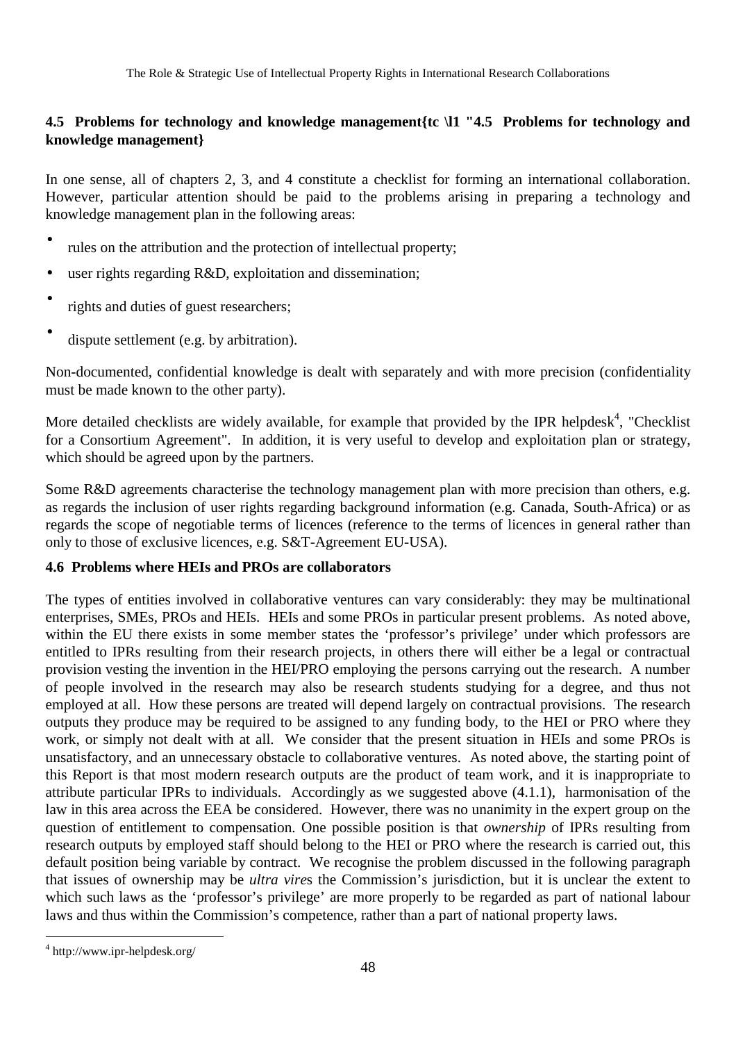## 4.5 Problems for technology and knowledge management{tc \l1 "4.5 Problems for technology and knowledge management}

In one sense, all of chapters 2, 3, and 4 constitute a checklist for forming an international collaboration. However, particular attention should be paid to the problems arising in preparing a technology and knowledge management plan in the following areas:

- rules on the attribution and the protection of intellectual property;
- user rights regarding R&D, exploitation and dissemination;
- rights and duties of guest researchers;
- dispute settlement (e.g. by arbitration).

Non-documented, confidential knowledge is dealt with separately and with more precision (confidentiality must be made known to the other party).

More detailed checklists are widely available, for example that provided by the IPR helpdesk[4], "Checklist for a Consortium Agreement". In addition, it is very useful to develop and exploitation plan or strategy, which should be agreed upon by the partners.

Some R&D agreements characterise the technology management plan with more precision than others, e.g. as regards the inclusion of user rights regarding background information (e.g. Canada, South-Africa) or as regards the scope of negotiable terms of licences (reference to the terms of licences in general rather than only to those of exclusive licences, e.g. S&T-Agreement EU-USA).

## 4.6 Problems where HEIs and PROs are collaborators

The types of entities involved in collaborative ventures can vary considerably: they may be multinational enterprises, SMEs, PROs and HEIs. HEIs and some PROs in particular present problems. As noted above, within the EU there exists in some member states the 'professor's privilege' under which professors are entitled to IPRs resulting from their research projects, in others there will either be a legal or contractual provision vesting the invention in the HEI/PRO employing the persons carrying out the research. A number of people involved in the research may also be research students studying for a degree, and thus not employed at all. How these persons are treated will depend largely on contractual provisions. The research outputs they produce may be required to be assigned to any funding body, to the HEI or PRO where they work, or simply not dealt with at all. We consider that the present situation in HEIs and some PROs is unsatisfactory, and an unnecessary obstacle to collaborative ventures. As noted above, the starting point of this Report is that most modern research outputs are the product of team work, and it is inappropriate to attribute particular IPRs to individuals. Accordingly as we suggested above (4.1.1), harmonisation of the law in this area across the EEA be considered. However, there was no unanimity in the expert group on the question of entitlement to compensation. One possible position is that *ownership* of IPRs resulting from research outputs by employed staff should belong to the HEI or PRO where the research is carried out, this default position being variable by contract. We recognise the problem discussed in the following paragraph that issues of ownership may be *ultra vire*s the Commission's jurisdiction, but it is unclear the extent to which such laws as the 'professor's privilege' are more properly to be regarded as part of national labour laws and thus within the Commission's competence, rather than a part of national property laws.

[4] http://www.ipr-helpdesk.org/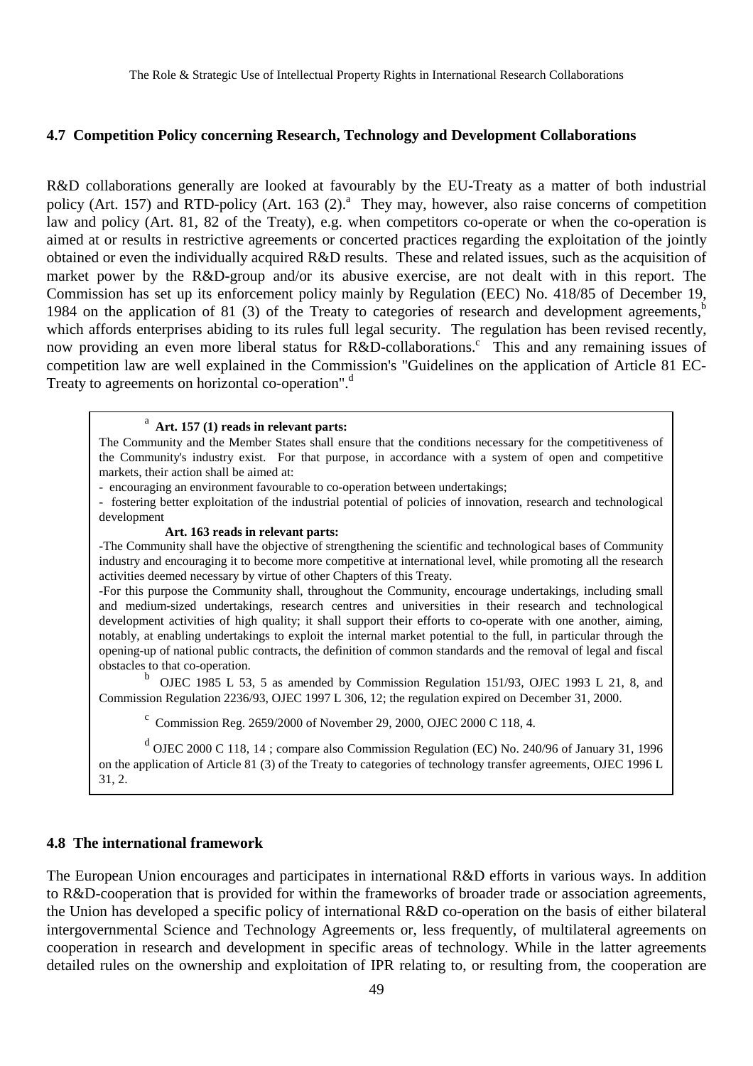### 4.7 Competition Policy concerning Research, Technology and Development Collaborations

R&D collaborations generally are looked at favourably by the EU-Treaty as a matter of both industrial policy (Art. 157) and RTD-policy (Art. 163 (2).[a] They may, however, also raise concerns of competition law and policy (Art. 81, 82 of the Treaty), e.g. when competitors co-operate or when the co-operation is aimed at or results in restrictive agreements or concerted practices regarding the exploitation of the jointly obtained or even the individually acquired R&D results. These and related issues, such as the acquisition of market power by the R&D-group and/or its abusive exercise, are not dealt with in this report. The Commission has set up its enforcement policy mainly by Regulation (EEC) No. 418/85 of December 19, 1984 on the application of 81 (3) of the Treaty to categories of research and development agreements,[b] which affords enterprises abiding to its rules full legal security. The regulation has been revised recently, now providing an even more liberal status for R&D-collaborations.[c] This and any remaining issues of competition law are well explained in the Commission's "Guidelines on the application of Article 81 EC-Treaty to agreements on horizontal co-operation".[d]

> [a] **Art. 157 (1) reads in relevant parts:**
>
> The Community and the Member States shall ensure that the conditions necessary for the competitiveness of the Community's industry exist. For that purpose, in accordance with a system of open and competitive markets, their action shall be aimed at:
>
> - encouraging an environment favourable to co-operation between undertakings;
> - fostering better exploitation of the industrial potential of policies of innovation, research and technological development
>
> **Art. 163 reads in relevant parts:**
>
> -The Community shall have the objective of strengthening the scientific and technological bases of Community industry and encouraging it to become more competitive at international level, while promoting all the research activities deemed necessary by virtue of other Chapters of this Treaty.
>
> -For this purpose the Community shall, throughout the Community, encourage undertakings, including small and medium-sized undertakings, research centres and universities in their research and technological development activities of high quality; it shall support their efforts to co-operate with one another, aiming, notably, at enabling undertakings to exploit the internal market potential to the full, in particular through the opening-up of national public contracts, the definition of common standards and the removal of legal and fiscal obstacles to that co-operation.
>
> [b] OJEC 1985 L 53, 5 as amended by Commission Regulation 151/93, OJEC 1993 L 21, 8, and Commission Regulation 2236/93, OJEC 1997 L 306, 12; the regulation expired on December 31, 2000.
>
> [c] Commission Reg. 2659/2000 of November 29, 2000, OJEC 2000 C 118, 4.
>
> [d] OJEC 2000 C 118, 14 ; compare also Commission Regulation (EC) No. 240/96 of January 31, 1996 on the application of Article 81 (3) of the Treaty to categories of technology transfer agreements, OJEC 1996 L 31, 2.

### 4.8 The international framework

The European Union encourages and participates in international R&D efforts in various ways. In addition to R&D-cooperation that is provided for within the frameworks of broader trade or association agreements, the Union has developed a specific policy of international R&D co-operation on the basis of either bilateral intergovernmental Science and Technology Agreements or, less frequently, of multilateral agreements on cooperation in research and development in specific areas of technology. While in the latter agreements detailed rules on the ownership and exploitation of IPR relating to, or resulting from, the cooperation are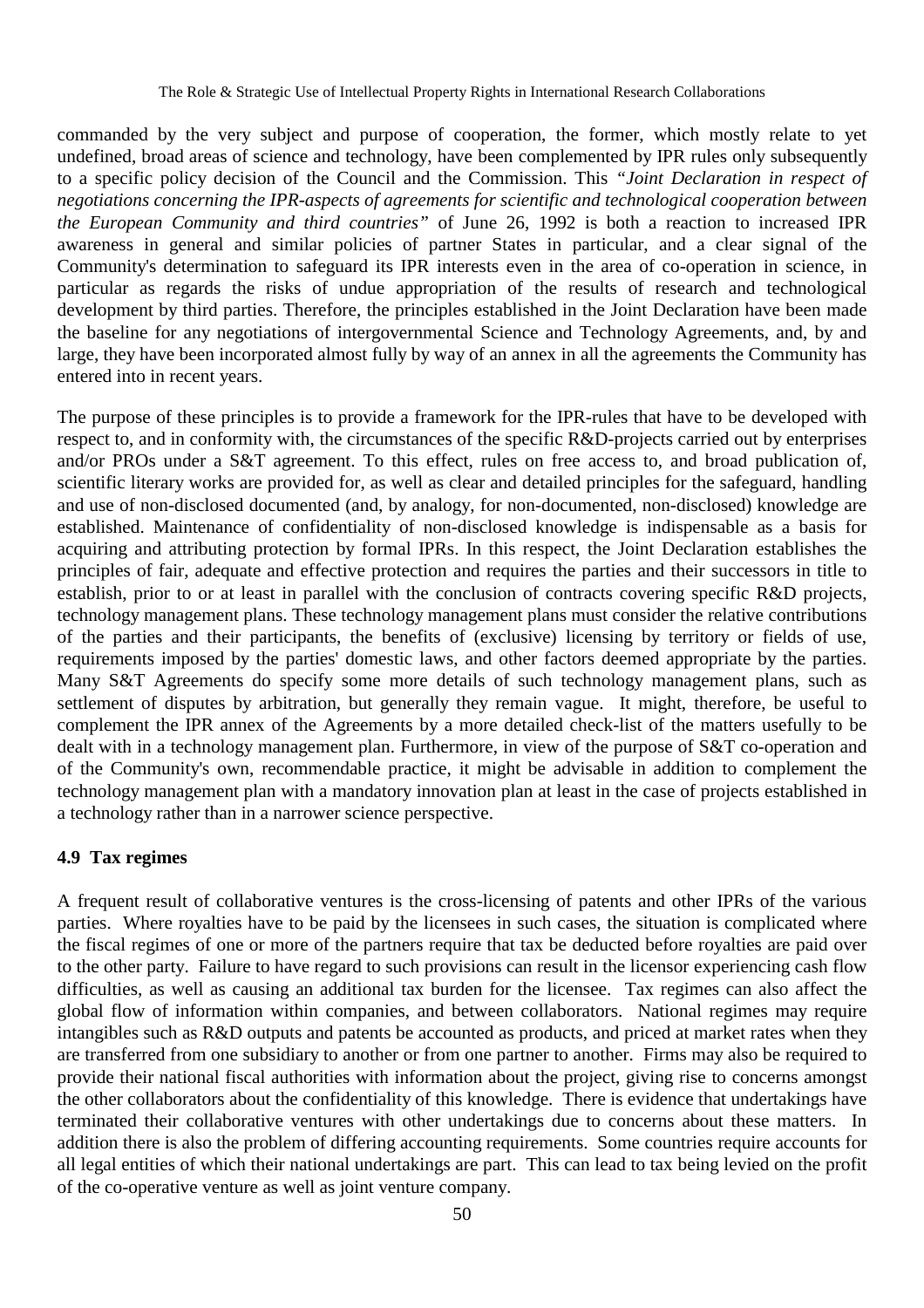commanded by the very subject and purpose of cooperation, the former, which mostly relate to yet undefined, broad areas of science and technology, have been complemented by IPR rules only subsequently to a specific policy decision of the Council and the Commission. This *"Joint Declaration in respect of negotiations concerning the IPR-aspects of agreements for scientific and technological cooperation between the European Community and third countries"* of June 26, 1992 is both a reaction to increased IPR awareness in general and similar policies of partner States in particular, and a clear signal of the Community's determination to safeguard its IPR interests even in the area of co-operation in science, in particular as regards the risks of undue appropriation of the results of research and technological development by third parties. Therefore, the principles established in the Joint Declaration have been made the baseline for any negotiations of intergovernmental Science and Technology Agreements, and, by and large, they have been incorporated almost fully by way of an annex in all the agreements the Community has entered into in recent years.

The purpose of these principles is to provide a framework for the IPR-rules that have to be developed with respect to, and in conformity with, the circumstances of the specific R&D-projects carried out by enterprises and/or PROs under a S&T agreement. To this effect, rules on free access to, and broad publication of, scientific literary works are provided for, as well as clear and detailed principles for the safeguard, handling and use of non-disclosed documented (and, by analogy, for non-documented, non-disclosed) knowledge are established. Maintenance of confidentiality of non-disclosed knowledge is indispensable as a basis for acquiring and attributing protection by formal IPRs. In this respect, the Joint Declaration establishes the principles of fair, adequate and effective protection and requires the parties and their successors in title to establish, prior to or at least in parallel with the conclusion of contracts covering specific R&D projects, technology management plans. These technology management plans must consider the relative contributions of the parties and their participants, the benefits of (exclusive) licensing by territory or fields of use, requirements imposed by the parties' domestic laws, and other factors deemed appropriate by the parties. Many S&T Agreements do specify some more details of such technology management plans, such as settlement of disputes by arbitration, but generally they remain vague. It might, therefore, be useful to complement the IPR annex of the Agreements by a more detailed check-list of the matters usefully to be dealt with in a technology management plan. Furthermore, in view of the purpose of S&T co-operation and of the Community's own, recommendable practice, it might be advisable in addition to complement the technology management plan with a mandatory innovation plan at least in the case of projects established in a technology rather than in a narrower science perspective.

### 4.9 Tax regimes

A frequent result of collaborative ventures is the cross-licensing of patents and other IPRs of the various parties. Where royalties have to be paid by the licensees in such cases, the situation is complicated where the fiscal regimes of one or more of the partners require that tax be deducted before royalties are paid over to the other party. Failure to have regard to such provisions can result in the licensor experiencing cash flow difficulties, as well as causing an additional tax burden for the licensee. Tax regimes can also affect the global flow of information within companies, and between collaborators. National regimes may require intangibles such as R&D outputs and patents be accounted as products, and priced at market rates when they are transferred from one subsidiary to another or from one partner to another. Firms may also be required to provide their national fiscal authorities with information about the project, giving rise to concerns amongst the other collaborators about the confidentiality of this knowledge. There is evidence that undertakings have terminated their collaborative ventures with other undertakings due to concerns about these matters. In addition there is also the problem of differing accounting requirements. Some countries require accounts for all legal entities of which their national undertakings are part. This can lead to tax being levied on the profit of the co-operative venture as well as joint venture company.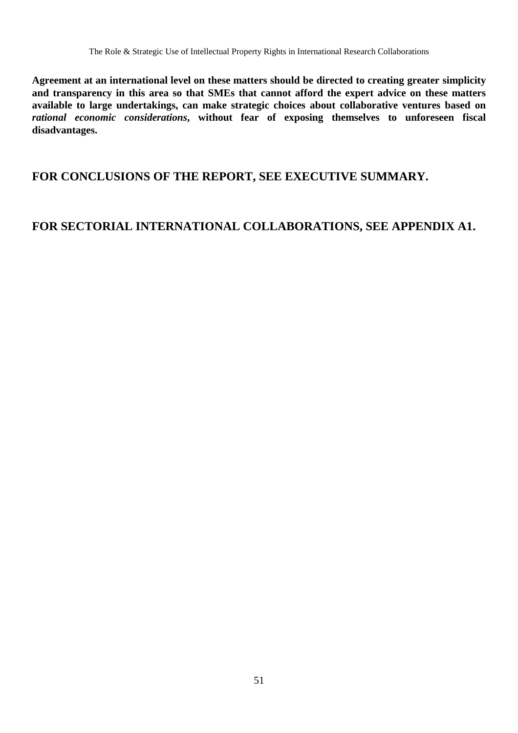**Agreement at an international level on these matters should be directed to creating greater simplicity and transparency in this area so that SMEs that cannot afford the expert advice on these matters available to large undertakings, can make strategic choices about collaborative ventures based on *rational economic considerations*, without fear of exposing themselves to unforeseen fiscal disadvantages.**

## FOR CONCLUSIONS OF THE REPORT, SEE EXECUTIVE SUMMARY.

## FOR SECTORIAL INTERNATIONAL COLLABORATIONS, SEE APPENDIX A1.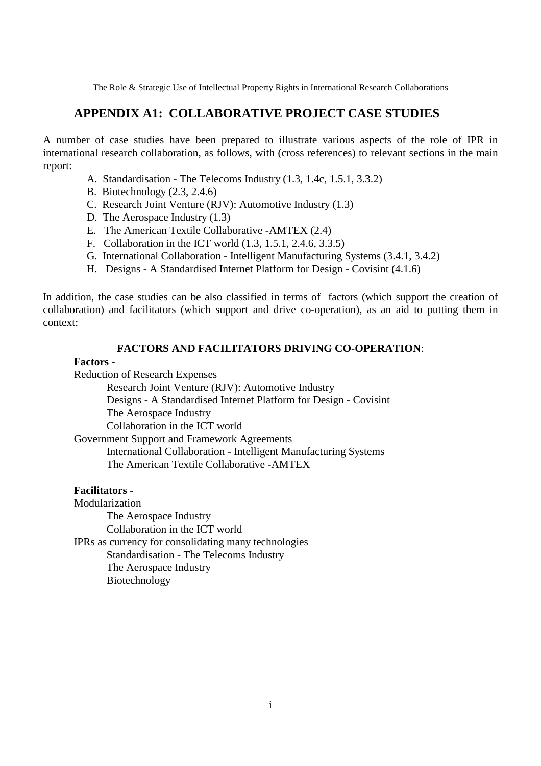# APPENDIX A1: COLLABORATIVE PROJECT CASE STUDIES

A number of case studies have been prepared to illustrate various aspects of the role of IPR in international research collaboration, as follows, with (cross references) to relevant sections in the main report:

A. Standardisation - The Telecoms Industry (1.3, 1.4c, 1.5.1, 3.3.2)
B. Biotechnology (2.3, 2.4.6)
C. Research Joint Venture (RJV): Automotive Industry (1.3)
D. The Aerospace Industry (1.3)
E. The American Textile Collaborative -AMTEX (2.4)
F. Collaboration in the ICT world (1.3, 1.5.1, 2.4.6, 3.3.5)
G. International Collaboration - Intelligent Manufacturing Systems (3.4.1, 3.4.2)
H. Designs - A Standardised Internet Platform for Design - Covisint (4.1.6)

In addition, the case studies can be also classified in terms of factors (which support the creation of collaboration) and facilitators (which support and drive co-operation), as an aid to putting them in context:

**FACTORS AND FACILITATORS DRIVING CO-OPERATION**:

**Factors -**

Reduction of Research Expenses
- Research Joint Venture (RJV): Automotive Industry
- Designs - A Standardised Internet Platform for Design - Covisint
- The Aerospace Industry
- Collaboration in the ICT world

Government Support and Framework Agreements
- International Collaboration - Intelligent Manufacturing Systems
- The American Textile Collaborative -AMTEX

**Facilitators -**

Modularization
- The Aerospace Industry
- Collaboration in the ICT world

IPRs as currency for consolidating many technologies
- Standardisation - The Telecoms Industry
- The Aerospace Industry
- Biotechnology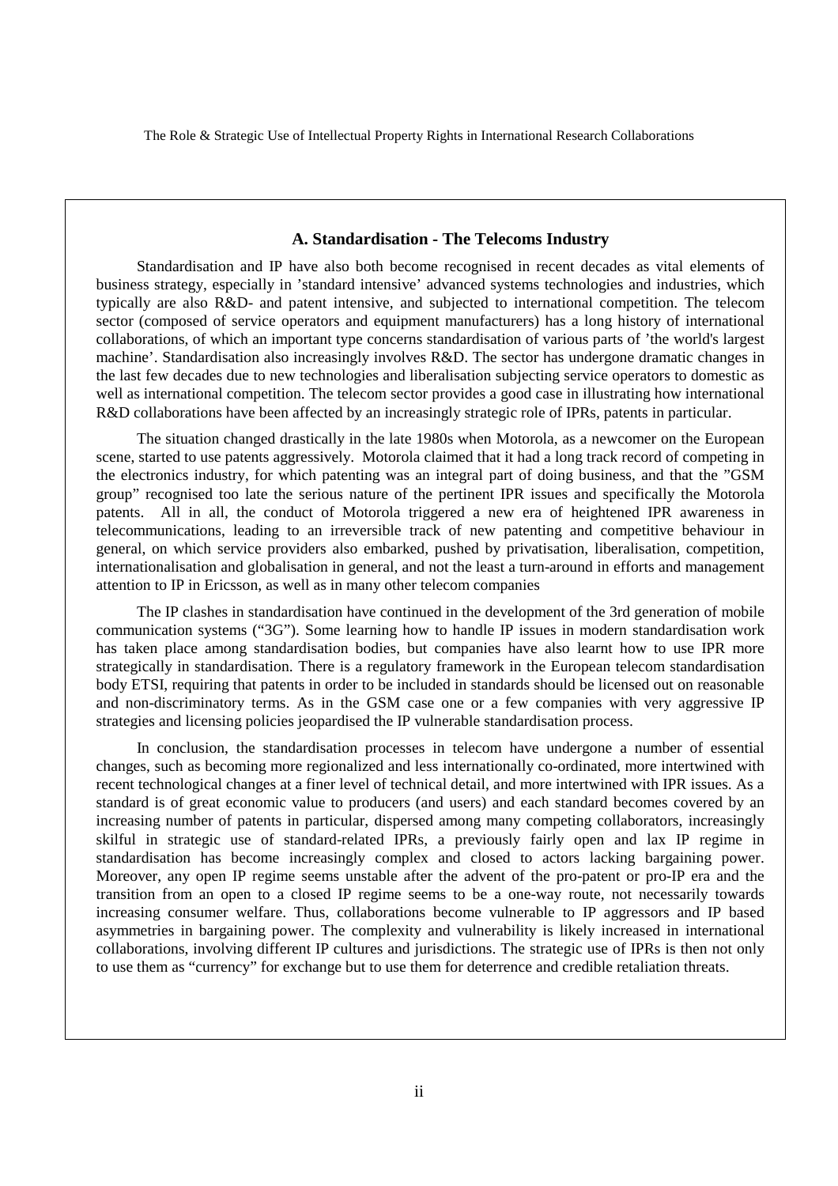### A. Standardisation - The Telecoms Industry

Standardisation and IP have also both become recognised in recent decades as vital elements of business strategy, especially in 'standard intensive' advanced systems technologies and industries, which typically are also R&D- and patent intensive, and subjected to international competition. The telecom sector (composed of service operators and equipment manufacturers) has a long history of international collaborations, of which an important type concerns standardisation of various parts of 'the world's largest machine'. Standardisation also increasingly involves R&D. The sector has undergone dramatic changes in the last few decades due to new technologies and liberalisation subjecting service operators to domestic as well as international competition. The telecom sector provides a good case in illustrating how international R&D collaborations have been affected by an increasingly strategic role of IPRs, patents in particular.

The situation changed drastically in the late 1980s when Motorola, as a newcomer on the European scene, started to use patents aggressively. Motorola claimed that it had a long track record of competing in the electronics industry, for which patenting was an integral part of doing business, and that the "GSM group" recognised too late the serious nature of the pertinent IPR issues and specifically the Motorola patents. All in all, the conduct of Motorola triggered a new era of heightened IPR awareness in telecommunications, leading to an irreversible track of new patenting and competitive behaviour in general, on which service providers also embarked, pushed by privatisation, liberalisation, competition, internationalisation and globalisation in general, and not the least a turn-around in efforts and management attention to IP in Ericsson, as well as in many other telecom companies

The IP clashes in standardisation have continued in the development of the 3rd generation of mobile communication systems ("3G"). Some learning how to handle IP issues in modern standardisation work has taken place among standardisation bodies, but companies have also learnt how to use IPR more strategically in standardisation. There is a regulatory framework in the European telecom standardisation body ETSI, requiring that patents in order to be included in standards should be licensed out on reasonable and non-discriminatory terms. As in the GSM case one or a few companies with very aggressive IP strategies and licensing policies jeopardised the IP vulnerable standardisation process.

In conclusion, the standardisation processes in telecom have undergone a number of essential changes, such as becoming more regionalized and less internationally co-ordinated, more intertwined with recent technological changes at a finer level of technical detail, and more intertwined with IPR issues. As a standard is of great economic value to producers (and users) and each standard becomes covered by an increasing number of patents in particular, dispersed among many competing collaborators, increasingly skilful in strategic use of standard-related IPRs, a previously fairly open and lax IP regime in standardisation has become increasingly complex and closed to actors lacking bargaining power. Moreover, any open IP regime seems unstable after the advent of the pro-patent or pro-IP era and the transition from an open to a closed IP regime seems to be a one-way route, not necessarily towards increasing consumer welfare. Thus, collaborations become vulnerable to IP aggressors and IP based asymmetries in bargaining power. The complexity and vulnerability is likely increased in international collaborations, involving different IP cultures and jurisdictions. The strategic use of IPRs is then not only to use them as "currency" for exchange but to use them for deterrence and credible retaliation threats.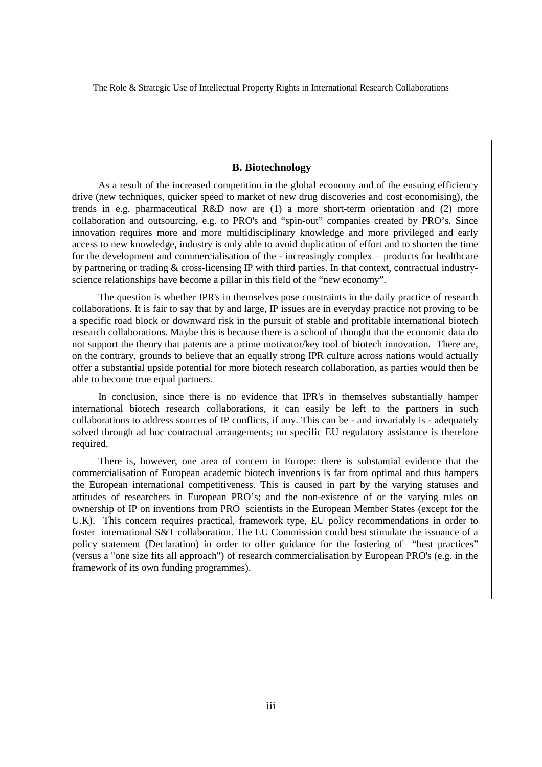### B. Biotechnology

As a result of the increased competition in the global economy and of the ensuing efficiency drive (new techniques, quicker speed to market of new drug discoveries and cost economising), the trends in e.g. pharmaceutical R&D now are (1) a more short-term orientation and (2) more collaboration and outsourcing, e.g. to PRO's and "spin-out" companies created by PRO's. Since innovation requires more and more multidisciplinary knowledge and more privileged and early access to new knowledge, industry is only able to avoid duplication of effort and to shorten the time for the development and commercialisation of the - increasingly complex – products for healthcare by partnering or trading & cross-licensing IP with third parties. In that context, contractual industry-science relationships have become a pillar in this field of the "new economy".

The question is whether IPR's in themselves pose constraints in the daily practice of research collaborations. It is fair to say that by and large, IP issues are in everyday practice not proving to be a specific road block or downward risk in the pursuit of stable and profitable international biotech research collaborations. Maybe this is because there is a school of thought that the economic data do not support the theory that patents are a prime motivator/key tool of biotech innovation. There are, on the contrary, grounds to believe that an equally strong IPR culture across nations would actually offer a substantial upside potential for more biotech research collaboration, as parties would then be able to become true equal partners.

In conclusion, since there is no evidence that IPR's in themselves substantially hamper international biotech research collaborations, it can easily be left to the partners in such collaborations to address sources of IP conflicts, if any. This can be - and invariably is - adequately solved through ad hoc contractual arrangements; no specific EU regulatory assistance is therefore required.

There is, however, one area of concern in Europe: there is substantial evidence that the commercialisation of European academic biotech inventions is far from optimal and thus hampers the European international competitiveness. This is caused in part by the varying statuses and attitudes of researchers in European PRO's; and the non-existence of or the varying rules on ownership of IP on inventions from PRO scientists in the European Member States (except for the U.K). This concern requires practical, framework type, EU policy recommendations in order to foster international S&T collaboration. The EU Commission could best stimulate the issuance of a policy statement (Declaration) in order to offer guidance for the fostering of "best practices" (versus a "one size fits all approach") of research commercialisation by European PRO's (e.g. in the framework of its own funding programmes).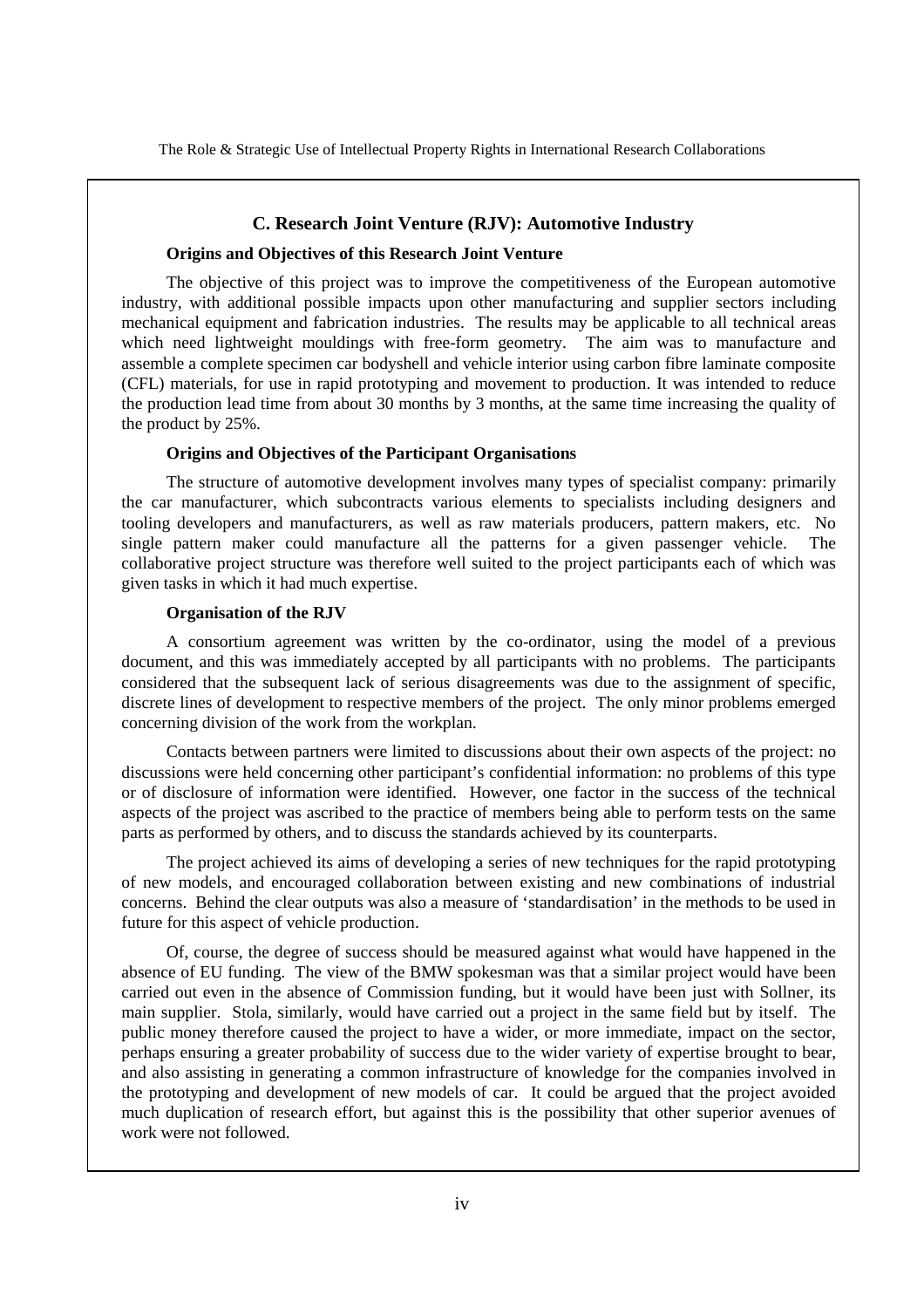## C. Research Joint Venture (RJV): Automotive Industry

### Origins and Objectives of this Research Joint Venture

The objective of this project was to improve the competitiveness of the European automotive industry, with additional possible impacts upon other manufacturing and supplier sectors including mechanical equipment and fabrication industries. The results may be applicable to all technical areas which need lightweight mouldings with free-form geometry. The aim was to manufacture and assemble a complete specimen car bodyshell and vehicle interior using carbon fibre laminate composite (CFL) materials, for use in rapid prototyping and movement to production. It was intended to reduce the production lead time from about 30 months by 3 months, at the same time increasing the quality of the product by 25%.

### Origins and Objectives of the Participant Organisations

The structure of automotive development involves many types of specialist company: primarily the car manufacturer, which subcontracts various elements to specialists including designers and tooling developers and manufacturers, as well as raw materials producers, pattern makers, etc. No single pattern maker could manufacture all the patterns for a given passenger vehicle. The collaborative project structure was therefore well suited to the project participants each of which was given tasks in which it had much expertise.

### Organisation of the RJV

A consortium agreement was written by the co-ordinator, using the model of a previous document, and this was immediately accepted by all participants with no problems. The participants considered that the subsequent lack of serious disagreements was due to the assignment of specific, discrete lines of development to respective members of the project. The only minor problems emerged concerning division of the work from the workplan.

Contacts between partners were limited to discussions about their own aspects of the project: no discussions were held concerning other participant's confidential information: no problems of this type or of disclosure of information were identified. However, one factor in the success of the technical aspects of the project was ascribed to the practice of members being able to perform tests on the same parts as performed by others, and to discuss the standards achieved by its counterparts.

The project achieved its aims of developing a series of new techniques for the rapid prototyping of new models, and encouraged collaboration between existing and new combinations of industrial concerns. Behind the clear outputs was also a measure of 'standardisation' in the methods to be used in future for this aspect of vehicle production.

Of, course, the degree of success should be measured against what would have happened in the absence of EU funding. The view of the BMW spokesman was that a similar project would have been carried out even in the absence of Commission funding, but it would have been just with Sollner, its main supplier. Stola, similarly, would have carried out a project in the same field but by itself. The public money therefore caused the project to have a wider, or more immediate, impact on the sector, perhaps ensuring a greater probability of success due to the wider variety of expertise brought to bear, and also assisting in generating a common infrastructure of knowledge for the companies involved in the prototyping and development of new models of car. It could be argued that the project avoided much duplication of research effort, but against this is the possibility that other superior avenues of work were not followed.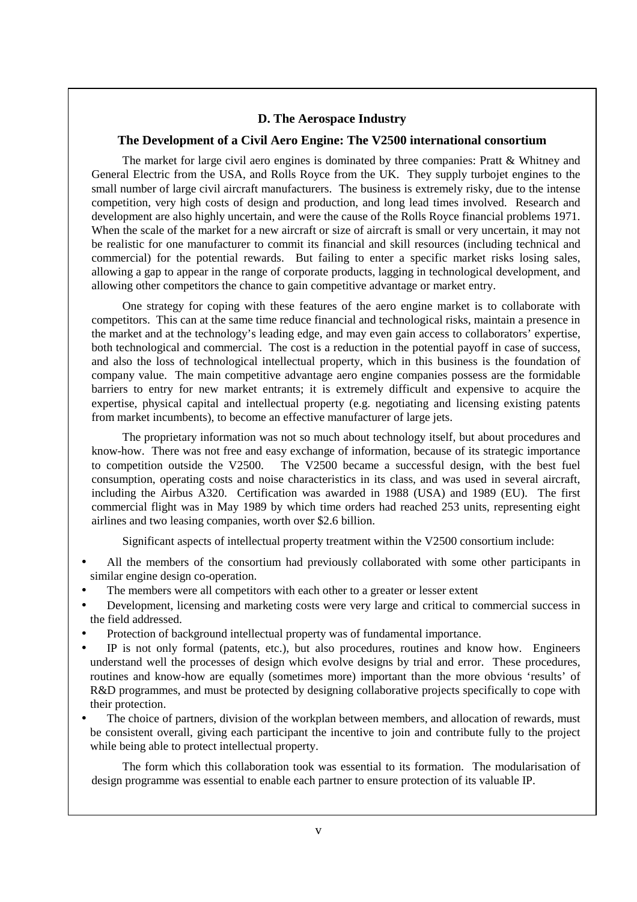### D. The Aerospace Industry

### The Development of a Civil Aero Engine: The V2500 international consortium

The market for large civil aero engines is dominated by three companies: Pratt & Whitney and General Electric from the USA, and Rolls Royce from the UK. They supply turbojet engines to the small number of large civil aircraft manufacturers. The business is extremely risky, due to the intense competition, very high costs of design and production, and long lead times involved. Research and development are also highly uncertain, and were the cause of the Rolls Royce financial problems 1971. When the scale of the market for a new aircraft or size of aircraft is small or very uncertain, it may not be realistic for one manufacturer to commit its financial and skill resources (including technical and commercial) for the potential rewards. But failing to enter a specific market risks losing sales, allowing a gap to appear in the range of corporate products, lagging in technological development, and allowing other competitors the chance to gain competitive advantage or market entry.

One strategy for coping with these features of the aero engine market is to collaborate with competitors. This can at the same time reduce financial and technological risks, maintain a presence in the market and at the technology's leading edge, and may even gain access to collaborators' expertise, both technological and commercial. The cost is a reduction in the potential payoff in case of success, and also the loss of technological intellectual property, which in this business is the foundation of company value. The main competitive advantage aero engine companies possess are the formidable barriers to entry for new market entrants; it is extremely difficult and expensive to acquire the expertise, physical capital and intellectual property (e.g. negotiating and licensing existing patents from market incumbents), to become an effective manufacturer of large jets.

The proprietary information was not so much about technology itself, but about procedures and know-how. There was not free and easy exchange of information, because of its strategic importance to competition outside the V2500. The V2500 became a successful design, with the best fuel consumption, operating costs and noise characteristics in its class, and was used in several aircraft, including the Airbus A320. Certification was awarded in 1988 (USA) and 1989 (EU). The first commercial flight was in May 1989 by which time orders had reached 253 units, representing eight airlines and two leasing companies, worth over $2.6 billion.

Significant aspects of intellectual property treatment within the V2500 consortium include:

- All the members of the consortium had previously collaborated with some other participants in similar engine design co-operation.
- The members were all competitors with each other to a greater or lesser extent
- Development, licensing and marketing costs were very large and critical to commercial success in the field addressed.
- Protection of background intellectual property was of fundamental importance.
- IP is not only formal (patents, etc.), but also procedures, routines and know how. Engineers understand well the processes of design which evolve designs by trial and error. These procedures, routines and know-how are equally (sometimes more) important than the more obvious 'results' of R&D programmes, and must be protected by designing collaborative projects specifically to cope with their protection.
- The choice of partners, division of the workplan between members, and allocation of rewards, must be consistent overall, giving each participant the incentive to join and contribute fully to the project while being able to protect intellectual property.

The form which this collaboration took was essential to its formation. The modularisation of design programme was essential to enable each partner to ensure protection of its valuable IP.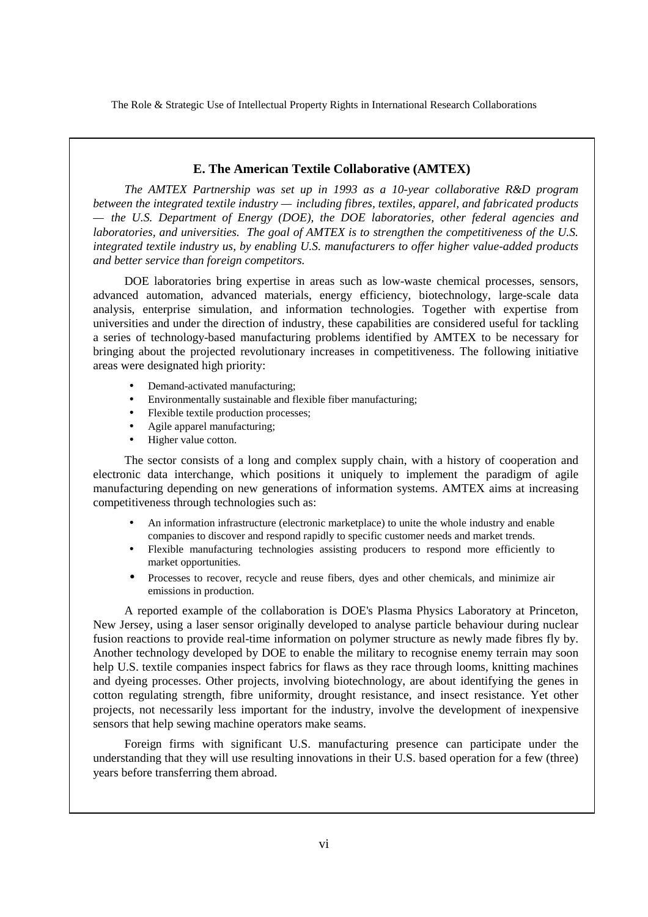### E. The American Textile Collaborative (AMTEX)

*The AMTEX Partnership was set up in 1993 as a 10-year collaborative R&D program between the integrated textile industry — including fibres, textiles, apparel, and fabricated products — the U.S. Department of Energy (DOE), the DOE laboratories, other federal agencies and laboratories, and universities. The goal of AMTEX is to strengthen the competitiveness of the U.S. integrated textile industry us, by enabling U.S. manufacturers to offer higher value-added products and better service than foreign competitors.*

DOE laboratories bring expertise in areas such as low-waste chemical processes, sensors, advanced automation, advanced materials, energy efficiency, biotechnology, large-scale data analysis, enterprise simulation, and information technologies. Together with expertise from universities and under the direction of industry, these capabilities are considered useful for tackling a series of technology-based manufacturing problems identified by AMTEX to be necessary for bringing about the projected revolutionary increases in competitiveness. The following initiative areas were designated high priority:

- Demand-activated manufacturing;
- Environmentally sustainable and flexible fiber manufacturing;
- Flexible textile production processes;
- Agile apparel manufacturing;
- Higher value cotton.

The sector consists of a long and complex supply chain, with a history of cooperation and electronic data interchange, which positions it uniquely to implement the paradigm of agile manufacturing depending on new generations of information systems. AMTEX aims at increasing competitiveness through technologies such as:

- An information infrastructure (electronic marketplace) to unite the whole industry and enable companies to discover and respond rapidly to specific customer needs and market trends.
- Flexible manufacturing technologies assisting producers to respond more efficiently to market opportunities.
- Processes to recover, recycle and reuse fibers, dyes and other chemicals, and minimize air emissions in production.

A reported example of the collaboration is DOE's Plasma Physics Laboratory at Princeton, New Jersey, using a laser sensor originally developed to analyse particle behaviour during nuclear fusion reactions to provide real-time information on polymer structure as newly made fibres fly by. Another technology developed by DOE to enable the military to recognise enemy terrain may soon help U.S. textile companies inspect fabrics for flaws as they race through looms, knitting machines and dyeing processes. Other projects, involving biotechnology, are about identifying the genes in cotton regulating strength, fibre uniformity, drought resistance, and insect resistance. Yet other projects, not necessarily less important for the industry, involve the development of inexpensive sensors that help sewing machine operators make seams.

Foreign firms with significant U.S. manufacturing presence can participate under the understanding that they will use resulting innovations in their U.S. based operation for a few (three) years before transferring them abroad.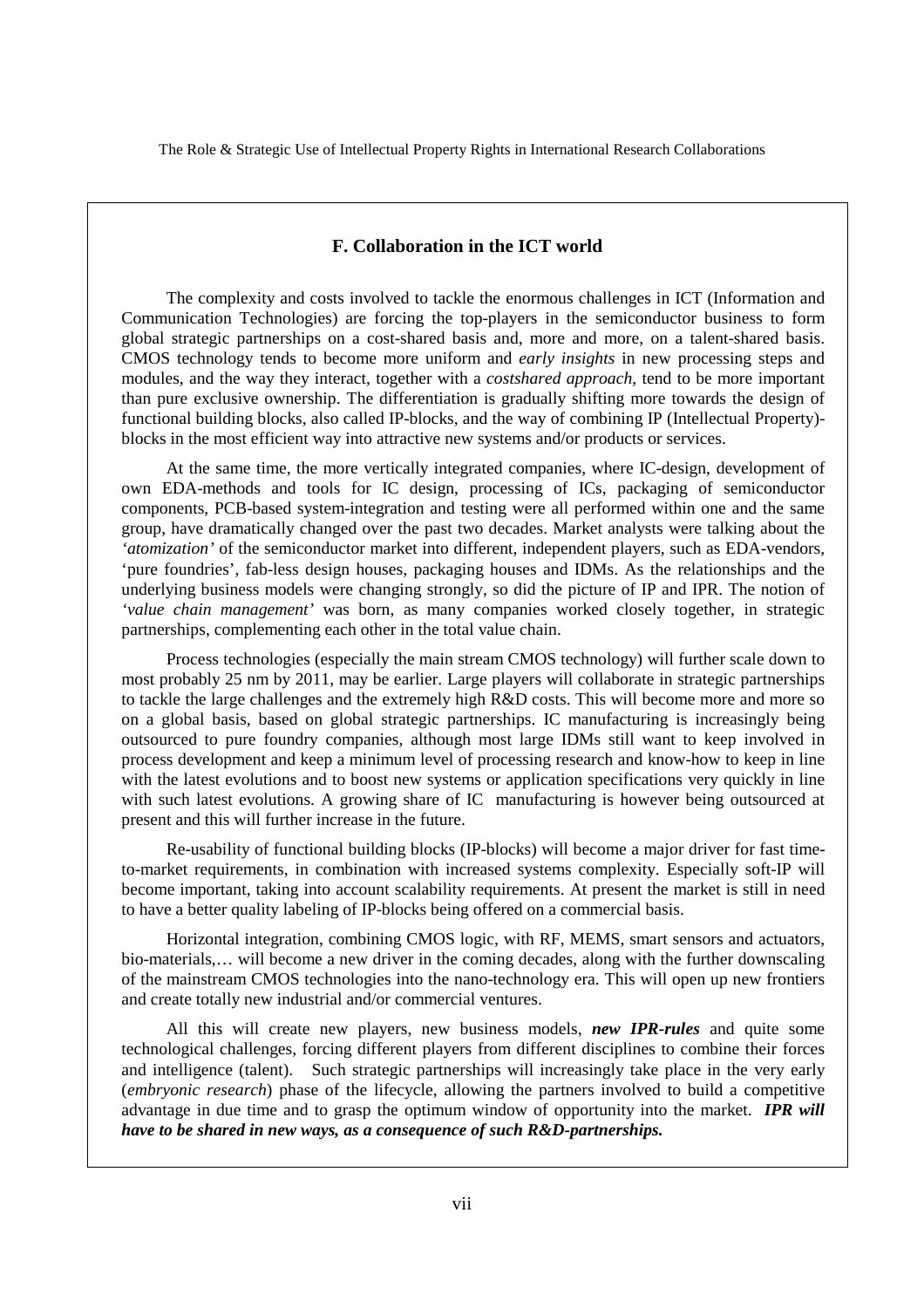## F. Collaboration in the ICT world

The complexity and costs involved to tackle the enormous challenges in ICT (Information and Communication Technologies) are forcing the top-players in the semiconductor business to form global strategic partnerships on a cost-shared basis and, more and more, on a talent-shared basis. CMOS technology tends to become more uniform and *early insights* in new processing steps and modules, and the way they interact, together with a *costshared approach*, tend to be more important than pure exclusive ownership. The differentiation is gradually shifting more towards the design of functional building blocks, also called IP-blocks, and the way of combining IP (Intellectual Property)-blocks in the most efficient way into attractive new systems and/or products or services.

At the same time, the more vertically integrated companies, where IC-design, development of own EDA-methods and tools for IC design, processing of ICs, packaging of semiconductor components, PCB-based system-integration and testing were all performed within one and the same group, have dramatically changed over the past two decades. Market analysts were talking about the *'atomization'* of the semiconductor market into different, independent players, such as EDA-vendors, 'pure foundries', fab-less design houses, packaging houses and IDMs. As the relationships and the underlying business models were changing strongly, so did the picture of IP and IPR. The notion of *'value chain management'* was born, as many companies worked closely together, in strategic partnerships, complementing each other in the total value chain.

Process technologies (especially the main stream CMOS technology) will further scale down to most probably 25 nm by 2011, may be earlier. Large players will collaborate in strategic partnerships to tackle the large challenges and the extremely high R&D costs. This will become more and more so on a global basis, based on global strategic partnerships. IC manufacturing is increasingly being outsourced to pure foundry companies, although most large IDMs still want to keep involved in process development and keep a minimum level of processing research and know-how to keep in line with the latest evolutions and to boost new systems or application specifications very quickly in line with such latest evolutions. A growing share of IC manufacturing is however being outsourced at present and this will further increase in the future.

Re-usability of functional building blocks (IP-blocks) will become a major driver for fast time-to-market requirements, in combination with increased systems complexity. Especially soft-IP will become important, taking into account scalability requirements. At present the market is still in need to have a better quality labeling of IP-blocks being offered on a commercial basis.

Horizontal integration, combining CMOS logic, with RF, MEMS, smart sensors and actuators, bio-materials,… will become a new driver in the coming decades, along with the further downscaling of the mainstream CMOS technologies into the nano-technology era. This will open up new frontiers and create totally new industrial and/or commercial ventures.

All this will create new players, new business models, ***new IPR-rules*** and quite some technological challenges, forcing different players from different disciplines to combine their forces and intelligence (talent). Such strategic partnerships will increasingly take place in the very early (*embryonic research*) phase of the lifecycle, allowing the partners involved to build a competitive advantage in due time and to grasp the optimum window of opportunity into the market. ***IPR will have to be shared in new ways, as a consequence of such R&D-partnerships.***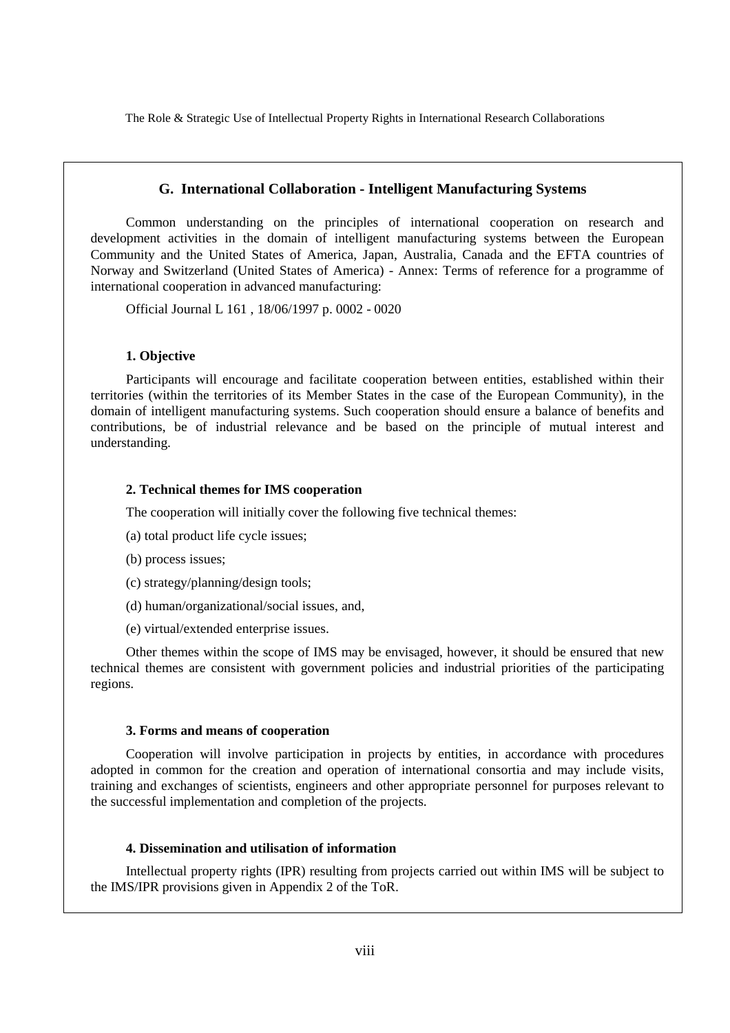## G. International Collaboration - Intelligent Manufacturing Systems

Common understanding on the principles of international cooperation on research and development activities in the domain of intelligent manufacturing systems between the European Community and the United States of America, Japan, Australia, Canada and the EFTA countries of Norway and Switzerland (United States of America) - Annex: Terms of reference for a programme of international cooperation in advanced manufacturing:

Official Journal L 161 , 18/06/1997 p. 0002 - 0020

### 1. Objective

Participants will encourage and facilitate cooperation between entities, established within their territories (within the territories of its Member States in the case of the European Community), in the domain of intelligent manufacturing systems. Such cooperation should ensure a balance of benefits and contributions, be of industrial relevance and be based on the principle of mutual interest and understanding.

### 2. Technical themes for IMS cooperation

The cooperation will initially cover the following five technical themes:

(a) total product life cycle issues;

(b) process issues;

(c) strategy/planning/design tools;

(d) human/organizational/social issues, and,

(e) virtual/extended enterprise issues.

Other themes within the scope of IMS may be envisaged, however, it should be ensured that new technical themes are consistent with government policies and industrial priorities of the participating regions.

### 3. Forms and means of cooperation

Cooperation will involve participation in projects by entities, in accordance with procedures adopted in common for the creation and operation of international consortia and may include visits, training and exchanges of scientists, engineers and other appropriate personnel for purposes relevant to the successful implementation and completion of the projects.

### 4. Dissemination and utilisation of information

Intellectual property rights (IPR) resulting from projects carried out within IMS will be subject to the IMS/IPR provisions given in Appendix 2 of the ToR.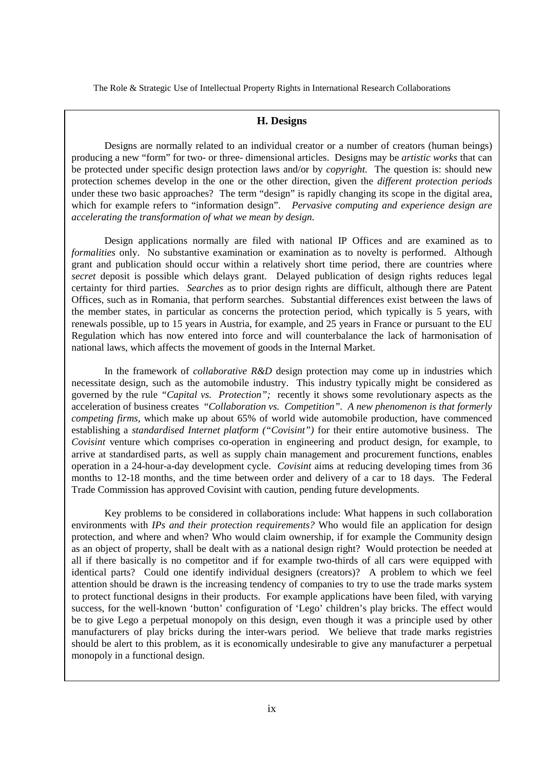### H. Designs

Designs are normally related to an individual creator or a number of creators (human beings) producing a new "form" for two- or three- dimensional articles. Designs may be *artistic works* that can be protected under specific design protection laws and/or by *copyright.* The question is: should new protection schemes develop in the one or the other direction, given the *different protection periods* under these two basic approaches? The term "design" is rapidly changing its scope in the digital area, which for example refers to "information design". *Pervasive computing and experience design are accelerating the transformation of what we mean by design.*

Design applications normally are filed with national IP Offices and are examined as to *formalities* only. No substantive examination or examination as to novelty is performed. Although grant and publication should occur within a relatively short time period, there are countries where *secret* deposit is possible which delays grant. Delayed publication of design rights reduces legal certainty for third parties. *Searches* as to prior design rights are difficult, although there are Patent Offices, such as in Romania, that perform searches. Substantial differences exist between the laws of the member states, in particular as concerns the protection period, which typically is 5 years, with renewals possible, up to 15 years in Austria, for example, and 25 years in France or pursuant to the EU Regulation which has now entered into force and will counterbalance the lack of harmonisation of national laws, which affects the movement of goods in the Internal Market.

In the framework of *collaborative R&D* design protection may come up in industries which necessitate design, such as the automobile industry. This industry typically might be considered as governed by the rule "*Capital vs. Protection";* recently it shows some revolutionary aspects as the acceleration of business creates "*Collaboration vs. Competition"*. *A new phenomenon is that formerly competing firms*, which make up about 65% of world wide automobile production, have commenced establishing a *standardised Internet platform ("Covisint")* for their entire automotive business. The *Covisint* venture which comprises co-operation in engineering and product design, for example, to arrive at standardised parts, as well as supply chain management and procurement functions, enables operation in a 24-hour-a-day development cycle. *Covisint* aims at reducing developing times from 36 months to 12-18 months, and the time between order and delivery of a car to 18 days. The Federal Trade Commission has approved Covisint with caution, pending future developments.

Key problems to be considered in collaborations include: What happens in such collaboration environments with *IPs and their protection requirements?* Who would file an application for design protection, and where and when? Who would claim ownership, if for example the Community design as an object of property, shall be dealt with as a national design right? Would protection be needed at all if there basically is no competitor and if for example two-thirds of all cars were equipped with identical parts? Could one identify individual designers (creators)? A problem to which we feel attention should be drawn is the increasing tendency of companies to try to use the trade marks system to protect functional designs in their products. For example applications have been filed, with varying success, for the well-known 'button' configuration of 'Lego' children's play bricks. The effect would be to give Lego a perpetual monopoly on this design, even though it was a principle used by other manufacturers of play bricks during the inter-wars period. We believe that trade marks registries should be alert to this problem, as it is economically undesirable to give any manufacturer a perpetual monopoly in a functional design.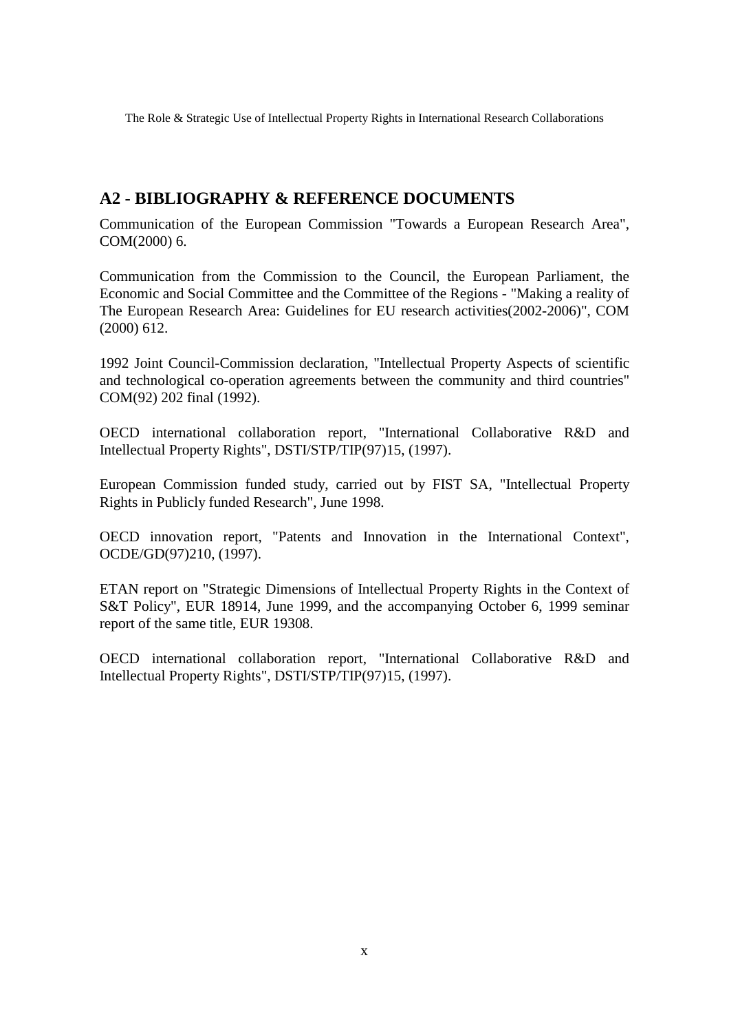## A2 - BIBLIOGRAPHY & REFERENCE DOCUMENTS

Communication of the European Commission "Towards a European Research Area", COM(2000) 6.

Communication from the Commission to the Council, the European Parliament, the Economic and Social Committee and the Committee of the Regions - "Making a reality of The European Research Area: Guidelines for EU research activities(2002-2006)", COM (2000) 612.

1992 Joint Council-Commission declaration, "Intellectual Property Aspects of scientific and technological co-operation agreements between the community and third countries" COM(92) 202 final (1992).

OECD international collaboration report, "International Collaborative R&D and Intellectual Property Rights", DSTI/STP/TIP(97)15, (1997).

European Commission funded study, carried out by FIST SA, "Intellectual Property Rights in Publicly funded Research", June 1998.

OECD innovation report, "Patents and Innovation in the International Context", OCDE/GD(97)210, (1997).

ETAN report on "Strategic Dimensions of Intellectual Property Rights in the Context of S&T Policy", EUR 18914, June 1999, and the accompanying October 6, 1999 seminar report of the same title, EUR 19308.

OECD international collaboration report, "International Collaborative R&D and Intellectual Property Rights", DSTI/STP/TIP(97)15, (1997).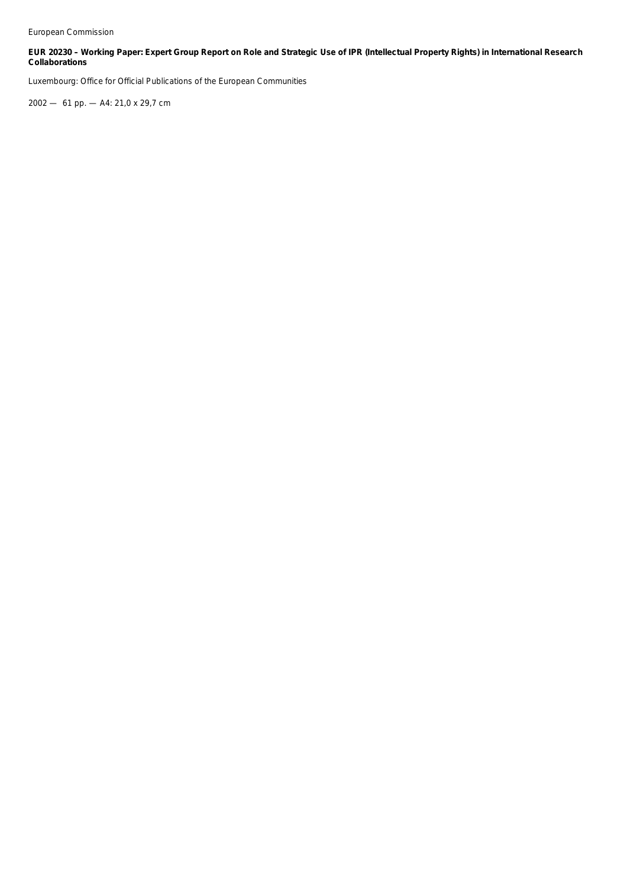European Commission

**EUR 20230 – Working Paper: Expert Group Report on Role and Strategic Use of IPR (Intellectual Property Rights) in International Research Collaborations**

Luxembourg: Office for Official Publications of the European Communities

2002 — 61 pp. — A4: 21,0 x 29,7 cm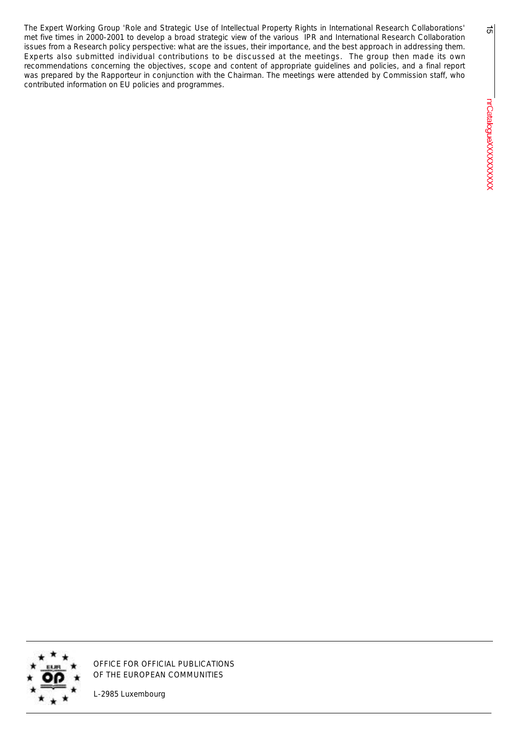The Expert Working Group 'Role and Strategic Use of Intellectual Property Rights in International Research Collaborations' met five times in 2000-2001 to develop a broad strategic view of the various IPR and International Research Collaboration issues from a Research policy perspective: what are the issues, their importance, and the best approach in addressing them. Experts also submitted individual contributions to be discussed at the meetings. The group then made its own recommendations concerning the objectives, scope and content of appropriate guidelines and policies, and a final report was prepared by the Rapporteur in conjunction with the Chairman. The meetings were attended by Commission staff, who contributed information on EU policies and programmes.

nrCatalogueXXXXXXXXX

OFFICE FOR OFFICIAL PUBLICATIONS
OF THE EUROPEAN COMMUNITIES

L-2985 Luxembourg